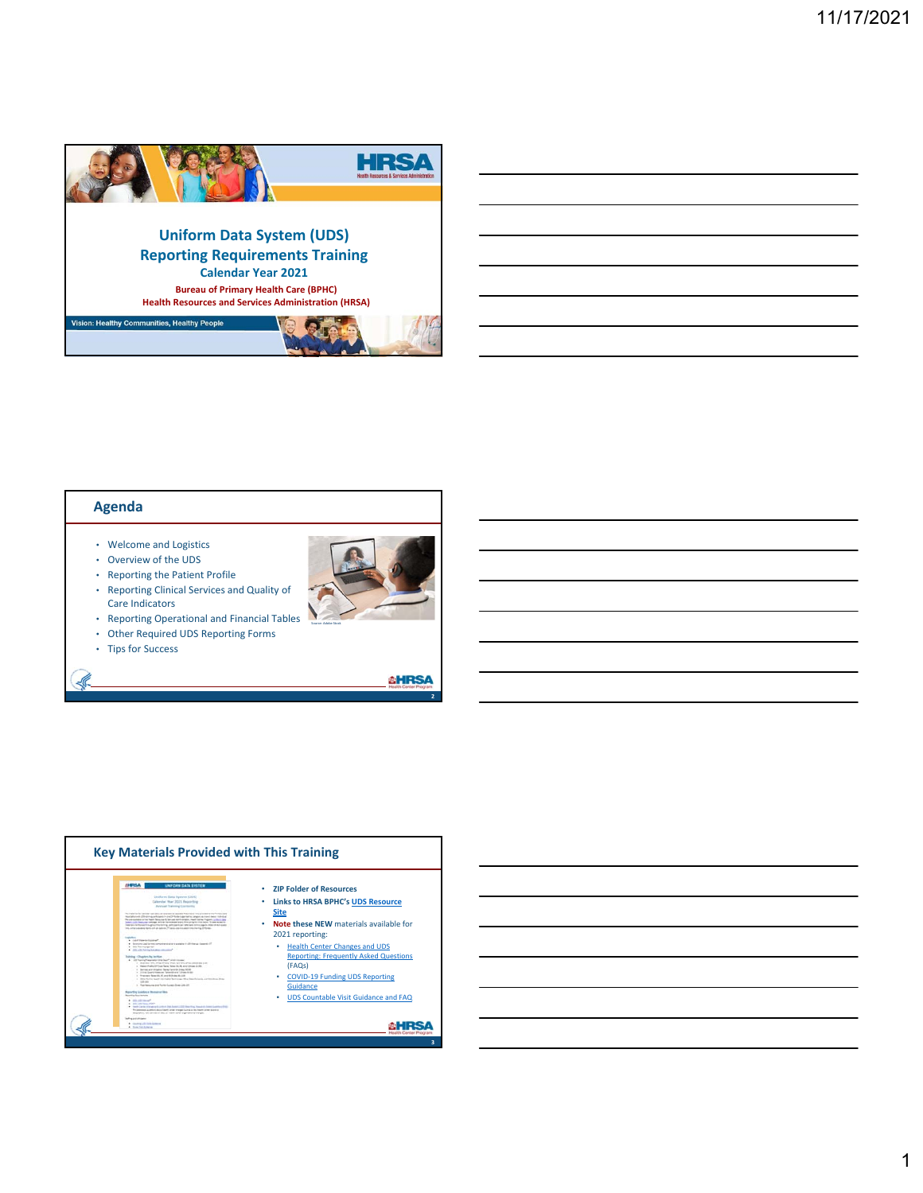# Uniform Data System (UDS) Reporting Requirements Training

## Calendar Year 2021

**Bureau of Primary Health Care (BPHC)**
**Health Resources and Services Administration (HRSA)**

Vision: Healthy Communities, Healthy People

---

## Agenda

- Welcome and Logistics
- Overview of the UDS
- Reporting the Patient Profile
- Reporting Clinical Services and Quality of Care Indicators
- Reporting Operational and Financial Tables
- Other Required UDS Reporting Forms
- Tips for Success

Source: Adobe Stock

---

## Key Materials Provided with This Training

- **ZIP Folder of Resources**
- **Links to HRSA BPHC's UDS Resource Site**
- **Note these NEW** materials available for 2021 reporting:
  - Health Center Changes and UDS Reporting: Frequently Asked Questions (FAQs)
  - COVID-19 Funding UDS Reporting Guidance
  - UDS Countable Visit Guidance and FAQ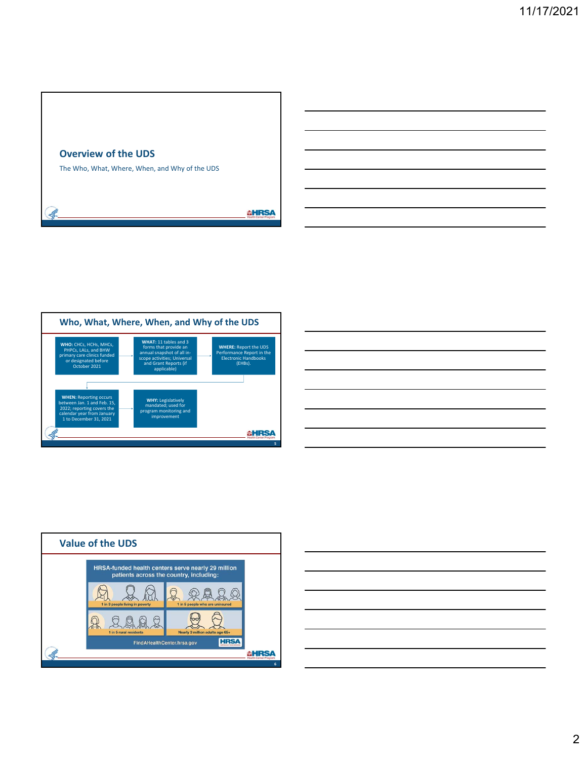## Overview of the UDS

The Who, What, Where, When, and Why of the UDS

## Who, What, Where, When, and Why of the UDS

**WHO:** CHCs, HCHs, MHCs, PHPCs, LALs, and BHW primary care clinics funded or designated before October 2021

**WHAT:** 11 tables and 3 forms that provide an annual snapshot of all in-scope activities; Universal and Grant Reports (if applicable)

**WHERE:** Report the UDS Performance Report in the Electronic Handbooks (EHBs).

**WHEN:** Reporting occurs between Jan. 1 and Feb. 15, 2022; reporting covers the calendar year from January 1 to December 31, 2021

**WHY:** Legislatively mandated; used for program monitoring and improvement

## Value of the UDS

HRSA-funded health centers serve nearly 29 million patients across the country, including:

- 1 in 3 people living in poverty
- 1 in 5 people who are uninsured
- 1 in 5 rural residents
- Nearly 3 million adults age 65+

FindAHealthCenter.hrsa.gov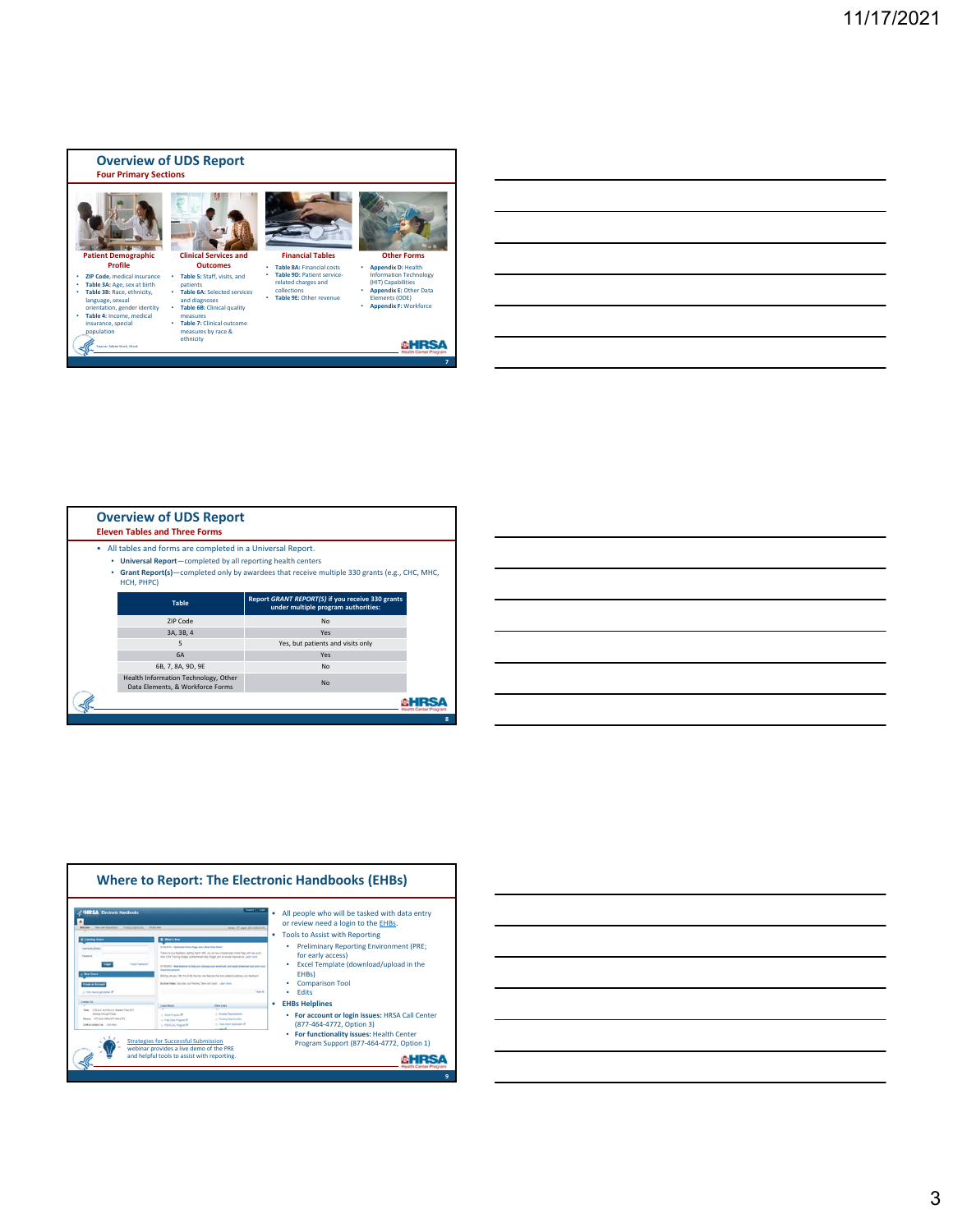## Overview of UDS Report

### Four Primary Sections

**Patient Demographic Profile**

- **ZIP Code**, medical insurance
- **Table 3A:** Age, sex at birth
- **Table 3B:** Race, ethnicity, language, sexual orientation, gender identity
- **Table 4:** Income, medical insurance, special population

**Clinical Services and Outcomes**

- **Table 5:** Staff, visits, and patients
- **Table 6A:** Selected services and diagnoses
- **Table 6B:** Clinical quality measures
- **Table 7:** Clinical outcome measures by race & ethnicity

**Financial Tables**

- **Table 8A:** Financial costs
- **Table 9D:** Patient service-related charges and collections
- **Table 9E:** Other revenue

**Other Forms**

- **Appendix D:** Health Information Technology (HIT) Capabilities
- **Appendix E:** Other Data Elements (ODE)
- **Appendix F:** Workforce

Source: Adobe Stock, iStock

## Overview of UDS Report

### Eleven Tables and Three Forms

- All tables and forms are completed in a Universal Report.
  - **Universal Report**—completed by all reporting health centers
  - **Grant Report(s)**—completed only by awardees that receive multiple 330 grants (e.g., CHC, MHC, HCH, PHPC)

| Table | Report *GRANT REPORT(S)* if you receive 330 grants under multiple program authorities: |
|---|---|
| ZIP Code | No |
| 3A, 3B, 4 | Yes |
| 5 | Yes, but patients and visits only |
| 6A | Yes |
| 6B, 7, 8A, 9D, 9E | No |
| Health Information Technology, Other Data Elements, & Workforce Forms | No |

## Where to Report: The Electronic Handbooks (EHBs)

- All people who will be tasked with data entry or review need a login to the EHBs.
- Tools to Assist with Reporting
  - Preliminary Reporting Environment (PRE; for early access)
  - Excel Template (download/upload in the EHBs)
  - Comparison Tool
  - Edits
- **EHBs Helplines**
  - **For account or login issues:** HRSA Call Center (877-464-4772, Option 3)
  - **For functionality issues:** Health Center Program Support (877-464-4772, Option 1)

Strategies for Successful Submission webinar provides a live demo of the PRE and helpful tools to assist with reporting.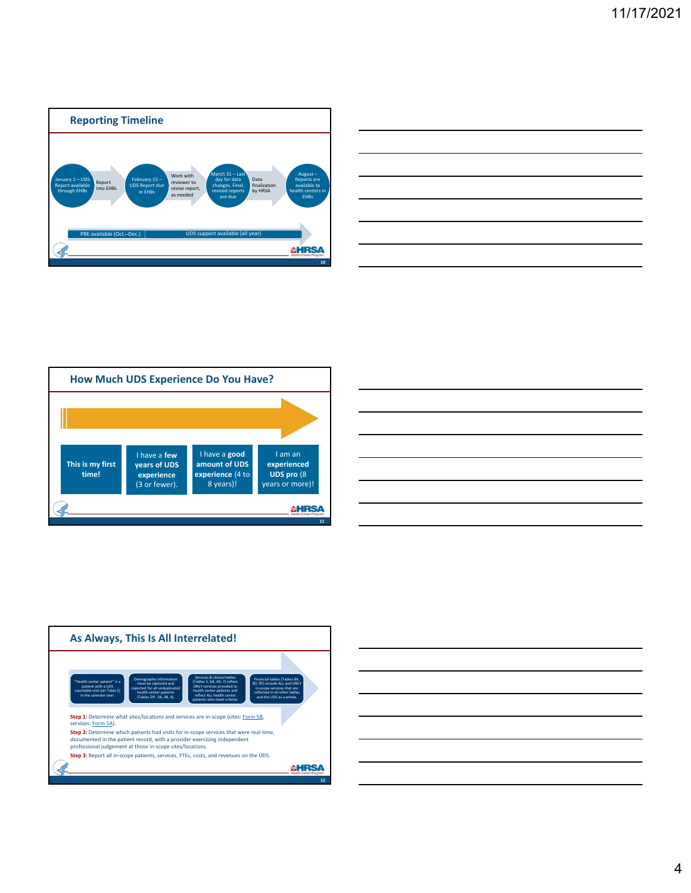## Reporting Timeline

- January 1 – UDS Report available through EHBs
- Report into EHBs
- February 15 – UDS Report due in EHBs
- Work with reviewer to revise report, as needed
- March 31 – Last day for data changes. Final, revised reports are due
- Data finalization by HRSA
- August – Reports are available to health centers in EHBs

PRE available (Oct.–Dec.) | UDS support available (all year)

## How Much UDS Experience Do You Have?

- **This is my first time!**
- I have a **few years of UDS experience** (3 or fewer).
- I have a **good amount of UDS experience** (4 to 8 years)!
- I am an **experienced UDS pro** (8 years or more)!

## As Always, This Is All Interrelated!

- "Health center patient" is a patient with a UDS countable visit (on Table 5) in the calendar year.
- Demographic information must be captured and reported for all unduplicated health center patients (Tables ZIP, 3A, 3B, 4).
- Services & clinical tables (Tables 5, 6A, 6B, 7) reflect ONLY services provided to health center patients and reflect ALL health center patients who meet criteria.
- Financial tables (Tables 8A, 9D, 9E) include ALL and ONLY in-scope services that are reflected in all other tables and the UDS as a whole.

**Step 1:** Determine what sites/locations and services are in-scope (sites: Form 5B, services: Form 5A).

**Step 2:** Determine which patients had visits for in-scope services that were real-time, documented in the patient record, with a provider exercising independent professional judgement at those in-scope sites/locations.

**Step 3:** Report all in-scope patients, services, FTEs, costs, and revenues on the UDS.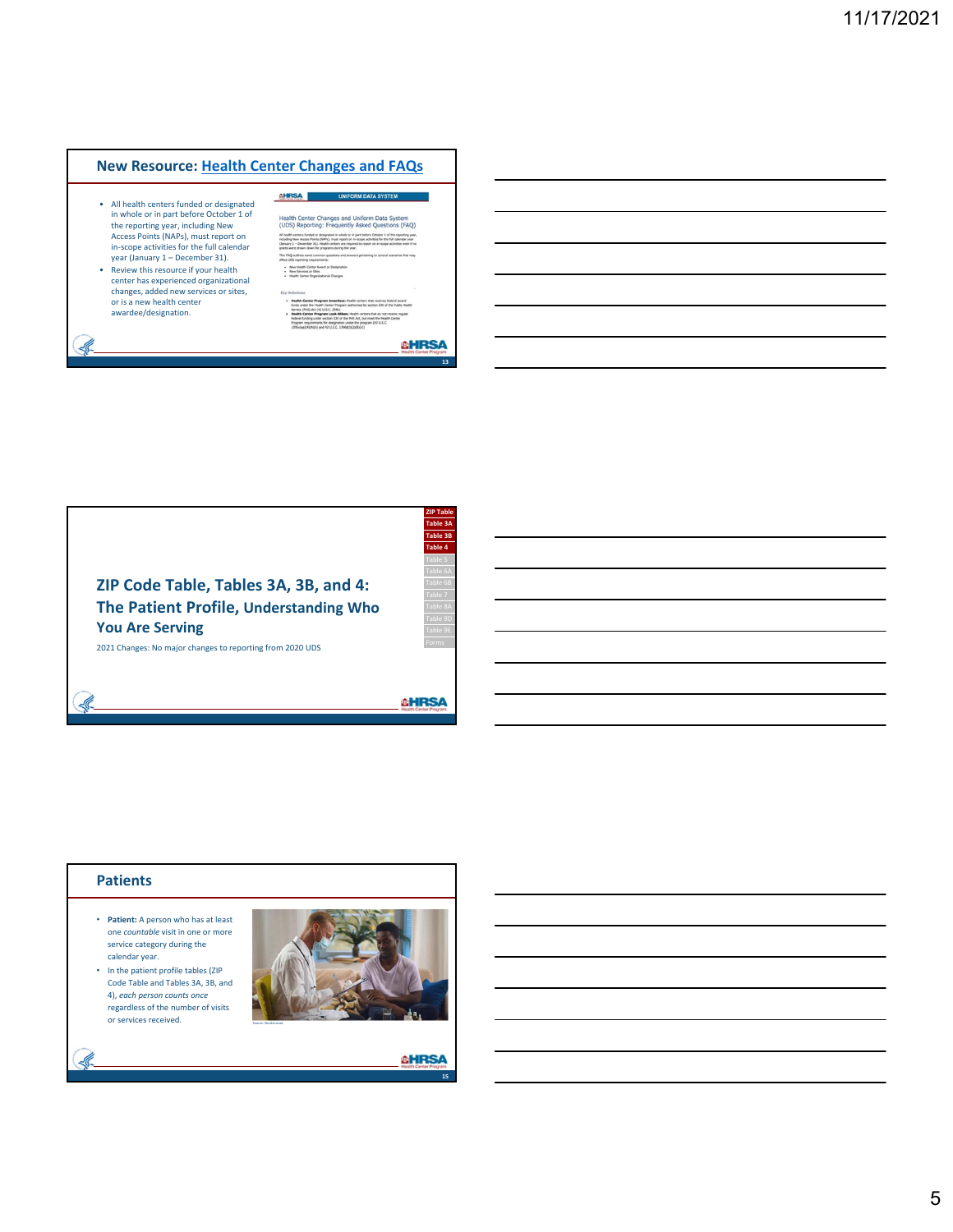## New Resource: Health Center Changes and FAQs

- All health centers funded or designated in whole or in part before October 1 of the reporting year, including New Access Points (NAPs), must report on in-scope activities for the full calendar year (January 1 – December 31).
- Review this resource if your health center has experienced organizational changes, added new services or sites, or is a new health center awardee/designation.

## ZIP Code Table, Tables 3A, 3B, and 4: The Patient Profile, Understanding Who You Are Serving

2021 Changes: No major changes to reporting from 2020 UDS

ZIP Table
Table 3A
Table 3B
Table 4
Table 5
Table 6A
Table 6B
Table 7
Table 8A
Table 9D
Table 9E
Forms

## Patients

- **Patient:** A person who has at least one *countable* visit in one or more service category during the calendar year.
- In the patient profile tables (ZIP Code Table and Tables 3A, 3B, and 4), *each person counts once* regardless of the number of visits or services received.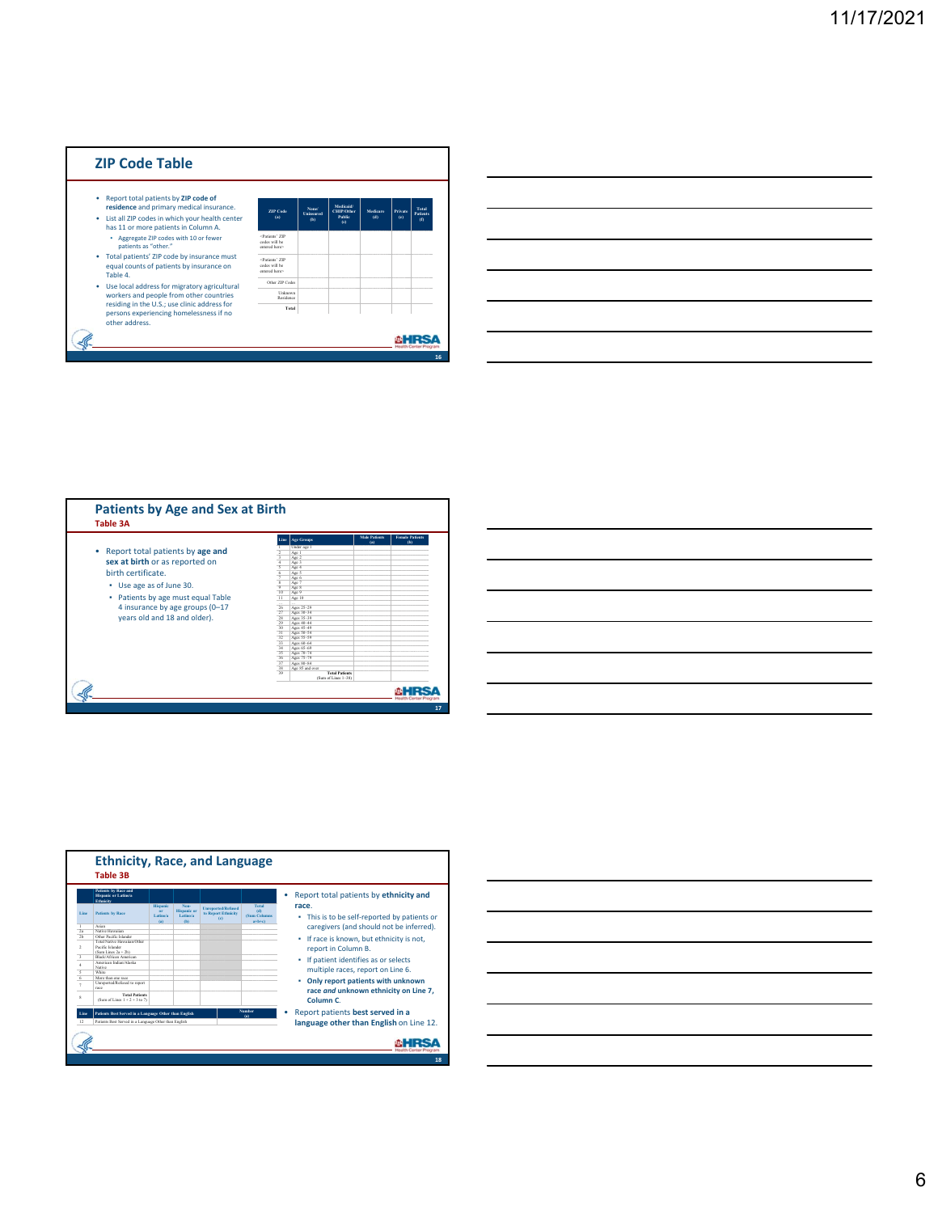## ZIP Code Table

- Report total patients by **ZIP code of residence** and primary medical insurance.
- List all ZIP codes in which your health center has 11 or more patients in Column A.
  - Aggregate ZIP codes with 10 or fewer patients as "other."
- Total patients' ZIP code by insurance must equal counts of patients by insurance on Table 4.
- Use local address for migratory agricultural workers and people from other countries residing in the U.S.; use clinic address for persons experiencing homelessness if no other address.

| ZIP Code (a) | None/ Uninsured (b) | Medicaid/ CHIP/Other Public (c) | Medicare (d) | Private (e) | Total Patients (f) |
|---|---|---|---|---|---|
| <Patients' ZIP codes will be entered here> | | | | | |
| <Patients' ZIP codes will be entered here> | | | | | |
| Other ZIP Codes | | | | | |
| Unknown Residence | | | | | |
| Total | | | | | |

## Patients by Age and Sex at Birth

### Table 3A

- Report total patients by **age and sex at birth** or as reported on birth certificate.
  - Use age as of June 30.
  - Patients by age must equal Table 4 insurance by age groups (0–17 years old and 18 and older).

| Line | Age Groups | Male Patients (a) | Female Patients (b) |
|---|---|---|---|
| 1 | Under age 1 | | |
| 2 | Age 1 | | |
| 3 | Age 2 | | |
| 4 | Age 3 | | |
| 5 | Age 4 | | |
| 6 | Age 5 | | |
| 7 | Age 6 | | |
| 8 | Age 7 | | |
| 9 | Age 8 | | |
| 10 | Age 9 | | |
| 11 | Age 10 | | |
| ... | | | |
| 26 | Ages 25–29 | | |
| 27 | Ages 30–34 | | |
| 28 | Ages 35–39 | | |
| 29 | Ages 40–44 | | |
| 30 | Ages 45–49 | | |
| 31 | Ages 50–54 | | |
| 32 | Ages 55–59 | | |
| 33 | Ages 60–64 | | |
| 34 | Ages 65–69 | | |
| 35 | Ages 70–74 | | |
| 36 | Ages 75–79 | | |
| 37 | Ages 80–84 | | |
| 38 | Age 85 and over | | |
| 39 | Total Patients (Sum of Lines 1–38) | | |

## Ethnicity, Race, and Language

### Table 3B

| Line | Patients by Race | Hispanic or Latino/a (a) | Non-Hispanic or Latino/a (b) | Unreported/Refused to Report Ethnicity (c) | Total (d) (Sum Columns a+b+c) |
|---|---|---|---|---|---|
| 1 | Asian | | | | |
| 2a | Native Hawaiian | | | | |
| 2b | Other Pacific Islander | | | | |
| 2 | Total Native Hawaiian/Other Pacific Islander (Sum Lines 2a + 2b) | | | | |
| 3 | Black/African American | | | | |
| 4 | American Indian/Alaska Native | | | | |
| 5 | White | | | | |
| 6 | More than one race | | | | |
| 7 | Unreported/Refused to report race | | | | |
| 8 | Total Patients (Sum of Lines 1 + 2 + 3 to 7) | | | | |

| Line | Patients Best Served in a Language Other than English | Number (a) |
|---|---|---|
| 12 | Patients Best Served in a Language Other than English | |

- Report total patients by **ethnicity and race**.
  - This is to be self-reported by patients or caregivers (and should not be inferred).
  - If race is known, but ethnicity is not, report in Column B.
  - If patient identifies as or selects multiple races, report on Line 6.
  - **Only report patients with unknown race *and* unknown ethnicity on Line 7, Column C.**
- Report patients **best served in a language other than English** on Line 12.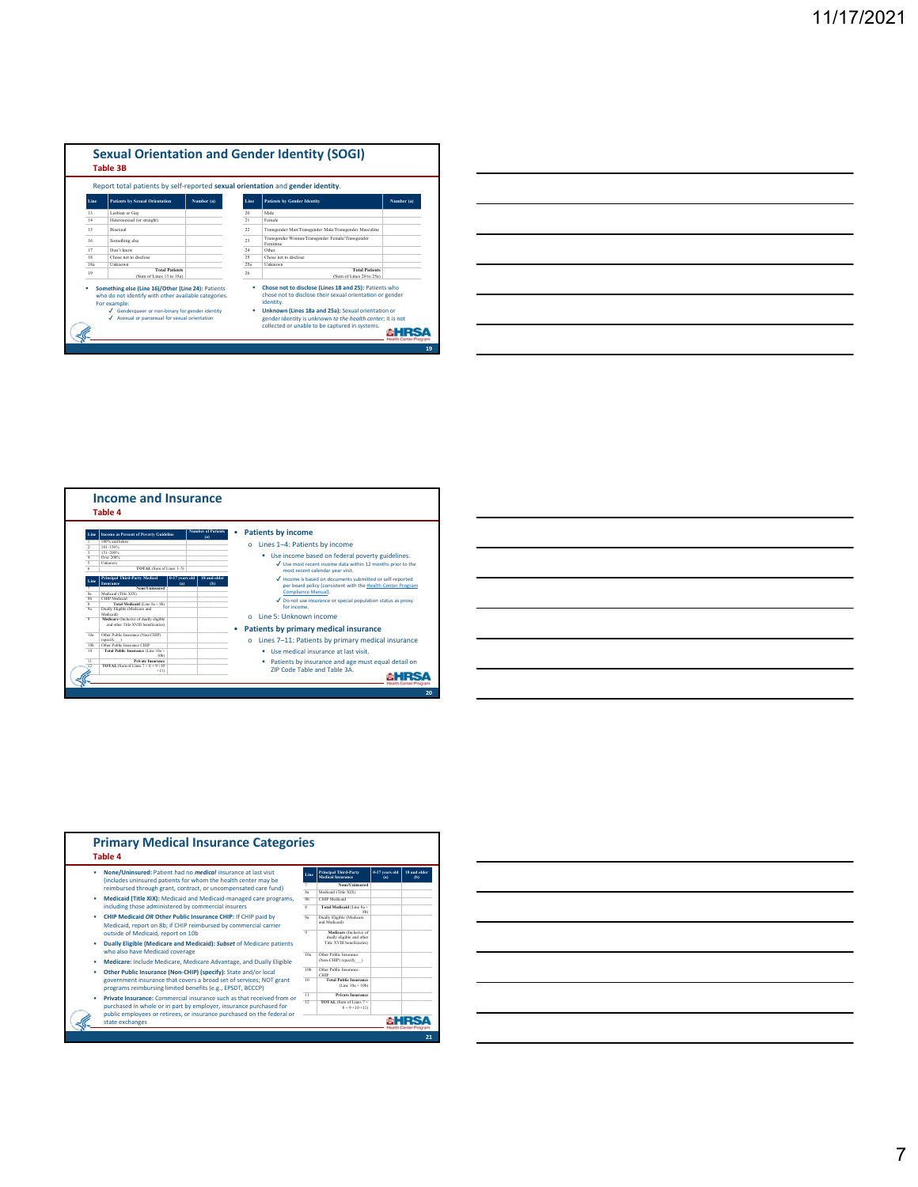## Sexual Orientation and Gender Identity (SOGI)

### Table 3B

Report total patients by self-reported **sexual orientation** and **gender identity**.

| Line | Patients by Sexual Orientation | Number (a) |
|---|---|---|
| 13 | Lesbian or Gay | |
| 14 | Heterosexual (or straight) | |
| 15 | Bisexual | |
| 16 | Something else | |
| 17 | Don't know | |
| 18 | Chose not to disclose | |
| 18a | Unknown | |
| 19 | Total Patients (Sum of Lines 13 to 18a) | |

| Line | Patients by Gender Identity | Number (a) |
|---|---|---|
| 20 | Male | |
| 21 | Female | |
| 22 | Transgender Man/Transgender Male/Transgender Masculine | |
| 23 | Transgender Woman/Transgender Female/Transgender Feminine | |
| 24 | Other | |
| 25 | Chose not to disclose | |
| 25a | Unknown | |
| 26 | Total Patients (Sum of Lines 20 to 25a) | |

- **Something else (Line 16)/Other (Line 24):** Patients who do not identify with other available categories. For example:
  - ✓ Genderqueer or non-binary for gender identity
  - ✓ Asexual or pansexual for sexual orientation
- **Chose not to disclose (Lines 18 and 25):** Patients who chose not to disclose their sexual orientation or gender identity.
- **Unknown (Lines 18a and 25a):** Sexual orientation or gender identity is unknown *to the health center*; it is not collected or unable to be captured in systems.

## Income and Insurance

### Table 4

| Line | Income as Percent of Poverty Guideline | Number of Patients (a) |
|---|---|---|
| 1 | 100% and below | |
| 2 | 101–150% | |
| 3 | 151–200% | |
| 4 | Over 200% | |
| 5 | Unknown | |
| 6 | TOTAL (Sum of Lines 1–5) | |

| Line | Principal Third-Party Medical Insurance | 0-17 years old (a) | 18 and older (b) |
|---|---|---|---|
| 7 | None/Uninsured | | |
| 8a | Medicaid (Title XIX) | | |
| 8b | CHIP Medicaid | | |
| 8 | Total Medicaid (Line 8a + 8b) | | |
| 9a | Dually Eligible (Medicare and Medicaid) | | |
| 9 | Medicare (Inclusive of dually eligible and other Title XVIII beneficiaries) | | |
| 10a | Other Public Insurance (Non-CHIP) (specify___) | | |
| 10b | Other Public Insurance CHIP | | |
| 10 | Total Public Insurance (Line 10a + 10b) | | |
| 11 | Private Insurance | | |
| 12 | TOTAL (Sum of Lines 7 + 8 + 9 + 10 + 11) | | |

- **Patients by income**
  - o Lines 1–4: Patients by income
    - Use income based on federal poverty guidelines.
      - ✓ Use most recent income data within 12 months prior to the most recent calendar year visit.
      - ✓ Income is based on documents submitted or self-reported per board policy (consistent with the Health Center Program Compliance Manual).
      - ✓ Do not use insurance or special population status as proxy for income.
  - o Line 5: Unknown income
- **Patients by primary medical insurance**
  - o Lines 7–11: Patients by primary medical insurance
    - Use medical insurance at last visit.
    - Patients by insurance and age must equal detail on ZIP Code Table and Table 3A.

## Primary Medical Insurance Categories

### Table 4

- **None/Uninsured:** Patient had no ***medical*** insurance at last visit (includes uninsured patients for whom the health center may be reimbursed through grant, contract, or uncompensated care fund)
- **Medicaid (Title XIX):** Medicaid and Medicaid-managed care programs, including those administered by commercial insurers
- **CHIP Medicaid *OR* Other Public Insurance CHIP:** If CHIP paid by Medicaid, report on 8b; if CHIP reimbursed by commercial carrier outside of Medicaid, report on 10b
- **Dually Eligible (Medicare and Medicaid):** ***Subset*** of Medicare patients who also have Medicaid coverage
- **Medicare:** Include Medicare, Medicare Advantage, and Dually Eligible
- **Other Public Insurance (Non-CHIP) (specify):** State and/or local government insurance that covers a broad set of services; NOT grant programs reimbursing limited benefits (e.g., EPSDT, BCCCP)
- **Private Insurance:** Commercial insurance such as that received from or purchased in whole or in part by employer, insurance purchased for public employees or retirees, or insurance purchased on the federal or state exchanges

| Line | Principal Third-Party Medical Insurance | 0-17 years old (a) | 18 and older (b) |
|---|---|---|---|
| 7 | None/Uninsured | | |
| 8a | Medicaid (Title XIX) | | |
| 8b | CHIP Medicaid | | |
| 8 | Total Medicaid (Line 8a + 8b) | | |
| 9a | Dually Eligible (Medicare and Medicaid) | | |
| 9 | Medicare (Inclusive of dually eligible and other Title XVIII beneficiaries) | | |
| 10a | Other Public Insurance (Non-CHIP) (specify___) | | |
| 10b | Other Public Insurance CHIP | | |
| 10 | Total Public Insurance (Line 10a + 10b) | | |
| 11 | Private Insurance | | |
| 12 | TOTAL (Sum of Lines 7 + 8 + 9 + 10 + 11) | | |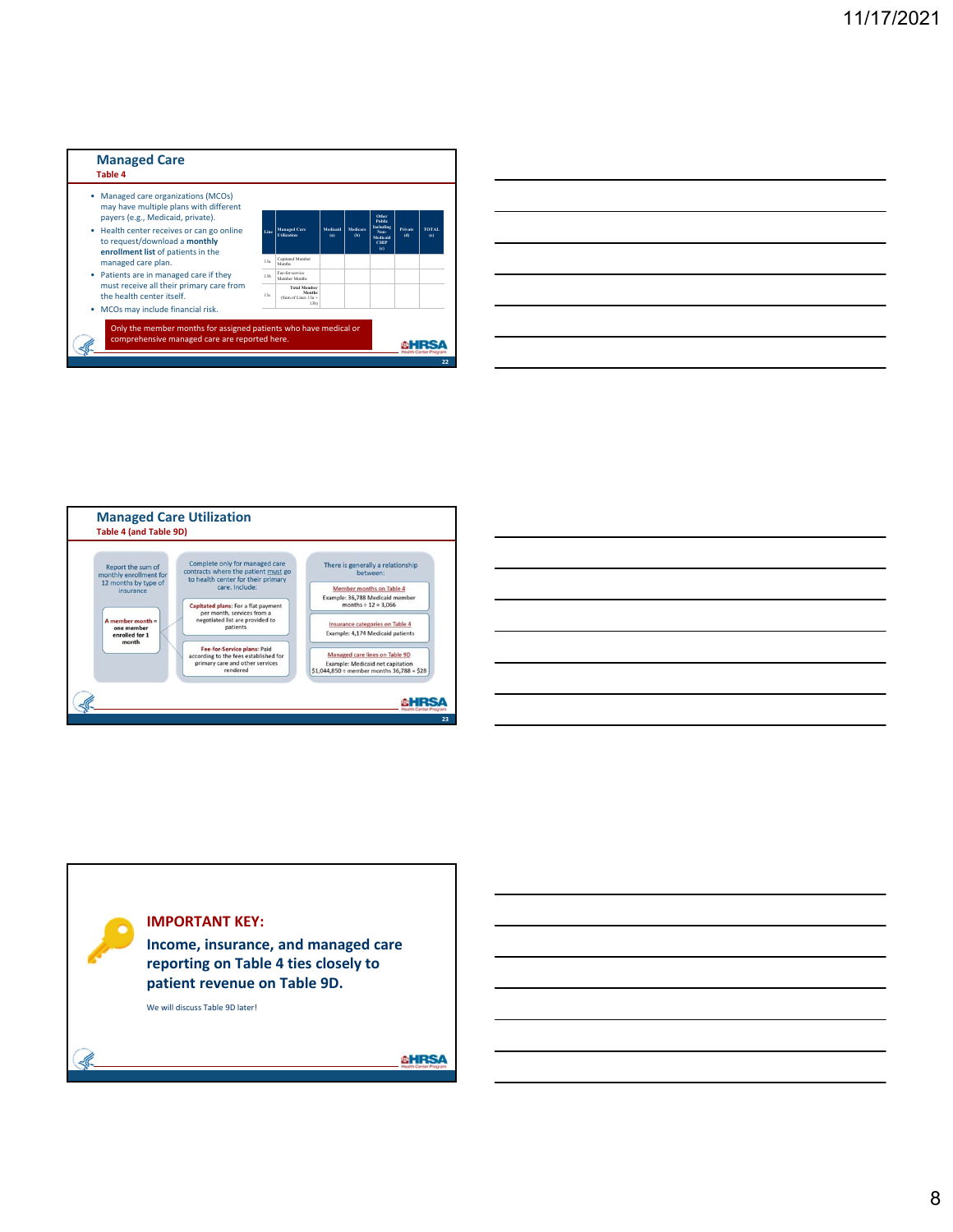## Managed Care

### Table 4

- Managed care organizations (MCOs) may have multiple plans with different payers (e.g., Medicaid, private).
- Health center receives or can go online to request/download a **monthly enrollment list** of patients in the managed care plan.
- Patients are in managed care if they must receive all their primary care from the health center itself.
- MCOs may include financial risk.

| Line | Managed Care Utilization | Medicaid (a) | Medicare (b) | Other Public Including Non-Medicaid CHIP (c) | Private (d) | TOTAL (e) |
|---|---|---|---|---|---|---|
| 13a | Capitated Member Months | | | | | |
| 13b | Fee-for-service Member Months | | | | | |
| 13c | Total Member Months (Sum of Lines 13a + 13b) | | | | | |

Only the member months for assigned patients who have medical or comprehensive managed care are reported here.

## Managed Care Utilization

### Table 4 (and Table 9D)

Report the sum of monthly enrollment for 12 months by type of insurance

**A member month = one member enrolled for 1 month**

Complete only for managed care contracts where the patient must go to health center for their primary care. Include:

- **Capitated plans:** For a flat payment per month, services from a negotiated list are provided to patients
- **Fee-for-Service plans:** Paid according to the fees established for primary care and other services rendered

There is generally a relationship between:

- Member months on Table 4 — Example: 36,788 Medicaid member months ÷ 12 = 3,066
- Insurance categories on Table 4 — Example: 4,174 Medicaid patients
- Managed care lines on Table 9D — Example: Medicaid net capitation $1,044,850 ÷ member months 36,788 = $28

**IMPORTANT KEY:**

**Income, insurance, and managed care reporting on Table 4 ties closely to patient revenue on Table 9D.**

We will discuss Table 9D later!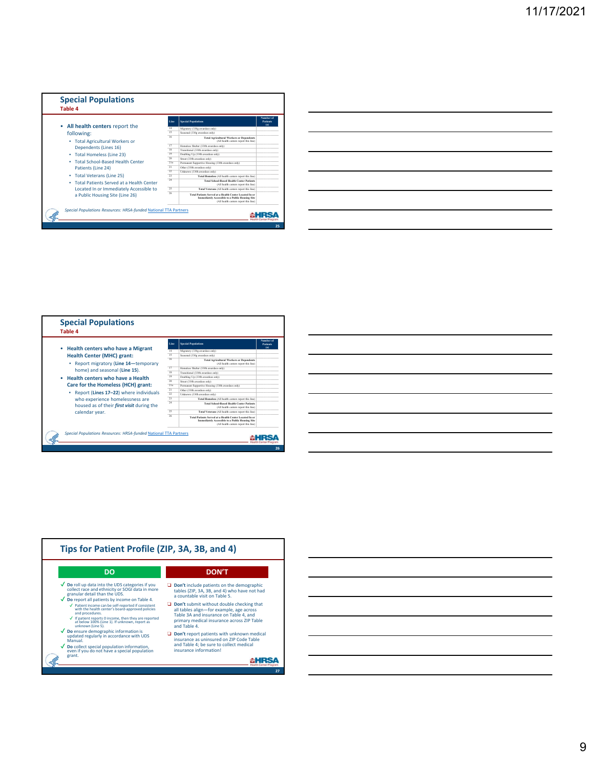## Special Populations

### Table 4

- **All health centers** report the following:
  - Total Agricultural Workers or Dependents (Lines 16)
  - Total Homeless (Line 23)
  - Total School-Based Health Center Patients (Line 24)
  - Total Veterans (Line 25)
  - Total Patients Served at a Health Center Located In or Immediately Accessible to a Public Housing Site (Line 26)

| Line | Special Populations | Number of Patients (a) |
|---|---|---|
| 14 | Migratory (330g awardees only) | |
| 15 | Seasonal (330g awardees only) | |
| 16 | **Total Agricultural Workers or Dependents** (All health centers report this line) | |
| 17 | Homeless Shelter (330h awardees only) | |
| 18 | Transitional (330h awardees only) | |
| 19 | Doubling Up (330h awardees only) | |
| 20 | Street (330h awardees only) | |
| 21a | Permanent Supportive Housing (330h awardees only) | |
| 21 | Other (330h awardees only) | |
| 22 | Unknown (330h awardees only) | |
| 23 | **Total Homeless** (All health centers report this line) | |
| 24 | **Total School-Based Health Center Patients** (All health centers report this line) | |
| 25 | **Total Veterans** (All health centers report this line) | |
| 26 | **Total Patients Served at a Health Center Located In or Immediately Accessible to a Public Housing Site** (All health centers report this line) | |

*Special Populations Resources: HRSA-funded* National TTA Partners

## Special Populations

### Table 4

- **Health centers who have a Migrant Health Center (MHC) grant:**
  - Report migratory (**Line 14**—temporary home) and seasonal (**Line 15**).
- **Health centers who have a Health Care for the Homeless (HCH) grant:**
  - Report (**Lines 17–22**) where individuals who experience homelessness are housed as of their ***first visit*** during the calendar year.

*Special Populations Resources: HRSA-funded* National TTA Partners

## Tips for Patient Profile (ZIP, 3A, 3B, and 4)

**DO**

- ✓ **Do** roll up data into the UDS categories if you collect race and ethnicity or SOGI data in more granular detail than the UDS.
- ✓ **Do** report all patients by income on Table 4.
  - ✓ Patient income can be self-reported if consistent with the health center's board-approved policies and procedures.
  - ✓ If patient reports 0 income, then they are reported at below 100% (Line 1). If unknown, report as unknown (Line 5).
- ✓ **Do** ensure demographic information is updated regularly in accordance with UDS Manual.
- ✓ **Do** collect special population information, even if you do not have a special population grant.

**DON'T**

- ❑ **Don't** include patients on the demographic tables (ZIP, 3A, 3B, and 4) who have not had a countable visit on Table 5.
- ❑ **Don't** submit without double checking that all tables align—for example, age across Table 3A and insurance on Table 4, and primary medical insurance across ZIP Table and Table 4.
- ❑ **Don't** report patients with unknown medical insurance as uninsured on ZIP Code Table and Table 4; be sure to collect medical insurance information!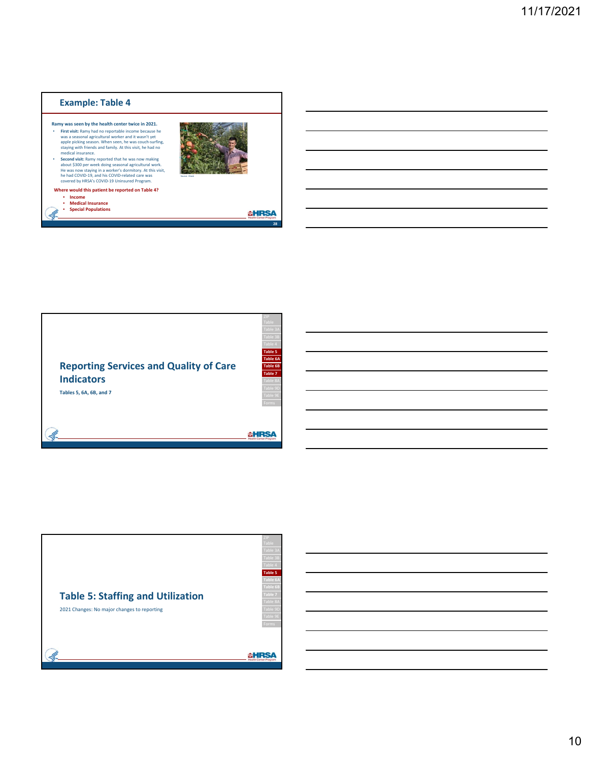## Example: Table 4

**Ramy was seen by the health center twice in 2021.**

- **First visit:** Ramy had no reportable income because he was a seasonal agricultural worker and it wasn't yet apple picking season. When seen, he was couch-surfing, staying with friends and family. At this visit, he had no medical insurance.
- **Second visit:** Ramy reported that he was now making about $300 per week doing seasonal agricultural work. He was now staying in a worker's dormitory. At this visit, he had COVID-19, and his COVID-19-related care was covered by HRSA's COVID-19 Uninsured Program.

Source: iStock

**Where would this patient be reported on Table 4?**

- Income
- Medical Insurance
- Special Populations

## Reporting Services and Quality of Care Indicators

Tables 5, 6A, 6B, and 7

## Table 5: Staffing and Utilization

2021 Changes: No major changes to reporting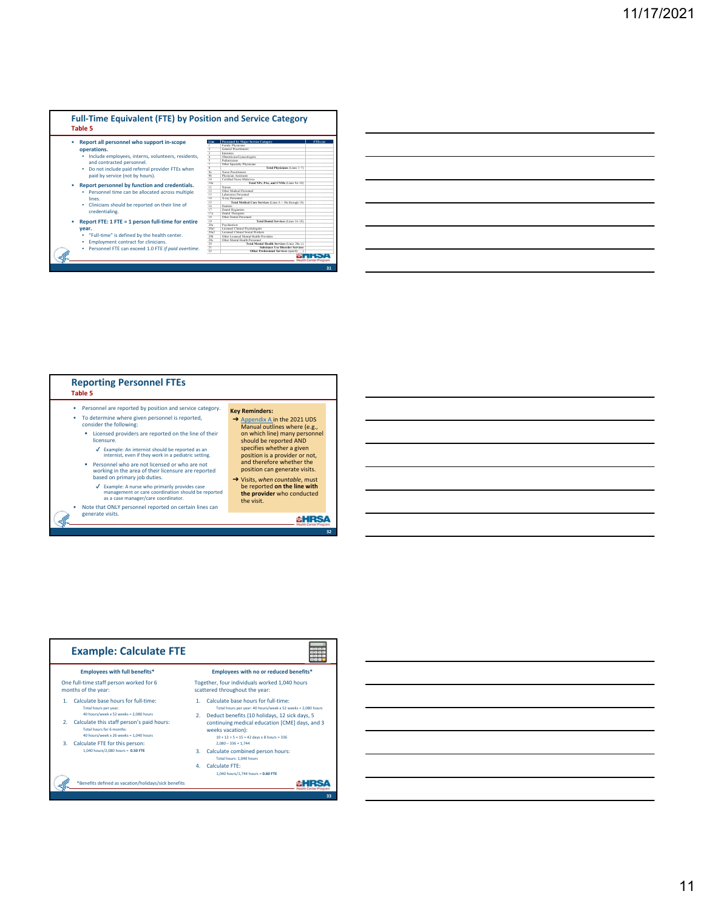## Full-Time Equivalent (FTE) by Position and Service Category

### Table 5

- **Report all personnel who support in-scope operations.**
  - Include employees, interns, volunteers, residents, and contracted personnel.
  - Do not include paid referral provider FTEs when paid by service (not by hours).
- **Report personnel by function and credentials.**
  - Personnel time can be allocated across multiple lines.
  - Clinicians should be reported on their line of credentialing.
- **Report FTE: 1 FTE = 1 person full-time for entire year.**
  - "Full-time" is defined by the health center.
  - Employment contract for clinicians.
  - Personnel FTE can exceed 1.0 FTE *if paid overtime.*

| Line | Personnel by Major Service Category | FTEs (a) |
|---|---|---|
| 1 | Family Physicians | |
| 2 | General Practitioners | |
| 3 | Internists | |
| 4 | Obstetrician/Gynecologists | |
| 5 | Pediatricians | |
| 7 | Other Specialty Physicians | |
| 8 | Total Physicians (Lines 1–7) | |
| 9a | Nurse Practitioners | |
| 9b | Physician Assistants | |
| 10 | Certified Nurse Midwives | |
| 10a | Total NPs, PAs, and CNMs (Lines 9a–10) | |
| 11 | Nurses | |
| 12 | Other Medical Personnel | |
| 13 | Laboratory Personnel | |
| 14 | X-ray Personnel | |
| 15 | Total Medical Care Services (Lines 8 + 10a through 14) | |
| 16 | Dentists | |
| 17 | Dental Hygienists | |
| 17a | Dental Therapists | |
| 18 | Other Dental Personnel | |
| 19 | Total Dental Services (Lines 16–18) | |
| 20a | Psychiatrists | |
| 20a1 | Licensed Clinical Psychologists | |
| 20a2 | Licensed Clinical Social Workers | |
| 20b | Other Licensed Mental Health Providers | |
| 20c | Other Mental Health Personnel | |
| 20 | Total Mental Health Services (Lines 20a–c) | |
| 21 | Substance Use Disorder Services | |
| 22 | Other Professional Services (specify) | |

## Reporting Personnel FTEs

### Table 5

- Personnel are reported by position and service category.
- To determine where given personnel is reported, consider the following:
  - Licensed providers are reported on the line of their licensure.
    - ✓ Example: An internist should be reported as an internist, even if they work in a pediatric setting.
  - Personnel who are not licensed or who are not working in the area of their licensure are reported based on primary job duties.
    - ✓ Example: A nurse who primarily provides case management or care coordination should be reported as a case manager/care coordinator.
- Note that ONLY personnel reported on certain lines can generate visits.

**Key Reminders:**

- ➔ Appendix A in the 2021 UDS Manual outlines where (e.g., on which line) many personnel should be reported AND specifies whether a given position is a provider or not, and therefore whether the position can generate visits.
- ➔ Visits, *when countable*, must be reported **on the line with the provider** who conducted the visit.

## Example: Calculate FTE

**Employees with full benefits***

One full-time staff person worked for 6 months of the year:

1. Calculate base hours for full-time:
   Total hours per year:
   40 hours/week x 52 weeks = 2,080 hours
2. Calculate this staff person's paid hours:
   Total hours for 6 months:
   40 hours/week x 26 weeks = 1,040 hours
3. Calculate FTE for this person:
   1,040 hours/2,080 hours = **0.50 FTE**

**Employees with no or reduced benefits***

Together, four individuals worked 1,040 hours scattered throughout the year:

1. Calculate base hours for full-time:
   Total hours per year: 40 hours/week x 52 weeks = 2,080 hours
2. Deduct benefits (10 holidays, 12 sick days, 5 continuing medical education [CME] days, and 3 weeks vacation):
   10 + 12 + 5 + 15 = 42 days x 8 hours = 336
   2,080 – 336 = 1,744
3. Calculate combined person hours:
   Total hours: 1,040 hours
4. Calculate FTE:
   1,040 hours/1,744 hours = **0.60 FTE**

*Benefits defined as vacation/holidays/sick benefits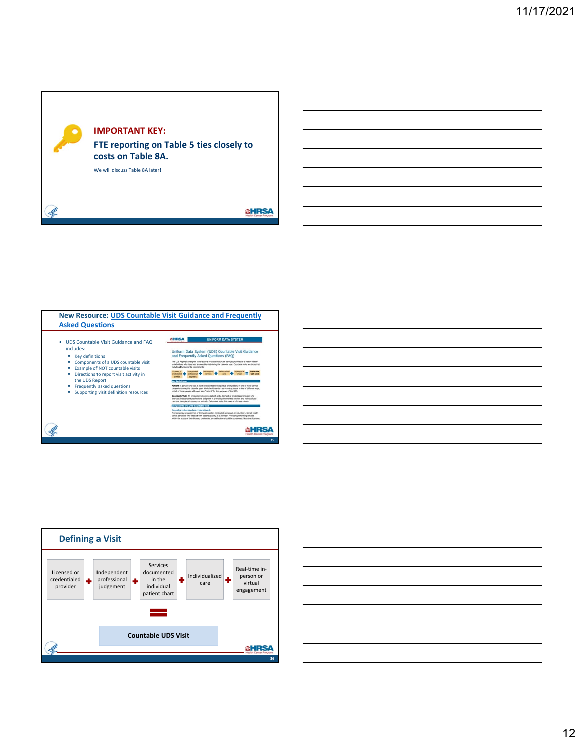**IMPORTANT KEY:**

**FTE reporting on Table 5 ties closely to costs on Table 8A.**

We will discuss Table 8A later!

## New Resource: UDS Countable Visit Guidance and Frequently Asked Questions

- UDS Countable Visit Guidance and FAQ includes:
  - Key definitions
  - Components of a UDS countable visit
  - Example of NOT countable visits
  - Directions to report visit activity in the UDS Report
  - Frequently asked questions
  - Supporting visit definition resources

## Defining a Visit

Licensed or credentialed provider + Independent professional judgement + Services documented in the individual patient chart + Individualized care + Real-time in-person or virtual engagement

=

**Countable UDS Visit**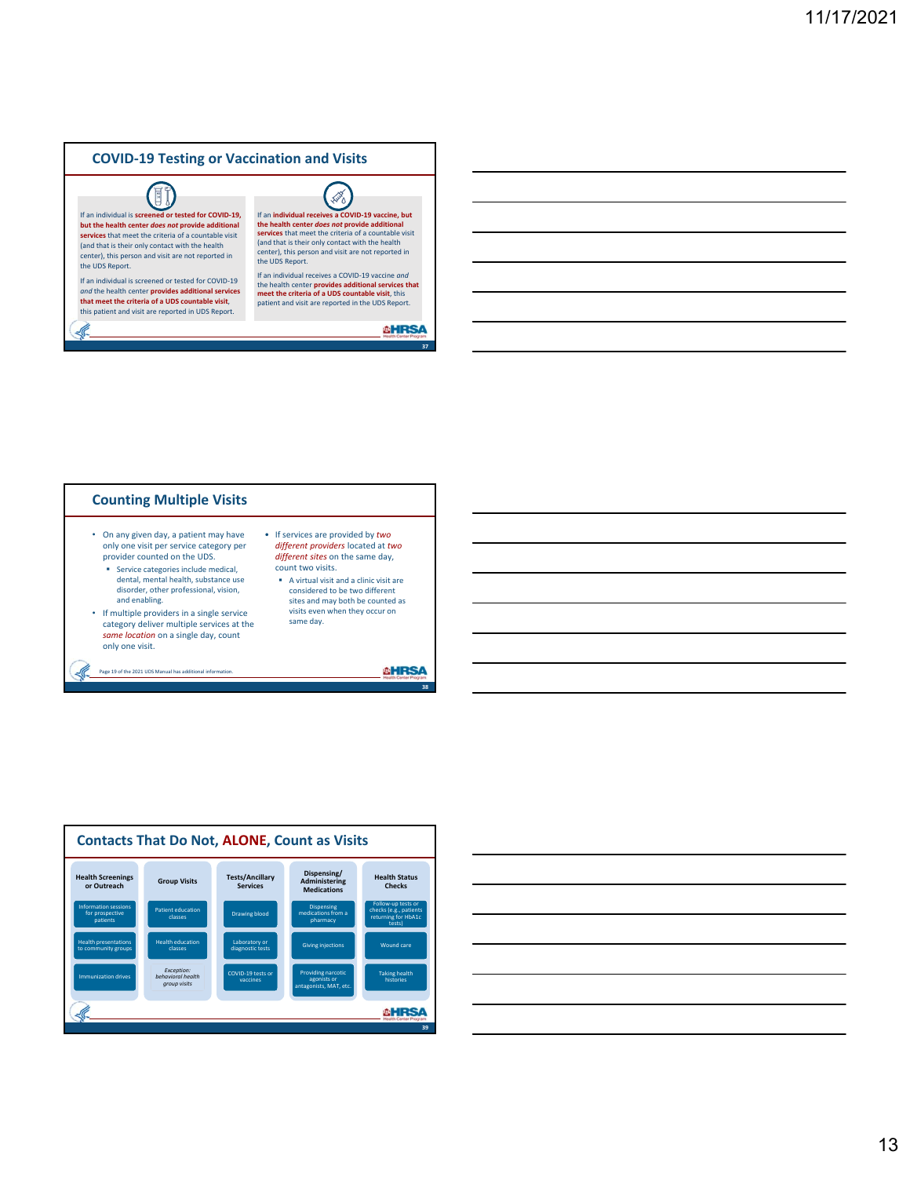## COVID-19 Testing or Vaccination and Visits

If an individual is **screened or tested for COVID-19, but the health center *does not* provide additional services** that meet the criteria of a countable visit (and that is their only contact with the health center), this person and visit are not reported in the UDS Report.

If an individual is screened or tested for COVID-19 *and* the health center **provides additional services that meet the criteria of a UDS countable visit**, this patient and visit are reported in UDS Report.

If an **individual receives a COVID-19 vaccine, but the health center *does not* provide additional services** that meet the criteria of a countable visit (and that is their only contact with the health center), this person and visit are not reported in the UDS Report.

If an individual receives a COVID-19 vaccine *and* the health center **provides additional services that meet the criteria of a UDS countable visit**, this patient and visit are reported in the UDS Report.

## Counting Multiple Visits

- On any given day, a patient may have only one visit per service category per provider counted on the UDS.
  - Service categories include medical, dental, mental health, substance use disorder, other professional, vision, and enabling.
- If multiple providers in a single service category deliver multiple services at the *same location* on a single day, count only one visit.
- If services are provided by *two different providers* located at *two different sites* on the same day, count two visits.
  - A virtual visit and a clinic visit are considered to be two different sites and may both be counted as visits even when they occur on same day.

Page 19 of the 2021 UDS Manual has additional information.

## Contacts That Do Not, ALONE, Count as Visits

| Health Screenings or Outreach | Group Visits | Tests/Ancillary Services | Dispensing/ Administering Medications | Health Status Checks |
|---|---|---|---|---|
| Information sessions for prospective patients | Patient education classes | Drawing blood | Dispensing medications from a pharmacy | Follow-up tests or checks (e.g., patients returning for HbA1c tests) |
| Health presentations to community groups | Health education classes | Laboratory or diagnostic tests | Giving injections | Wound care |
| Immunization drives | *Exception: behavioral health group visits* | COVID-19 tests or vaccines | Providing narcotic agonists or antagonists, MAT, etc. | Taking health histories |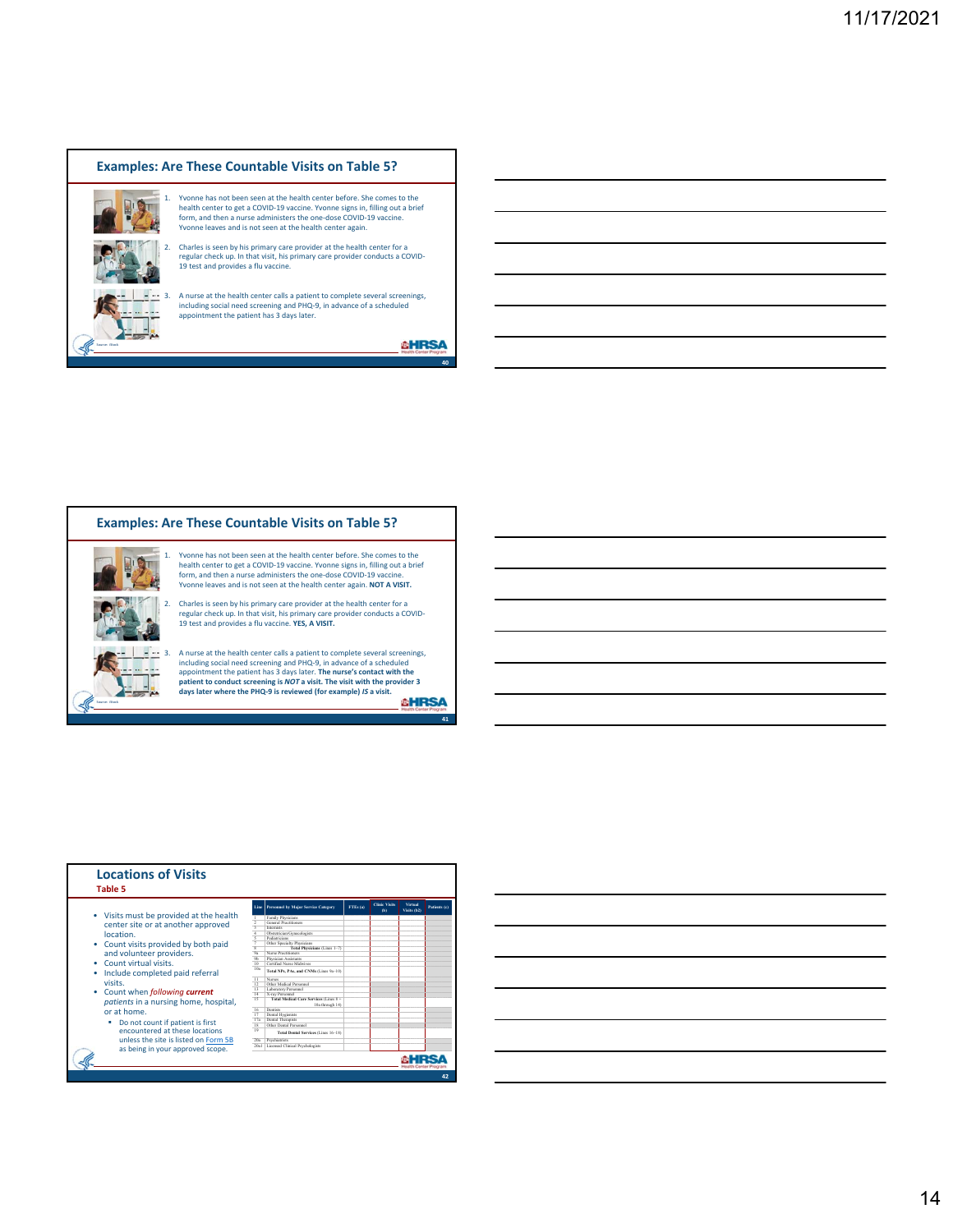## Examples: Are These Countable Visits on Table 5?

1. Yvonne has not been seen at the health center before. She comes to the health center to get a COVID-19 vaccine. Yvonne signs in, filling out a brief form, and then a nurse administers the one-dose COVID-19 vaccine. Yvonne leaves and is not seen at the health center again.
2. Charles is seen by his primary care provider at the health center for a regular check up. In that visit, his primary care provider conducts a COVID-19 test and provides a flu vaccine.
3. A nurse at the health center calls a patient to complete several screenings, including social need screening and PHQ-9, in advance of a scheduled appointment the patient has 3 days later.

## Examples: Are These Countable Visits on Table 5?

1. Yvonne has not been seen at the health center before. She comes to the health center to get a COVID-19 vaccine. Yvonne signs in, filling out a brief form, and then a nurse administers the one-dose COVID-19 vaccine. Yvonne leaves and is not seen at the health center again. **NOT A VISIT.**
2. Charles is seen by his primary care provider at the health center for a regular check up. In that visit, his primary care provider conducts a COVID-19 test and provides a flu vaccine. **YES, A VISIT.**
3. A nurse at the health center calls a patient to complete several screenings, including social need screening and PHQ-9, in advance of a scheduled appointment the patient has 3 days later. **The nurse's contact with the patient to conduct screening is *NOT* a visit. The visit with the provider 3 days later where the PHQ-9 is reviewed (for example) *IS* a visit.**

## Locations of Visits

### Table 5

- Visits must be provided at the health center site or at another approved location.
- Count visits provided by both paid and volunteer providers.
- Count virtual visits.
- Include completed paid referral visits.
- Count when *following **current*** *patients* in a nursing home, hospital, or at home.
  - Do not count if patient is first encountered at these locations unless the site is listed on Form 5B as being in your approved scope.

| Line | Personnel by Major Service Category | FTEs (a) | Clinic Visits (b) | Virtual Visits (b2) | Patients (c) |
|---|---|---|---|---|---|
| 1 | Family Physicians | | | | |
| 2 | General Practitioners | | | | |
| 3 | Internists | | | | |
| 4 | Obstetrician/Gynecologists | | | | |
| 5 | Pediatricians | | | | |
| 7 | Other Specialty Physicians | | | | |
| 8 | Total Physicians (Lines 1–7) | | | | |
| 9a | Nurse Practitioners | | | | |
| 9b | Physician Assistants | | | | |
| 10 | Certified Nurse Midwives | | | | |
| 10a | Total NPs, PAs, and CNMs (Lines 9a–10) | | | | |
| 11 | Nurses | | | | |
| 12 | Other Medical Personnel | | | | |
| 13 | Laboratory Personnel | | | | |
| 14 | X-ray Personnel | | | | |
| 15 | Total Medical Care Services (Lines 8 + 10a through 14) | | | | |
| 16 | Dentists | | | | |
| 17 | Dental Hygienists | | | | |
| 17a | Dental Therapists | | | | |
| 18 | Other Dental Personnel | | | | |
| 19 | Total Dental Services (Lines 16–18) | | | | |
| 20a | Psychiatrists | | | | |
| 20a1 | Licensed Clinical Psychologists | | | | |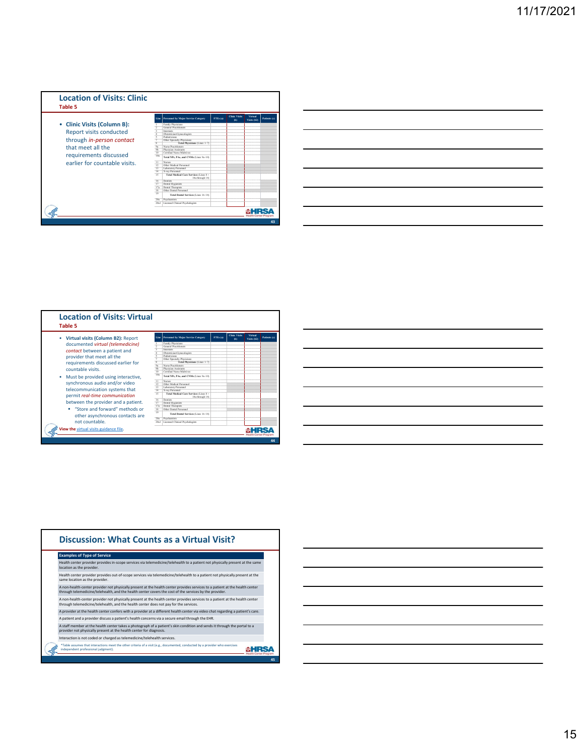## Location of Visits: Clinic

### Table 5

- **Clinic Visits (Column B):** Report visits conducted through *in-person contact* that meet all the requirements discussed earlier for countable visits.

| Line | Personnel by Major Service Category | FTEs (a) | Clinic Visits (b) | Virtual Visits (b2) | Patients (c) |
|---|---|---|---|---|---|
| 1 | Family Physicians | | | | |
| 2 | General Practitioners | | | | |
| 3 | Internists | | | | |
| 4 | Obstetrician/Gynecologists | | | | |
| 5 | Pediatricians | | | | |
| 7 | Other Specialty Physicians | | | | |
| 8 | Total Physicians (Lines 1–7) | | | | |
| 9a | Nurse Practitioners | | | | |
| 9b | Physician Assistants | | | | |
| 10 | Certified Nurse Midwives | | | | |
| 10a | Total NPs, PAs, and CNMs (Lines 9a–10) | | | | |
| 11 | Nurses | | | | |
| 12 | Other Medical Personnel | | | | |
| 13 | Laboratory Personnel | | | | |
| 14 | X-ray Personnel | | | | |
| 15 | Total Medical Care Services (Lines 8 + 10a through 14) | | | | |
| 16 | Dentists | | | | |
| 17 | Dental Hygienists | | | | |
| 17a | Dental Therapists | | | | |
| 18 | Other Dental Personnel | | | | |
| 19 | Total Dental Services (Lines 16–18) | | | | |
| 20a | Psychiatrists | | | | |
| 20a1 | Licensed Clinical Psychologists | | | | |

## Location of Visits: Virtual

### Table 5

- **Virtual visits (Column B2):** Report documented *virtual (telemedicine) contact* between a patient and provider that meet all the requirements discussed earlier for countable visits.
- Must be provided using interactive, synchronous audio and/or video telecommunication systems that permit *real-time communication* between the provider and a patient.
  - "Store and forward" methods or other asynchronous contacts are not countable.

**View the** virtual visits guidance file.

| Line | Personnel by Major Service Category | FTEs (a) | Clinic Visits (b) | Virtual Visits (b2) | Patients (c) |
|---|---|---|---|---|---|
| 1 | Family Physicians | | | | |
| 2 | General Practitioners | | | | |
| 3 | Internists | | | | |
| 4 | Obstetrician/Gynecologists | | | | |
| 5 | Pediatricians | | | | |
| 7 | Other Specialty Physicians | | | | |
| 8 | Total Physicians (Lines 1–7) | | | | |
| 9a | Nurse Practitioners | | | | |
| 9b | Physician Assistants | | | | |
| 10 | Certified Nurse Midwives | | | | |
| 10a | Total NPs, PAs, and CNMs (Lines 9a–10) | | | | |
| 11 | Nurses | | | | |
| 12 | Other Medical Personnel | | | | |
| 13 | Laboratory Personnel | | | | |
| 14 | X-ray Personnel | | | | |
| 15 | Total Medical Care Services (Lines 8 + 10a through 14) | | | | |
| 16 | Dentists | | | | |
| 17 | Dental Hygienists | | | | |
| 17a | Dental Therapists | | | | |
| 18 | Other Dental Personnel | | | | |
| 19 | Total Dental Services (Lines 16–18) | | | | |
| 20a | Psychiatrists | | | | |
| 20a1 | Licensed Clinical Psychologists | | | | |

## Discussion: What Counts as a Virtual Visit?

| Examples of Type of Service |
|---|
| Health center provider provides in-scope services via telemedicine/telehealth to a patient not physically present at the same location as the provider. |
| Health center provider provides out-of-scope services via telemedicine/telehealth to a patient not physically present at the same location as the provider. |
| A non-health-center provider not physically present at the health center provides services to a patient at the health center through telemedicine/telehealth, and the health center covers the cost of the services by the provider. |
| A non-health-center provider not physically present at the health center provides services to a patient at the health center through telemedicine/telehealth, and the health center does not pay for the services. |
| A provider at the health center confers with a provider at a different health center via video chat regarding a patient's care. |
| A patient and a provider discuss a patient's health concerns via a secure email through the EHR. |
| A staff member at the health center takes a photograph of a patient's skin condition and sends it through the portal to a provider not physically present at the health center for diagnosis. |
| Interaction is not coded or charged as telemedicine/telehealth services. |

*Table assumes that interactions meet the other criteria of a visit (e.g., documented, conducted by a provider who exercises independent professional judgment).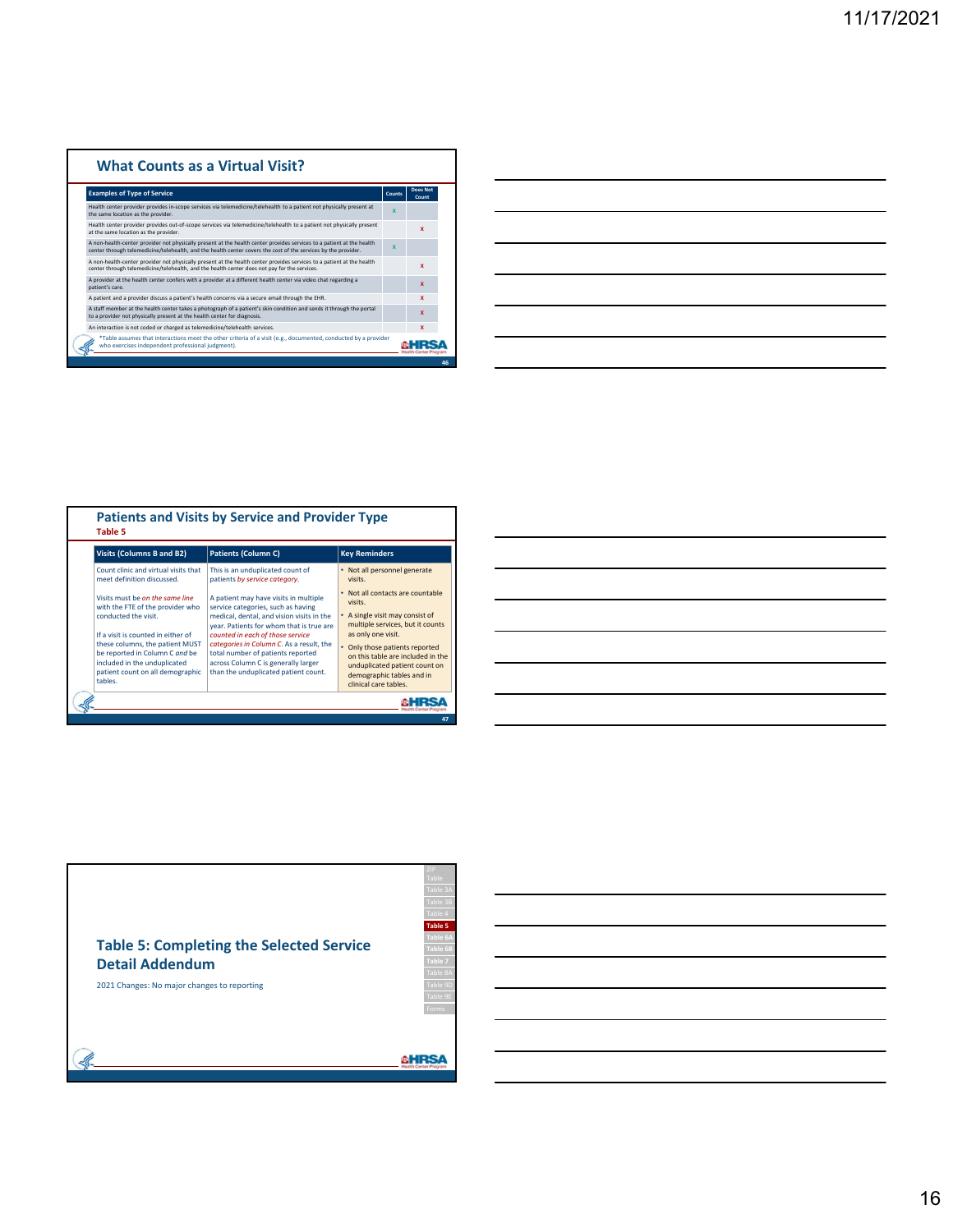## What Counts as a Virtual Visit?

| Examples of Type of Service | Counts | Does Not Count |
|---|---|---|
| Health center provider provides in-scope services via telemedicine/telehealth to a patient not physically present at the same location as the provider. | x | |
| Health center provider provides out-of-scope services via telemedicine/telehealth to a patient not physically present at the same location as the provider. | | x |
| A non-health-center provider not physically present at the health center provides services to a patient at the health center through telemedicine/telehealth, and the health center covers the cost of the services by the provider. | x | |
| A non-health-center provider not physically present at the health center provides services to a patient at the health center through telemedicine/telehealth, and the health center does not pay for the diagnosis. | | x |
| A provider at the health center confers with a provider at a different health center via video chat regarding a patient's care. | | x |
| A patient and a provider discuss a patient's health concerns via a secure email through the EHR. | | x |
| A staff member at the health center takes a photograph of a patient's skin condition and sends it through the portal to a provider not physically present at the health center for diagnosis. | | x |
| An interaction is not coded or charged as telemedicine/telehealth services. | | x |

*Table assumes that interactions meet the other criteria of a visit (e.g., documented, conducted by a provider who exercises independent professional judgment).

## Patients and Visits by Service and Provider Type

**Table 5**

| Visits (Columns B and B2) | Patients (Column C) | Key Reminders |
|---|---|---|
| Count clinic and virtual visits that meet definition discussed.<br><br>Visits must be *on the same line* with the FTE of the provider who conducted the visit.<br><br>If a visit is counted in either of these columns, the patient MUST be reported in Column C *and* be included in the unduplicated patient count on all demographic tables. | This is an unduplicated count of patients *by service category*.<br><br>A patient may have visits in multiple service categories, such as having medical, dental, and vision visits in the year. Patients for whom that is true are *counted in each of those service categories in Column C*. As a result, the total number of patients reported across Column C is generally larger than the unduplicated patient count. | • Not all personnel generate visits.<br>• Not all contacts are countable visits.<br>• A single visit may consist of multiple services, but it counts as only one visit.<br>• Only those patients reported on this table are included in the unduplicated patient count on demographic tables and in clinical care tables. |

## Table 5: Completing the Selected Service Detail Addendum

2021 Changes: No major changes to reporting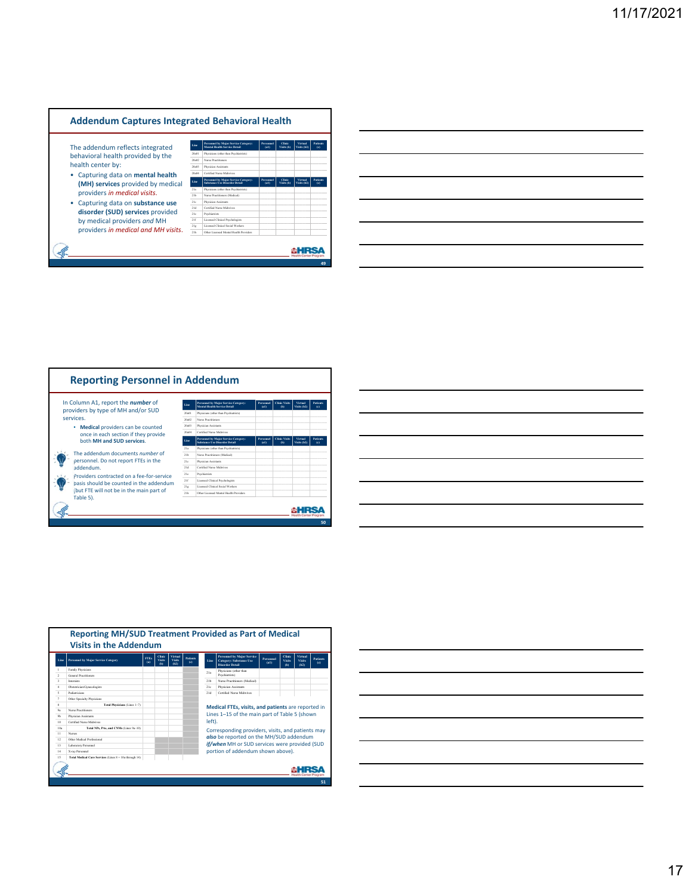## Addendum Captures Integrated Behavioral Health

The addendum reflects integrated behavioral health provided by the health center by:

- Capturing data on **mental health (MH) services** provided by medical providers *in medical visits*.
- Capturing data on **substance use disorder (SUD) services** provided by medical providers *and* MH providers *in medical and MH visits*.

| Line | Personnel by Major Service Category: Mental Health Service Detail | Personnel (a1) | Clinic Visits (b) | Virtual Visits (b2) | Patients (c) |
|---|---|---|---|---|---|
| 20a01 | Physicians (other than Psychiatrists) | | | | |
| 20a02 | Nurse Practitioners | | | | |
| 20a03 | Physician Assistants | | | | |
| 20a04 | Certified Nurse Midwives | | | | |

| Line | Personnel by Major Service Category: Substance Use Disorder Detail | Personnel (a1) | Clinic Visits (b) | Virtual Visits (b2) | Patients (c) |
|---|---|---|---|---|---|
| 21a | Physicians (other than Psychiatrists) | | | | |
| 21b | Nurse Practitioners (Medical) | | | | |
| 21c | Physician Assistants | | | | |
| 21d | Certified Nurse Midwives | | | | |
| 21e | Psychiatrists | | | | |
| 21f | Licensed Clinical Psychologists | | | | |
| 21g | Licensed Clinical Social Workers | | | | |
| 21h | Other Licensed Mental Health Providers | | | | |

## Reporting Personnel in Addendum

In Column A1, report the ***number*** of providers by type of MH and/or SUD services.

- **Medical** providers can be counted once in each section if they provide both **MH and SUD services**.

The addendum documents *number* of personnel. Do not report FTEs in the addendum.

Providers contracted on a fee-for-service basis should be counted in the addendum (but FTE will not be in the main part of Table 5).

| Line | Personnel by Major Service Category: Mental Health Service Detail | Personnel (a1) | Clinic Visits (b) | Virtual Visits (b2) | Patients (c) |
|---|---|---|---|---|---|
| 20a01 | Physicians (other than Psychiatrists) | | | | |
| 20a02 | Nurse Practitioners | | | | |
| 20a03 | Physician Assistants | | | | |
| 20a04 | Certified Nurse Midwives | | | | |

| Line | Personnel by Major Service Category: Substance Use Disorder Detail | Personnel (a1) | Clinic Visits (b) | Virtual Visits (b2) | Patients (c) |
|---|---|---|---|---|---|
| 21a | Physicians (other than Psychiatrists) | | | | |
| 21b | Nurse Practitioners (Medical) | | | | |
| 21c | Physician Assistants | | | | |
| 21d | Certified Nurse Midwives | | | | |
| 21e | Psychiatrists | | | | |
| 21f | Licensed Clinical Psychologists | | | | |
| 21g | Licensed Clinical Social Workers | | | | |
| 21h | Other Licensed Mental Health Providers | | | | |

## Reporting MH/SUD Treatment Provided as Part of Medical Visits in the Addendum

| Line | Personnel by Major Service Category | FTEs (a) | Clinic Visits (b) | Virtual Visits (b2) | Patients (c) |
|---|---|---|---|---|---|
| 1 | Family Physicians | | | | |
| 2 | General Practitioners | | | | |
| 3 | Internists | | | | |
| 4 | Obstetrician/Gynecologists | | | | |
| 5 | Pediatricians | | | | |
| 7 | Other Specialty Physicians | | | | |
| 8 | Total Physicians (Lines 1–7) | | | | |
| 9a | Nurse Practitioners | | | | |
| 9b | Physician Assistants | | | | |
| 10 | Certified Nurse Midwives | | | | |
| 10a | Total NPs, PAs, and CNMs (Lines 9a–10) | | | | |
| 11 | Nurses | | | | |
| 12 | Other Medical Professional | | | | |
| 13 | Laboratory Personnel | | | | |
| 14 | X-ray Personnel | | | | |
| 15 | Total Medical Care Services (Lines 8 + 10a through 14) | | | | |

| Line | Personnel by Major Service Category: Substance Use Disorder Detail | Personnel (a1) | Clinic Visits (b) | Virtual Visits (b2) | Patients (c) |
|---|---|---|---|---|---|
| 21a | Physicians (other than Psychiatrists) | | | | |
| 21b | Nurse Practitioners (Medical) | | | | |
| 21c | Physician Assistants | | | | |
| 21d | Certified Nurse Midwives | | | | |

**Medical FTEs, visits, and patients** are reported in Lines 1–15 of the main part of Table 5 (shown left).

Corresponding providers, visits, and patients may ***also*** be reported on the MH/SUD addendum ***if/when*** MH or SUD services were provided (SUD portion of addendum shown above).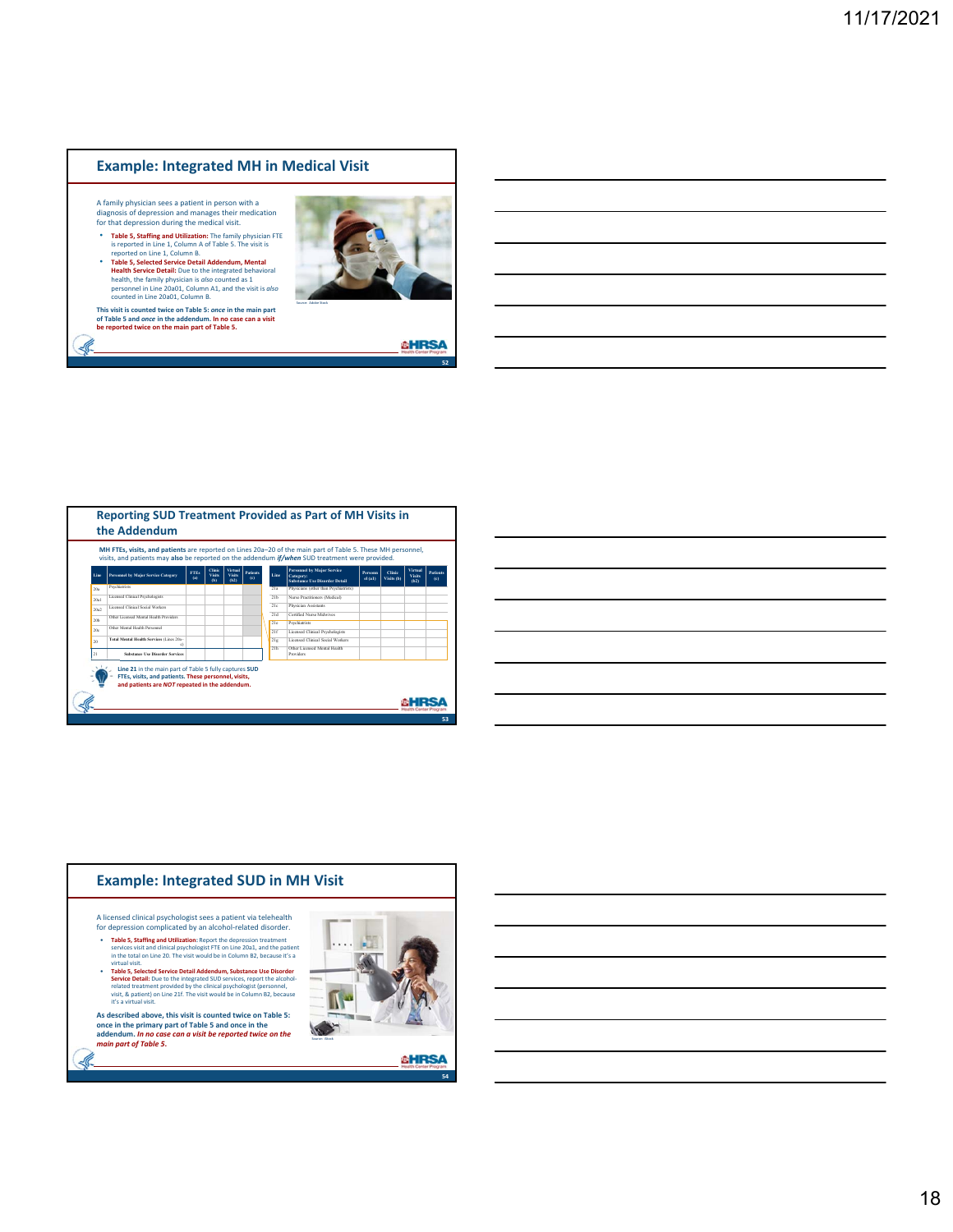## Example: Integrated MH in Medical Visit

A family physician sees a patient in person with a diagnosis of depression and manages their medication for that depression during the medical visit.

- **Table 5, Staffing and Utilization:** The family physician FTE is reported in Line 1, Column A of Table 5. The visit is reported on Line 1, Column B.
- **Table 5, Selected Service Detail Addendum, Mental Health Service Detail:** Due to the integrated behavioral health, the family physician is *also* counted as 1 personnel in Line 20a01, Column A1, and the visit is *also* counted in Line 20a01, Column B.

**This visit is counted twice on Table 5: *once* in the main part of Table 5 and *once* in the addendum. In no case can a visit be reported twice on the main part of Table 5.**

Source: Adobe Stock

## Reporting SUD Treatment Provided as Part of MH Visits in the Addendum

**MH FTEs, visits, and patients** are reported on Lines 20a–20 of the main part of Table 5. These MH personnel, visits, and patients may **also** be reported on the addendum ***if/when*** SUD treatment were provided.

| Line | Personnel by Major Service Category | FTEs (a) | Clinic Visits (b) | Virtual Visits (b2) | Patients (c) |
|---|---|---|---|---|---|
| 20a | Psychiatrists | | | | |
| 20a1 | Licensed Clinical Psychologists | | | | |
| 20a2 | Licensed Clinical Social Workers | | | | |
| 20b | Other Licensed Mental Health Providers | | | | |
| 20c | Other Mental Health Personnel | | | | |
| 20 | Total Mental Health Services (Lines 20a–c) | | | | |
| 21 | Substance Use Disorder Services | | | | |

| Line | Personnel by Major Service Category: Substance Use Disorder Detail | Personnel (a1) | Clinic Visits (b) | Virtual Visits (b2) | Patients (c) |
|---|---|---|---|---|---|
| 21a | Physicians (other than Psychiatrists) | | | | |
| 21b | Nurse Practitioners (Medical) | | | | |
| 21c | Physician Assistants | | | | |
| 21d | Certified Nurse Midwives | | | | |
| 21e | Psychiatrists | | | | |
| 21f | Licensed Clinical Psychologists | | | | |
| 21g | Licensed Clinical Social Workers | | | | |
| 21h | Other Licensed Mental Health Providers | | | | |

Line 21 in the main part of Table 5 fully captures **SUD FTEs, visits, and patients. These personnel, visits, and patients are *NOT* repeated in the addendum.**

## Example: Integrated SUD in MH Visit

A licensed clinical psychologist sees a patient via telehealth for depression complicated by an alcohol-related disorder.

- **Table 5, Staffing and Utilization:** Report the depression treatment services visit and clinical psychologist FTE on Line 20a1, and the patient in the total on Line 20. The visit would be in Column B2, because it's a virtual visit.
- **Table 5, Selected Service Detail Addendum, Substance Use Disorder Service Detail:** Due to the integrated SUD services, report the alcohol-related treatment provided by the clinical psychologist (personnel, visit, & patient) on Line 21f. The visit would be in Column B2, because it's a virtual visit.

**As described above, this visit is counted twice on Table 5: once in the primary part of Table 5 and once in the addendum. *In no case can a visit be reported twice on the main part of Table 5.***

Source: iStock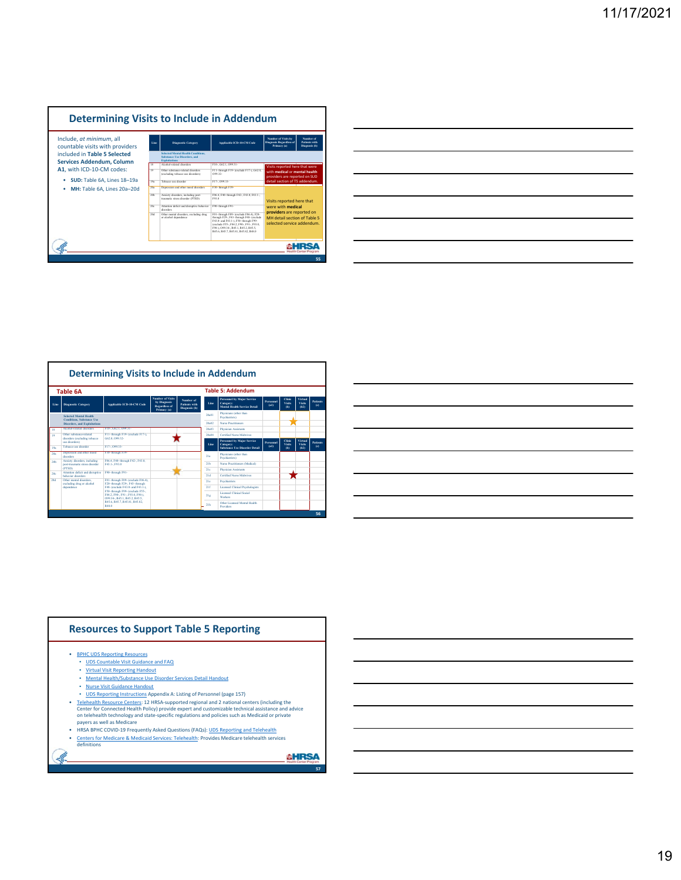## Determining Visits to Include in Addendum

Include, *at minimum*, all countable visits with providers included in **Table 5 Selected Services Addendum, Column A1**, with ICD-10-CM codes:

- **SUD:** Table 6A, Lines 18–19a
- **MH:** Table 6A, Lines 20a–20d

| Line | Diagnostic Category | Applicable ICD-10-CM Code | Number of Visits by Diagnosis Regardless of Primacy (a) | Number of Patients with Diagnosis (b) |
|---|---|---|---|---|
| | Selected Mental Health Conditions, Substance Use Disorders, and Exploitations | | | |
| 18 | Alcohol-related disorders | F10-, G62.1, O99.31- | | |
| 19 | Other substance-related disorders (excluding tobacco use disorders) | F11- through F19- (exclude F17-), G62.0, O99.32- | | |
| 19a | Tobacco use disorder | F17-, O99.33- | | |
| 20a | Depression and other mood disorders | F30- through F39- | | |
| 20b | Anxiety disorders, including post-traumatic stress disorder (PTSD) | F06.4, F40- through F42-, F43.0, F43.1-, F93.0 | | |
| 20c | Attention deficit and disruptive behavior disorders | F90- through F91- | | |
| 20d | Other mental disorders, excluding drug or alcohol dependence | F01- through F09- (exclude F06.4), F20- through F29-, F43- through F48- (exclude F43.0- and F43.1-), F50- through F99- (exclude F55-, F84.2, F90-, F91-, F93.0, F98-), O99.34-, R45.1, R45.2, R45.5, R45.6, R45.7, R45.81, R45.82, R48.0 | | |

Visits reported here that were with **medical** or **mental health** providers are reported on SUD detail section of T5 addendum.

Visits reported here that were with **medical providers** are reported on MH detail section of Table 5 selected service addendum.

## Determining Visits to Include in Addendum

**Table 6A**

| Line | Diagnostic Category | Applicable ICD-10-CM Code | Number of Visits by Diagnosis Regardless of Primacy (a) | Number of Patients with Diagnosis (b) |
|---|---|---|---|---|
| | Selected Mental Health Conditions, Substance Use Disorders, and Exploitations | | | |
| 18 | Alcohol-related disorders | F10-, G62.1, O99.31- | | |
| 19 | Other substance-related disorders (excluding tobacco use disorders) | F11- through F19- (exclude F17-), G62.0, O99.32- | | |
| 19a | Tobacco use disorder | F17-, O99.33- | | |
| 20a | Depression and other mood disorders | F30- through F39- | | |
| 20b | Anxiety disorders, including post-traumatic stress disorder (PTSD) | F06.4, F40- through F42-, F43.0, F43.1-, F93.0 | | |
| 20c | Attention deficit and disruptive behavior disorders | F90- through F91- | | |
| 20d | Other mental disorders, excluding drug or alcohol dependence | F01- through F09- (exclude F06.4), F20- through F29-, F43- through F48- (exclude F43.0- and F43.1-), F50- through F99- (exclude F55-, F84.2, F90-, F91-, F93.0, F98-), O99.34-, R45.1, R45.2, R45.5, R45.6, R45.7, R45.81, R45.82, R48.0 | | |

**Table 5: Addendum**

| Line | Personnel by Major Service Category: Mental Health Service Detail | Personnel (a1) | Clinic Visits (b) | Virtual Visits (b2) | Patients (c) |
|---|---|---|---|---|---|
| 20a01 | Physicians (other than Psychiatrists) | | | | |
| 20a02 | Nurse Practitioners | | | | |
| 20a03 | Physician Assistants | | | | |
| 20a04 | Certified Nurse Midwives | | | | |

| Line | Personnel by Major Service Category: Substance Use Disorder Detail | Personnel (a1) | Clinic Visits (b) | Virtual Visits (b2) | Patients (c) |
|---|---|---|---|---|---|
| 21a | Physicians (other than Psychiatrists) | | | | |
| 21b | Nurse Practitioners (Medical) | | | | |
| 21c | Physician Assistants | | | | |
| 21d | Certified Nurse Midwives | | | | |
| 21e | Psychiatrists | | | | |
| 21f | Licensed Clinical Psychologists | | | | |
| 21g | Licensed Clinical Social Workers | | | | |
| 21h | Other Licensed Mental Health Providers | | | | |

## Resources to Support Table 5 Reporting

- BPHC UDS Reporting Resources
  - UDS Countable Visit Guidance and FAQ
  - Virtual Visit Reporting Handout
  - Mental Health/Substance Use Disorder Services Detail Handout
  - Nurse Visit Guidance Handout
  - UDS Reporting Instructions Appendix A: Listing of Personnel (page 157)
- Telehealth Resource Centers: 12 HRSA-supported regional and 2 national centers (including the Center for Connected Health Policy) provide expert and customizable technical assistance and advice on telehealth technology and state-specific regulations and policies such as Medicaid or private payers as well as Medicare
- HRSA BPHC COVID-19 Frequently Asked Questions (FAQs): UDS Reporting and Telehealth
- Centers for Medicare & Medicaid Services: Telehealth: Provides Medicare telehealth services definitions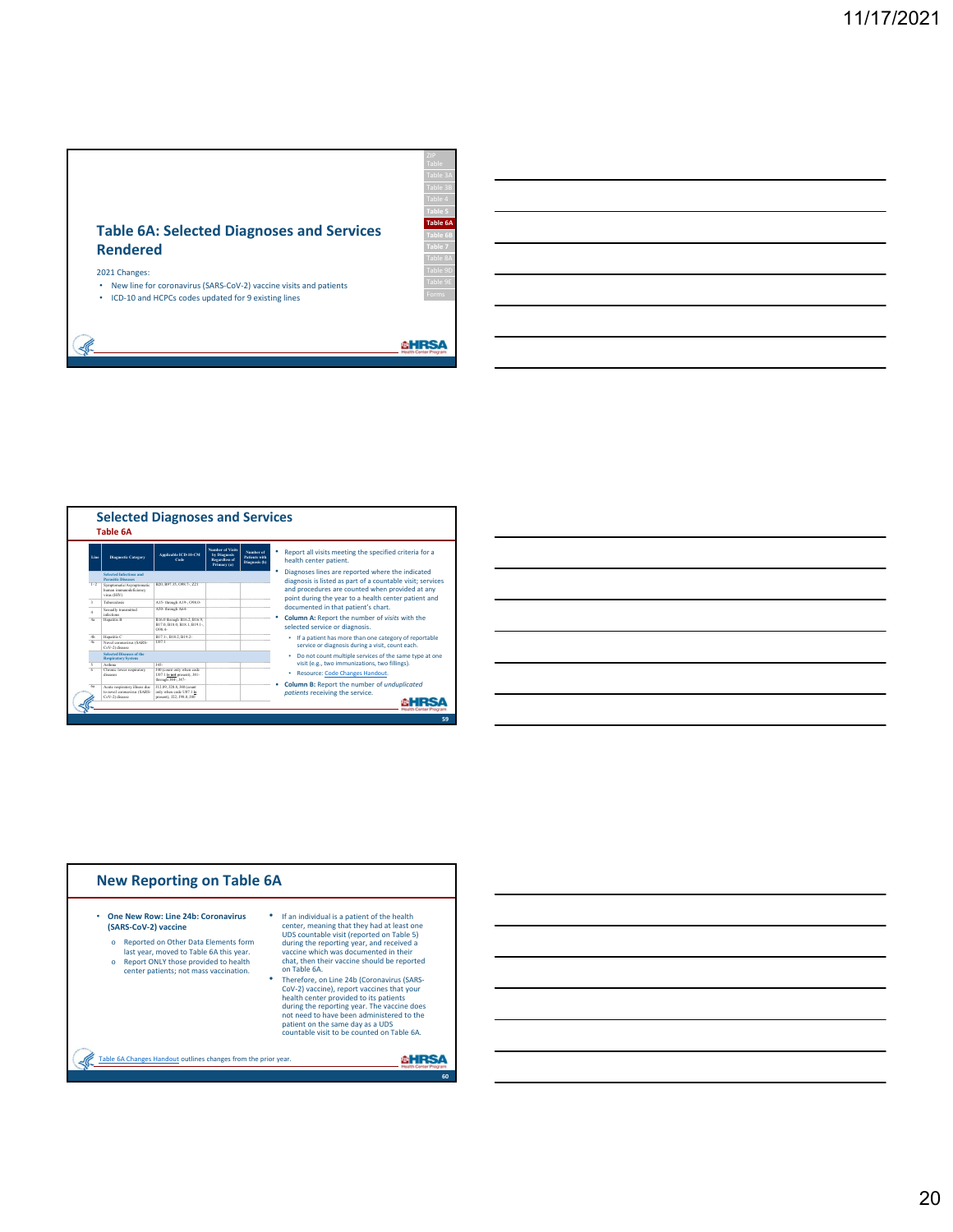## Table 6A: Selected Diagnoses and Services Rendered

2021 Changes:

- New line for coronavirus (SARS-CoV-2) vaccine visits and patients
- ICD-10 and HCPCs codes updated for 9 existing lines

ZIP Table | Table 3A | Table 3B | Table 4 | Table 5 | **Table 6A** | Table 6B | Table 7 | Table 8A | Table 9D | Table 9E | Forms

## Selected Diagnoses and Services

### Table 6A

| Line | Diagnostic Category | Applicable ICD-10-CM Code | Number of Visits by Diagnosis Regardless of Primacy (a) | Number of Patients with Diagnosis (b) |
|---|---|---|---|---|
| | **Selected Infectious and Parasitic Diseases** | | | |
| 1–2 | Symptomatic/Asymptomatic human immunodeficiency virus (HIV) | B20, B97.35, O98.7-, Z21 | | |
| 3 | Tuberculosis | A15- through A19-, O98.0- | | |
| 4 | Sexually transmitted infections | A50- through A64- | | |
| 4a | Hepatitis B | B16.0 through B16.2, B16.9, B17.0, B18.0, B18.1, B19.1-, O98.4- | | |
| 4b | Hepatitis C | B17.1-, B18.2, B19.2- | | |
| 4c | Novel coronavirus (SARS-CoV-2) disease | U07.1 | | |
| | **Selected Diseases of the Respiratory System** | | | |
| 5 | Asthma | J45- | | |
| 6 | Chronic lower respiratory diseases | J40 (count only when code U07.1 is not present), J41- through J44-, J47- | | |
| 6a | Acute respiratory illness due to novel coronavirus (SARS-CoV-2) disease | J12.89, J20.8, J40 (count only when code U07.1 is present), J22, J98.8, J80 | | |

- Report all visits meeting the specified criteria for a health center patient.
- Diagnoses lines are reported where the indicated diagnosis is listed as part of a countable visit; services and procedures are counted when provided at any point during the year to a health center patient and documented in that patient's chart.
- **Column A:** Report the number of *visits* with the selected service or diagnosis.
  - If a patient has more than one category of reportable service or diagnosis during a visit, count each.
  - Do not count multiple services of the same type at one visit (e.g., two immunizations, two fillings).
  - Resource: Code Changes Handout.
- **Column B:** Report the number of *unduplicated patients* receiving the service.

## New Reporting on Table 6A

- **One New Row: Line 24b: Coronavirus (SARS-CoV-2) vaccine**
  - Reported on Other Data Elements form last year, moved to Table 6A this year.
  - Report ONLY those provided to health center patients; not mass vaccination.
- If an individual is a patient of the health center, meaning that they had at least one UDS countable visit (reported on Table 5) during the reporting year, and received a vaccine which was documented in their chart, then their vaccine should be reported on Table 6A.
- Therefore, on Line 24b (Coronavirus (SARS-CoV-2) vaccine), report vaccines that your health center provided to its patients during the reporting year. The vaccine does not need to have been administered to the patient on the same day as a UDS countable visit to be counted on Table 6A.

Table 6A Changes Handout outlines changes from the prior year.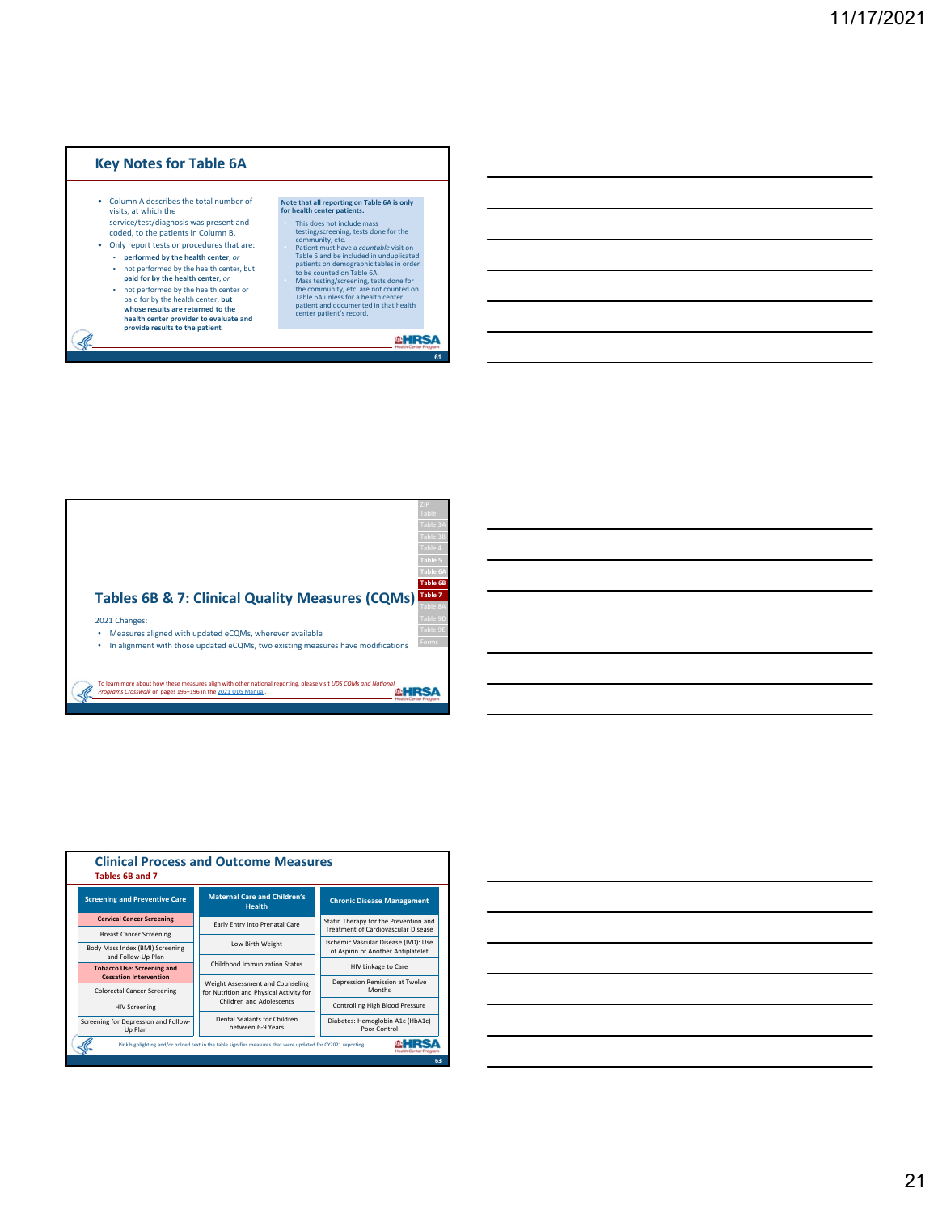## Key Notes for Table 6A

- Column A describes the total number of visits, at which the service/test/diagnosis was present and coded, to the patients in Column B.
- Only report tests or procedures that are:
  - **performed by the health center**, *or*
  - not performed by the health center, but **paid for by the health center**, *or*
  - not performed by the health center or paid for by the health center, **but whose results are returned to the health center provider to evaluate and provide results to the patient**.

**Note that all reporting on Table 6A is only for health center patients.**

- This does not include mass testing/screening, tests done for the community, etc.
- Patient must have a *countable* visit on Table 5 and be included in unduplicated patients on demographic tables in order to be counted on Table 6A.
- Mass testing/screening, tests done for the community, etc. are not counted on Table 6A unless for a health center patient and documented in that health center patient's record.

## Tables 6B & 7: Clinical Quality Measures (CQMs)

2021 Changes:

- Measures aligned with updated eCQMs, wherever available
- In alignment with those updated eCQMs, two existing measures have modifications

To learn more about how these measures align with other national reporting, please visit *UDS CQMs and National Programs Crosswalk* on pages 195–196 in the 2021 UDS Manual.

## Clinical Process and Outcome Measures

### Tables 6B and 7

| Screening and Preventive Care | Maternal Care and Children's Health | Chronic Disease Management |
|---|---|---|
| **Cervical Cancer Screening** | Early Entry into Prenatal Care | Statin Therapy for the Prevention and Treatment of Cardiovascular Disease |
| Breast Cancer Screening | Low Birth Weight | Ischemic Vascular Disease (IVD): Use of Aspirin or Another Antiplatelet |
| Body Mass Index (BMI) Screening and Follow-Up Plan | Childhood Immunization Status | HIV Linkage to Care |
| **Tobacco Use: Screening and Cessation Intervention** | Weight Assessment and Counseling for Nutrition and Physical Activity for Children and Adolescents | Depression Remission at Twelve Months |
| Colorectal Cancer Screening | | Controlling High Blood Pressure |
| HIV Screening | Dental Sealants for Children between 6-9 Years | Diabetes: Hemoglobin A1c (HbA1c) Poor Control |
| Screening for Depression and Follow-Up Plan | | |

Pink highlighting and/or bolded text in the table signifies measures that were updated for CY2021 reporting.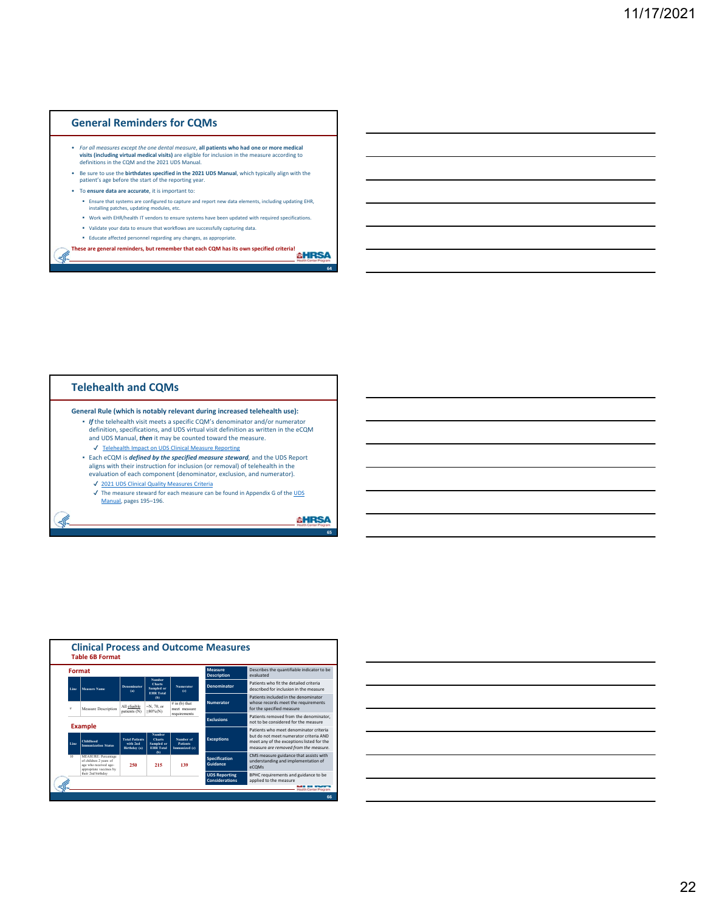## General Reminders for CQMs

- *For all measures except the one dental measure*, **all patients who had one or more medical visits (including virtual medical visits)** are eligible for inclusion in the measure according to definitions in the CQM and the 2021 UDS Manual.
- Be sure to use the **birthdates specified in the 2021 UDS Manual**, which typically align with the patient's age before the start of the reporting year.
- To **ensure data are accurate**, it is important to:
  - Ensure that systems are configured to capture and report new data elements, including updating EHR, installing patches, updating modules, etc.
  - Work with EHR/health IT vendors to ensure systems have been updated with required specifications.
  - Validate your data to ensure that workflows are successfully capturing data.
  - Educate affected personnel regarding any changes, as appropriate.

**These are general reminders, but remember that each CQM has its own specified criteria!**

## Telehealth and CQMs

**General Rule (which is notably relevant during increased telehealth use):**

- ***If*** the telehealth visit meets a specific CQM's denominator and/or numerator definition, specifications, and UDS virtual visit definition as written in the eCQM and UDS Manual, ***then*** it may be counted toward the measure.
  - ✓ Telehealth Impact on UDS Clinical Measure Reporting
- Each eCQM is ***defined by the specified measure steward***, and the UDS Report aligns with their instruction for inclusion (or removal) of telehealth in the evaluation of each component (denominator, exclusion, and numerator).
  - ✓ 2021 UDS Clinical Quality Measures Criteria
  - ✓ The measure steward for each measure can be found in Appendix G of the UDS Manual, pages 195–196.

## Clinical Process and Outcome Measures

**Table 6B Format**

**Format**

| Line | Measure Name | Denominator (a) | Number Charts Sampled or EHR Total (b) | Numerator (c) |
|---|---|---|---|---|
| # | Measure Description | All eligible patients (N) | =N, 70, or ≥80%(N) | # in (b) that meet measure requirements |

**Example**

| Line | Childhood Immunization Status | Total Patients with 2nd Birthday (a) | Number Charts Sampled or EHR Total (b) | Number of Patients Immunized (c) |
|---|---|---|---|---|
| 10 | MEASURE: Percentage of children 2 years of age who received age-appropriate vaccines by their 2nd birthday | 250 | 215 | 139 |

| | |
|---|---|
| Measure Description | Describes the quantifiable indicator to be evaluated |
| Denominator | Patients who fit the detailed criteria described for inclusion in the measure |
| Numerator | Patients included in the denominator whose records meet the requirements for the specified measure |
| Exclusions | Patients removed from the denominator, not to be considered for the measure |
| Exceptions | Patients who meet denominator criteria but do not meet numerator criteria AND meet any of the exceptions listed for the measure *are removed from the measure.* |
| Specification Guidance | CMS measure guidance that assists with understanding and implementation of eCQMs |
| UDS Reporting Considerations | BPHC requirements and guidance to be applied to the measure |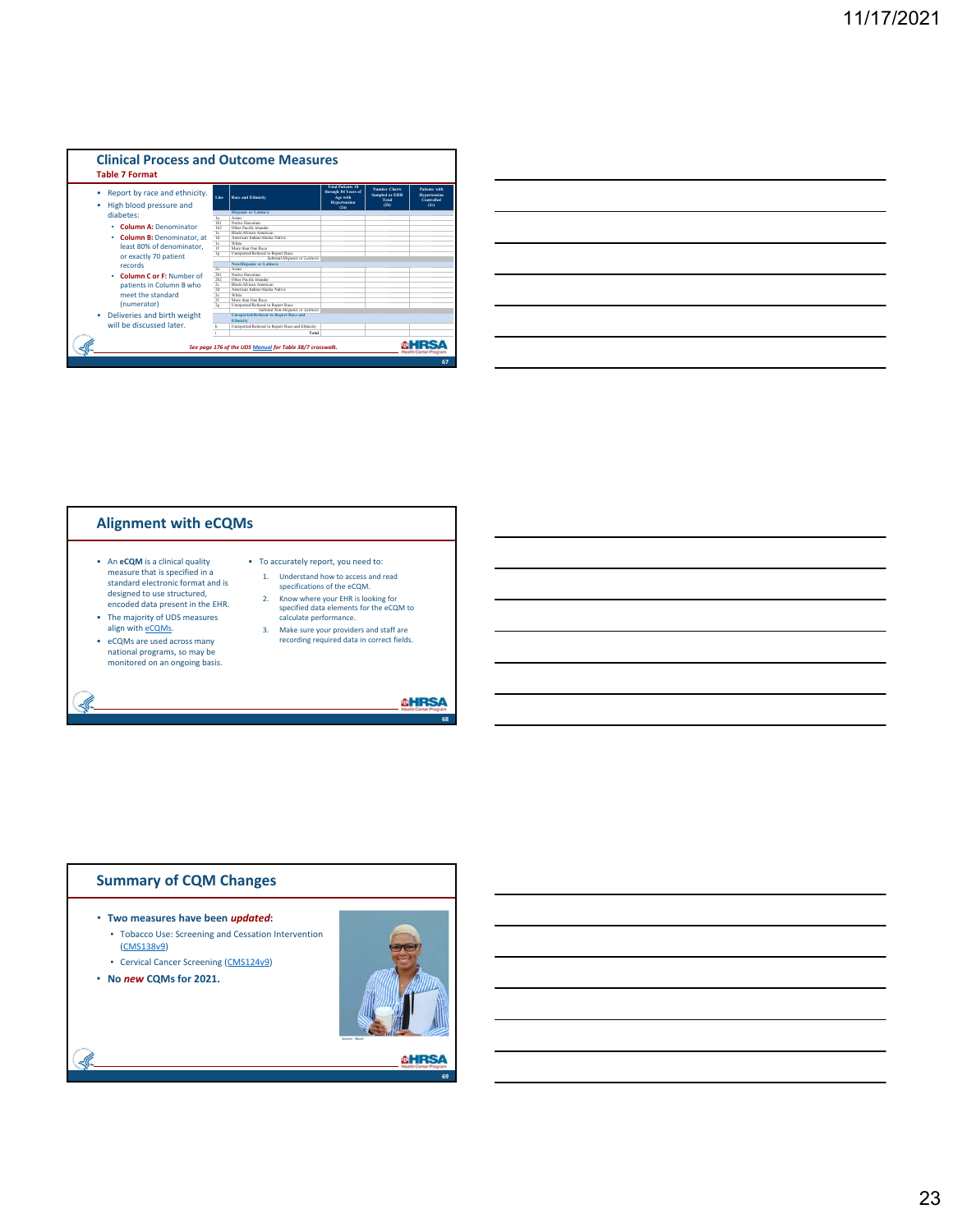## Clinical Process and Outcome Measures

### Table 7 Format

- Report by race and ethnicity.
- High blood pressure and diabetes:
  - **Column A:** Denominator
  - **Column B:** Denominator, at least 80% of denominator, or exactly 70 patient records
  - **Column C or F:** Number of patients in Column B who meet the standard (numerator)
- Deliveries and birth weight will be discussed later.

| Line | Race and Ethnicity | Total Patients 18 through 84 Years of Age with Hypertension (2a) | Number Charts Sampled or EHR Total (2b) | Patients with Hypertension Controlled (2c) |
|---|---|---|---|---|
| | **Hispanic or Latino/a** | | | |
| 1a | Asian | | | |
| 1b1 | Native Hawaiian | | | |
| 1b2 | Other Pacific Islander | | | |
| 1c | Black/African American | | | |
| 1d | American Indian/Alaska Native | | | |
| 1e | White | | | |
| 1f | More than One Race | | | |
| 1g | Unreported/Refused to Report Race | | | |
| | *Subtotal Hispanic or Latino/a* | | | |
| | **Non-Hispanic or Latino/a** | | | |
| 2a | Asian | | | |
| 2b1 | Native Hawaiian | | | |
| 2b2 | Other Pacific Islander | | | |
| 2c | Black/African American | | | |
| 2d | American Indian/Alaska Native | | | |
| 2e | White | | | |
| 2f | More than One Race | | | |
| 2g | Unreported/Refused to Report Race | | | |
| | *Subtotal Non-Hispanic or Latino/a* | | | |
| | **Unreported/Refused to Report Race and Ethnicity** | | | |
| h | Unreported/Refused to Report Race and Ethnicity | | | |
| i | **Total** | | | |

*See page 176 of the UDS Manual for Table 3B/7 crosswalk.*

## Alignment with eCQMs

- An **eCQM** is a clinical quality measure that is specified in a standard electronic format and is designed to use structured, encoded data present in the EHR.
- The majority of UDS measures align with eCQMs.
- eCQMs are used across many national programs, so may be monitored on an ongoing basis.
- To accurately report, you need to:
  1. Understand how to access and read specifications of the eCQM.
  2. Know where your EHR is looking for specified data elements for the eCQM to calculate performance.
  3. Make sure your providers and staff are recording required data in correct fields.

## Summary of CQM Changes

- **Two measures have been *updated*:**
  - Tobacco Use: Screening and Cessation Intervention (CMS138v9)
  - Cervical Cancer Screening (CMS124v9)
- **No *new* CQMs for 2021.**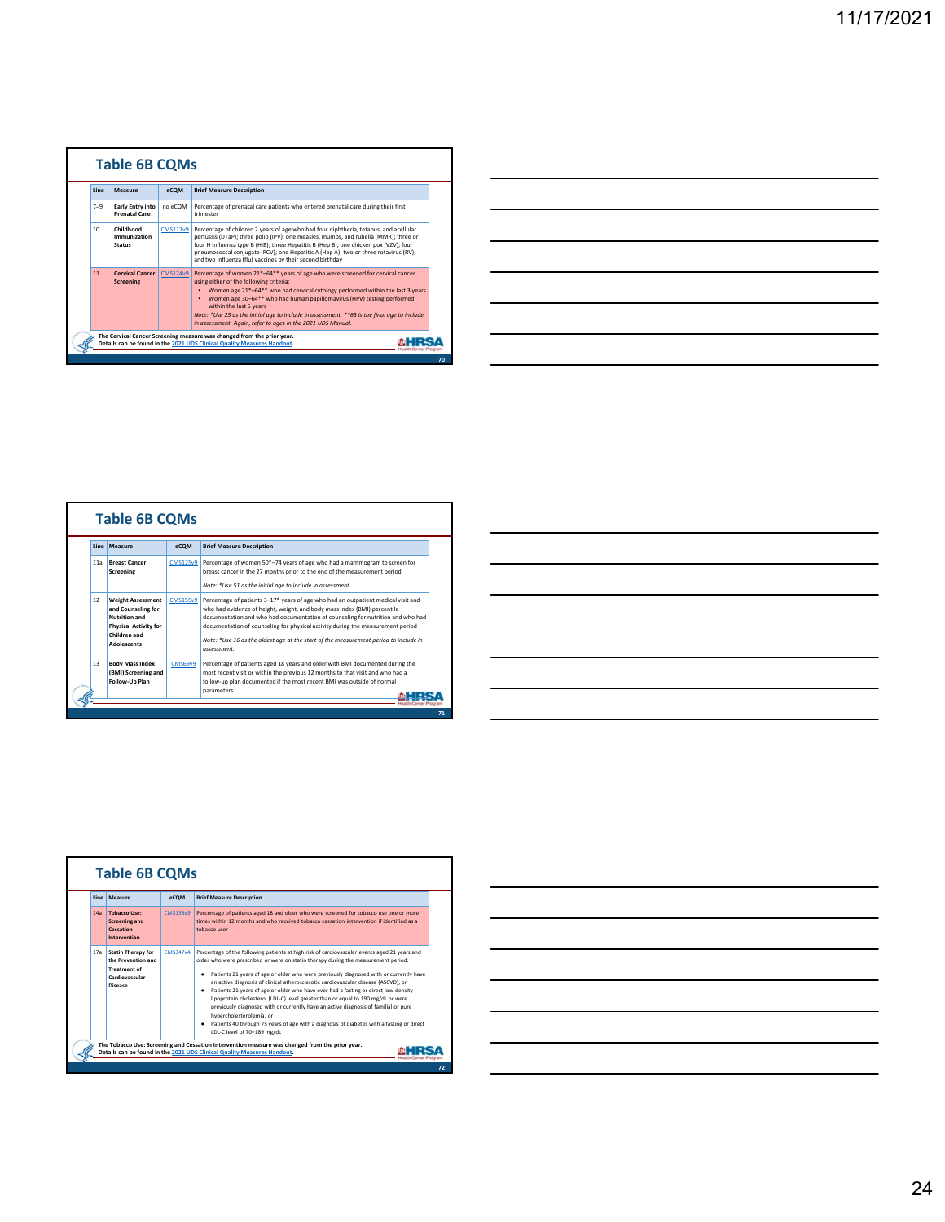## Table 6B CQMs

| Line | Measure | eCQM | Brief Measure Description |
|---|---|---|---|
| 7–9 | Early Entry into Prenatal Care | no eCQM | Percentage of prenatal care patients who entered prenatal care during their first trimester |
| 10 | Childhood Immunization Status | CMS117v9 | Percentage of children 2 years of age who had four diphtheria, tetanus, and acellular pertussis (DTaP); three polio (IPV); one measles, mumps, and rubella (MMR); three or four H influenza type B (HiB); three Hepatitis B (Hep B); one chicken pox (VZV); four pneumococcal conjugate (PCV); one Hepatitis A (Hep A); two or three rotavirus (RV); and two influenza (flu) vaccines by their second birthday |
| 11 | Cervical Cancer Screening | CMS124v9 | Percentage of women 21*–64** years of age who were screened for cervical cancer using either of the following criteria: • Women age 21*–64** who had cervical cytology performed within the last 3 years • Women age 30–64** who had human papillomavirus (HPV) testing performed within the last 5 years *Note: *Use 23 as the initial age to include in assessment. **63 is the final age to include in assessment. Again, refer to ages in the 2021 UDS Manual.* |

**The Cervical Cancer Screening measure was changed from the prior year. Details can be found in the 2021 UDS Clinical Quality Measures Handout.**

## Table 6B CQMs

| Line | Measure | eCQM | Brief Measure Description |
|---|---|---|---|
| 11a | Breast Cancer Screening | CMS125v9 | Percentage of women 50*–74 years of age who had a mammogram to screen for breast cancer in the 27 months prior to the end of the measurement period *Note: *Use 51 as the initial age to include in assessment.* |
| 12 | Weight Assessment and Counseling for Nutrition and Physical Activity for Children and Adolescents | CMS155v9 | Percentage of patients 3–17* years of age who had an outpatient medical visit and who had evidence of height, weight, and body mass index (BMI) percentile documentation and who had documentation of counseling for nutrition and who had documentation of counseling for physical activity during the measurement period *Note: *Use 16 as the oldest age at the start of the measurement period to include in assessment.* |
| 13 | Body Mass Index (BMI) Screening and Follow-Up Plan | CMS69v9 | Percentage of patients aged 18 years and older with BMI documented during the most recent visit or within the previous 12 months to that visit and who had a follow-up plan documented if the most recent BMI was outside of normal parameters |

## Table 6B CQMs

| Line | Measure | eCQM | Brief Measure Description |
|---|---|---|---|
| 14a | Tobacco Use: Screening and Cessation Intervention | CMS138v9 | Percentage of patients aged 18 and older who were screened for tobacco use one or more times within 12 months and who received tobacco cessation intervention if identified as a tobacco user |
| 17a | Statin Therapy for the Prevention and Treatment of Cardiovascular Disease | CMS347v4 | Percentage of the following patients at high risk of cardiovascular events aged 21 years and older who were prescribed or were on statin therapy during the measurement period: • Patients 21 years of age or older who were previously diagnosed with or currently have an active diagnosis of clinical atherosclerotic cardiovascular disease (ASCVD), or • Patients 21 years of age or older who have ever had a fasting or direct low-density lipoprotein cholesterol (LDL-C) level greater than or equal to 190 mg/dL or were previously diagnosed with or currently have an active diagnosis of familial or pure hypercholesterolemia, or • Patients 40 through 75 years of age with a diagnosis of diabetes with a fasting or direct LDL-C level of 70–189 mg/dL |

**The Tobacco Use: Screening and Cessation Intervention measure was changed from the prior year. Details can be found in the 2021 UDS Clinical Quality Measures Handout.**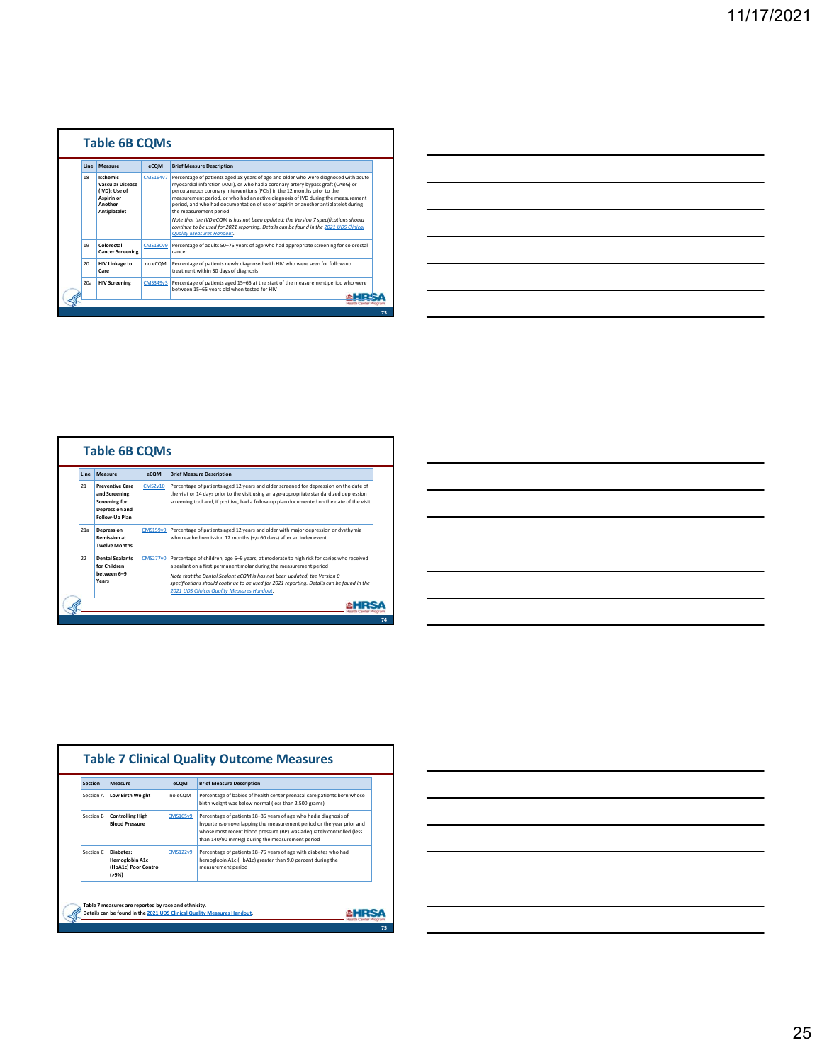## Table 6B CQMs

| Line | Measure | eCQM | Brief Measure Description |
|---|---|---|---|
| 18 | **Ischemic Vascular Disease (IVD): Use of Aspirin or Another Antiplatelet** | CMS164v7 | Percentage of patients aged 18 years of age and older who were diagnosed with acute myocardial infarction (AMI), or who had a coronary artery bypass graft (CABG) or percutaneous coronary interventions (PCIs) in the 12 months prior to the measurement period, or who had an active diagnosis of IVD during the measurement period, and who had documentation of use of aspirin or another antiplatelet during the measurement period<br>*Note that the IVD eCQM is has not been updated; the Version 7 specifications should continue to be used for 2021 reporting. Details can be found in the 2021 UDS Clinical Quality Measures Handout.* |
| 19 | **Colorectal Cancer Screening** | CMS130v9 | Percentage of adults 50–75 years of age who had appropriate screening for colorectal cancer |
| 20 | **HIV Linkage to Care** | no eCQM | Percentage of patients newly diagnosed with HIV who were seen for follow-up treatment within 30 days of diagnosis |
| 20a | **HIV Screening** | CMS349v3 | Percentage of patients aged 15–65 at the start of the measurement period who were between 15–65 years old when tested for HIV |

## Table 6B CQMs

| Line | Measure | eCQM | Brief Measure Description |
|---|---|---|---|
| 21 | **Preventive Care and Screening: Screening for Depression and Follow-Up Plan** | CMS2v10 | Percentage of patients aged 12 years and older screened for depression on the date of the visit or 14 days prior to the visit using an age-appropriate standardized depression screening tool and, if positive, had a follow-up plan documented on the date of the visit |
| 21a | **Depression Remission at Twelve Months** | CMS159v9 | Percentage of patients aged 12 years and older with major depression or dysthymia who reached remission 12 months (+/- 60 days) after an index event |
| 22 | **Dental Sealants for Children between 6–9 Years** | CMS277v0 | Percentage of children, age 6–9 years, at moderate to high risk for caries who received a sealant on a first permanent molar during the measurement period<br>*Note that the Dental Sealant eCQM is has not been updated; the Version 0 specifications should continue to be used for 2021 reporting. Details can be found in the 2021 UDS Clinical Quality Measures Handout.* |

## Table 7 Clinical Quality Outcome Measures

| Section | Measure | eCQM | Brief Measure Description |
|---|---|---|---|
| Section A | **Low Birth Weight** | no eCQM | Percentage of babies of health center prenatal care patients born whose birth weight was below normal (less than 2,500 grams) |
| Section B | **Controlling High Blood Pressure** | CMS165v9 | Percentage of patients 18–85 years of age who had a diagnosis of hypertension overlapping the measurement period or the year prior and whose most recent blood pressure (BP) was adequately controlled (less than 140/90 mmHg) during the measurement period |
| Section C | **Diabetes: Hemoglobin A1c (HbA1c) Poor Control (>9%)** | CMS122v9 | Percentage of patients 18–75 years of age with diabetes who had hemoglobin A1c (HbA1c) greater than 9.0 percent during the measurement period |

**Table 7 measures are reported by race and ethnicity.**
**Details can be found in the 2021 UDS Clinical Quality Measures Handout.**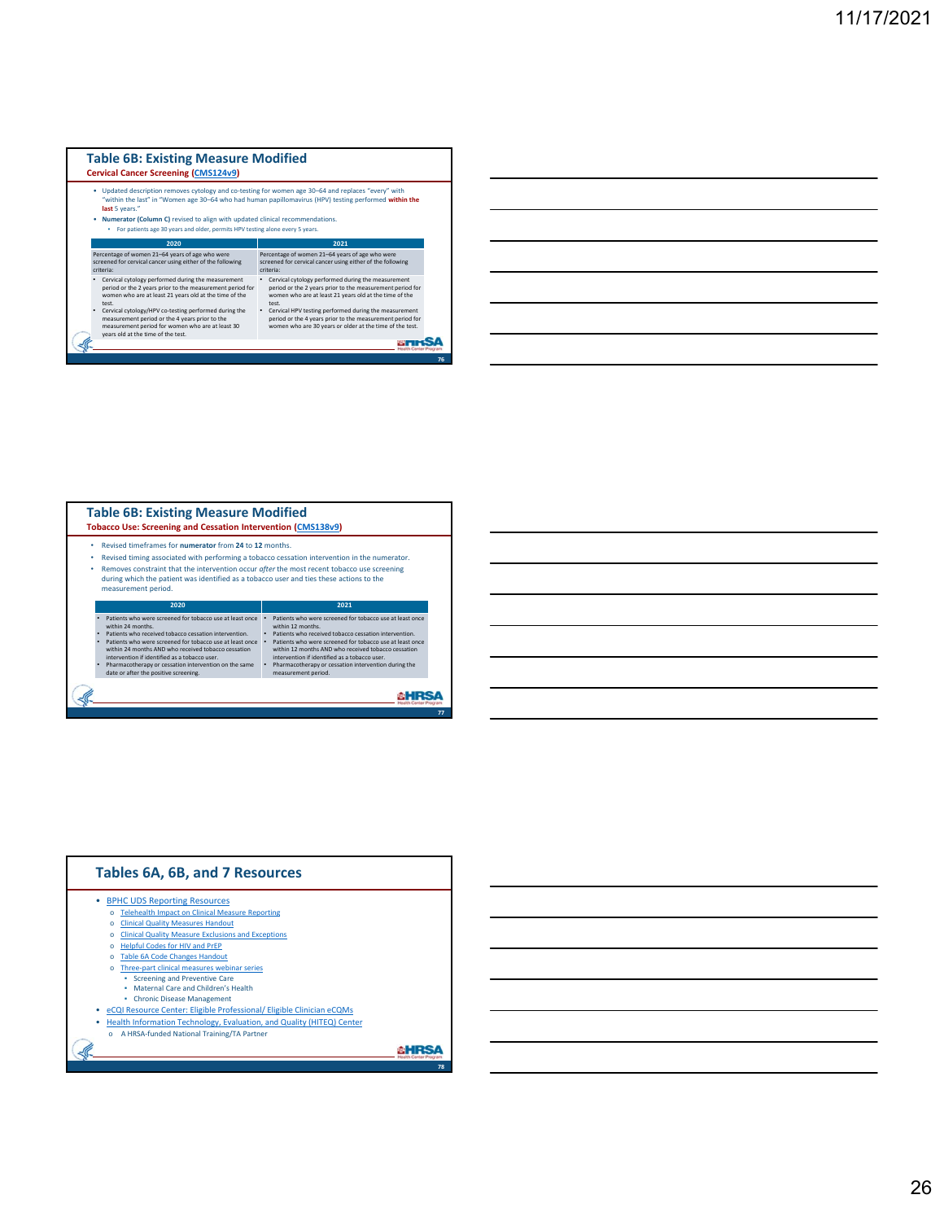## Table 6B: Existing Measure Modified

**Cervical Cancer Screening (CMS124v9)**

- Updated description removes cytology and co-testing for women age 30–64 and replaces "every" with "within the last" in "Women age 30–64 who had human papillomavirus (HPV) testing performed **within the last** 5 years."
- **Numerator (Column C)** revised to align with updated clinical recommendations.
  - For patients age 30 years and older, permits HPV testing alone every 5 years.

| 2020 | 2021 |
|---|---|
| Percentage of women 21–64 years of age who were screened for cervical cancer using either of the following criteria: | Percentage of women 21–64 years of age who were screened for cervical cancer using either of the following criteria: |
| • Cervical cytology performed during the measurement period or the 2 years prior to the measurement period for women who are at least 21 years old at the time of the test.<br>• Cervical cytology/HPV co-testing performed during the measurement period or the 4 years prior to the measurement period for women who are at least 30 years old at the time of the test. | • Cervical cytology performed during the measurement period or the 2 years prior to the measurement period for women who are at least 21 years old at the time of the test.<br>• Cervical HPV testing performed during the measurement period or the 4 years prior to the measurement period for women who are 30 years or older at the time of the test. |

## Table 6B: Existing Measure Modified

**Tobacco Use: Screening and Cessation Intervention (CMS138v9)**

- Revised timeframes for **numerator** from **24** to **12** months.
- Revised timing associated with performing a tobacco cessation intervention in the numerator.
- Removes constraint that the intervention occur *after* the most recent tobacco use screening during which the patient was identified as a tobacco user and ties these actions to the measurement period.

| 2020 | 2021 |
|---|---|
| • Patients who were screened for tobacco use at least once within 24 months.<br>• Patients who received tobacco cessation intervention.<br>• Patients who were screened for tobacco use at least once within 24 months AND who received tobacco cessation intervention if identified as a tobacco user.<br>• Pharmacotherapy or cessation intervention on the same date or after the positive screening. | • Patients who were screened for tobacco use at least once within 12 months.<br>• Patients who received tobacco cessation intervention.<br>• Patients who were screened for tobacco use at least once within 12 months AND who received tobacco cessation intervention if identified as a tobacco user.<br>• Pharmacotherapy or cessation intervention during the measurement period. |

## Tables 6A, 6B, and 7 Resources

- BPHC UDS Reporting Resources
  - Telehealth Impact on Clinical Measure Reporting
  - Clinical Quality Measures Handout
  - Clinical Quality Measure Exclusions and Exceptions
  - Helpful Codes for HIV and PrEP
  - Table 6A Code Changes Handout
  - Three-part clinical measures webinar series
    - Screening and Preventive Care
    - Maternal Care and Children's Health
    - Chronic Disease Management
- eCQI Resource Center: Eligible Professional/ Eligible Clinician eCQMs
- Health Information Technology, Evaluation, and Quality (HITEQ) Center
  - A HRSA-funded National Training/TA Partner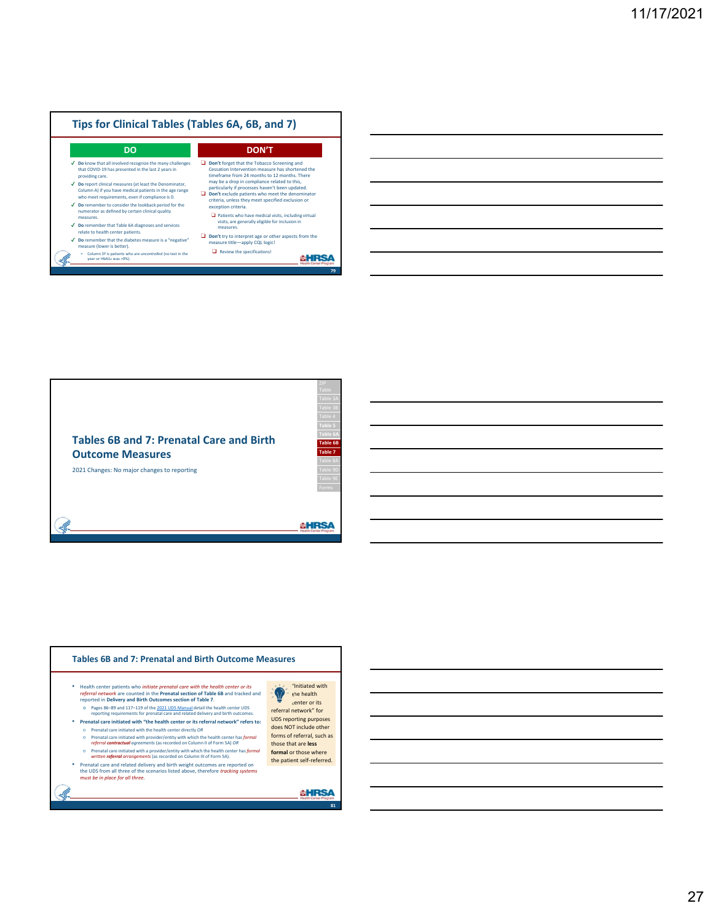## Tips for Clinical Tables (Tables 6A, 6B, and 7)

| DO | DON'T |
|---|---|
| ✓ **Do** know that all involved recognize the many challenges that COVID-19 has presented in the last 2 years in providing care. | ❑ **Don't** forget that the Tobacco Screening and Cessation Intervention measure has shortened the timeframe from 24 months to 12 months. There may be a drop in compliance related to this, particularly if processes haven't been updated. |
| ✓ **Do** report clinical measures (at least the Denominator, Column A) if you have medical patients in the age range who meet requirements, even if compliance is 0. | ❑ **Don't** exclude patients who meet the denominator criteria, unless they meet specified exclusion or exception criteria. ❑ Patients who have medical visits, including virtual visits, are generally eligible for inclusion in measures. |
| ✓ **Do** remember to consider the lookback period for the numerator as defined by certain clinical quality measures. | ❑ **Don't** try to interpret age or other aspects from the measure title—apply CQL logic! ❑ Review the specifications! |
| ✓ **Do** remember that Table 6A diagnoses and services relate to health center patients. | |
| ✓ **Do** remember that the diabetes measure is a "negative" measure (lower is better). • Column 3F is patients who are *uncontrolled* (no test in the year or HbA1c was >9%). | |

## Tables 6B and 7: Prenatal Care and Birth Outcome Measures

2021 Changes: No major changes to reporting

ZIP Table | Table 3A | Table 3B | Table 4 | Table 5 | Table 6A | **Table 6B** | **Table 7** | Table 8A | Table 9D | Table 9E | Forms

## Tables 6B and 7: Prenatal and Birth Outcome Measures

- Health center patients who *initiate prenatal care with the health center or its referral network* are counted in the **Prenatal section of Table 6B** and tracked and reported in **Delivery and Birth Outcomes section of Table 7**.
  - Pages 86–89 and 117–119 of the 2021 UDS Manual detail the health center UDS reporting requirements for prenatal care and related delivery and birth outcomes.
- **Prenatal care initiated with "the health center or its referral network" refers to:**
  - Prenatal care initiated with the health center directly *OR*
  - Prenatal care initiated with provider/entity with which the health center has *formal referral **contractual** agreements* (as recorded on Column II of Form 5A) *OR*
  - Prenatal care initiated with a provider/entity with which the health center has *formal written **referral** arrangements* (as recorded on Column III of Form 5A).
- Prenatal care and related delivery and birth weight outcomes are reported on the UDS from all three of the scenarios listed above, therefore *tracking systems must be in place for all three.*

"Initiated with the health center or its referral network" for UDS reporting purposes does NOT include other forms of referral, such as those that are **less formal** or those where the patient self-referred.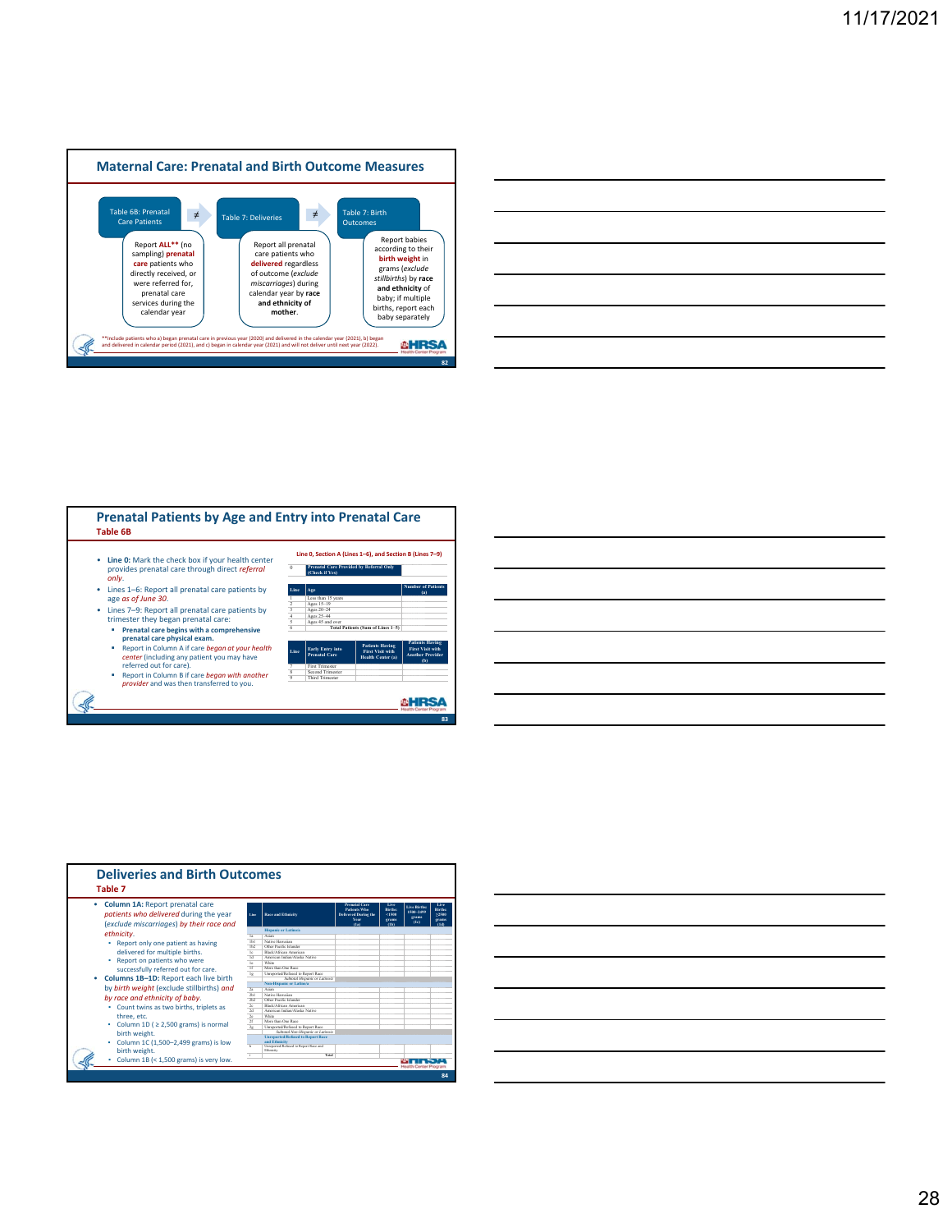## Maternal Care: Prenatal and Birth Outcome Measures

**Table 6B: Prenatal Care Patients** ≠ **Table 7: Deliveries** ≠ **Table 7: Birth Outcomes**

- **Table 6B: Prenatal Care Patients** — Report **ALL**** (no sampling) **prenatal care** patients who directly received, or were referred for, prenatal care services during the calendar year
- **Table 7: Deliveries** — Report all prenatal care patients who **delivered** regardless of outcome (*exclude miscarriages*) during calendar year by **race and ethnicity of mother**.
- **Table 7: Birth Outcomes** — Report babies according to their **birth weight** in grams (*exclude stillbirths*) by **race and ethnicity** of baby; if multiple births, report each baby separately

**Include patients who a) began prenatal care in previous year (2020) and delivered in the calendar year (2021), b) began and delivered in calendar period (2021), and c) began in calendar year (2021) and will not deliver until next year (2022).

## Prenatal Patients by Age and Entry into Prenatal Care
### Table 6B

- **Line 0:** Mark the check box if your health center provides prenatal care through direct *referral only*.
- Lines 1–6: Report all prenatal care patients by age *as of June 30*.
- Lines 7–9: Report all prenatal care patients by trimester they began prenatal care:
  - **Prenatal care begins with a comprehensive prenatal care physical exam.**
  - Report in Column A if care *began at your health center* (including any patient you may have referred out for care).
  - Report in Column B if care *began with another provider* and was then transferred to you.

**Line 0, Section A (Lines 1–6), and Section B (Lines 7–9)**

| 0 | Prenatal Care Provided by Referral Only (Check if Yes) |
|---|---|

| Line | Age | Number of Patients (a) |
|---|---|---|
| 1 | Less than 15 years | |
| 2 | Ages 15–19 | |
| 3 | Ages 20–24 | |
| 4 | Ages 25–44 | |
| 5 | Ages 45 and over | |
| 6 | Total Patients (Sum of Lines 1–5) | |

| Line | Early Entry into Prenatal Care | Patients Having First Visit with Health Center (a) | Patients Having First Visit with Another Provider (b) |
|---|---|---|---|
| 7 | First Trimester | | |
| 8 | Second Trimester | | |
| 9 | Third Trimester | | |

## Deliveries and Birth Outcomes
### Table 7

- **Column 1A:** Report prenatal care *patients who delivered* during the year (*exclude miscarriages*) *by their race and ethnicity*.
  - Report only one patient as having delivered for multiple births.
  - Report on patients who were successfully referred out for care.
- **Columns 1B–1D:** Report each live birth by *birth weight* (exclude stillbirths) *and by race and ethnicity of baby*.
  - Count twins as two births, triplets as three, etc.
  - Column 1D (≥ 2,500 grams) is normal birth weight.
  - Column 1C (1,500–2,499 grams) is low birth weight.
  - Column 1B (< 1,500 grams) is very low.

| Line | Race and Ethnicity | Prenatal Care Patients Who Delivered During the Year (1a) | Live Births: <1500 grams (1b) | Live Births: 1500–2499 grams (1c) | Live Births: ≥2500 grams (1d) |
|---|---|---|---|---|---|
| | **Hispanic or Latino/a** | | | | |
| 1a | Asian | | | | |
| 1b1 | Native Hawaiian | | | | |
| 1b2 | Other Pacific Islander | | | | |
| 1c | Black/African American | | | | |
| 1d | American Indian/Alaska Native | | | | |
| 1e | White | | | | |
| 1f | More than One Race | | | | |
| 1g | Unreported/Refused to Report Race | | | | |
| | Subtotal Hispanic or Latino/a | | | | |
| | **Non-Hispanic or Latino/a** | | | | |
| 2a | Asian | | | | |
| 2b1 | Native Hawaiian | | | | |
| 2b2 | Other Pacific Islander | | | | |
| 2c | Black/African American | | | | |
| 2d | American Indian/Alaska Native | | | | |
| 2e | White | | | | |
| 2f | More than One Race | | | | |
| 2g | Unreported/Refused to Report Race | | | | |
| | Subtotal Non-Hispanic or Latino/a | | | | |
| | **Unreported/Refused to Report Race and Ethnicity** | | | | |
| h | Unreported/Refused to Report Race and Ethnicity | | | | |
| i | Total | | | | |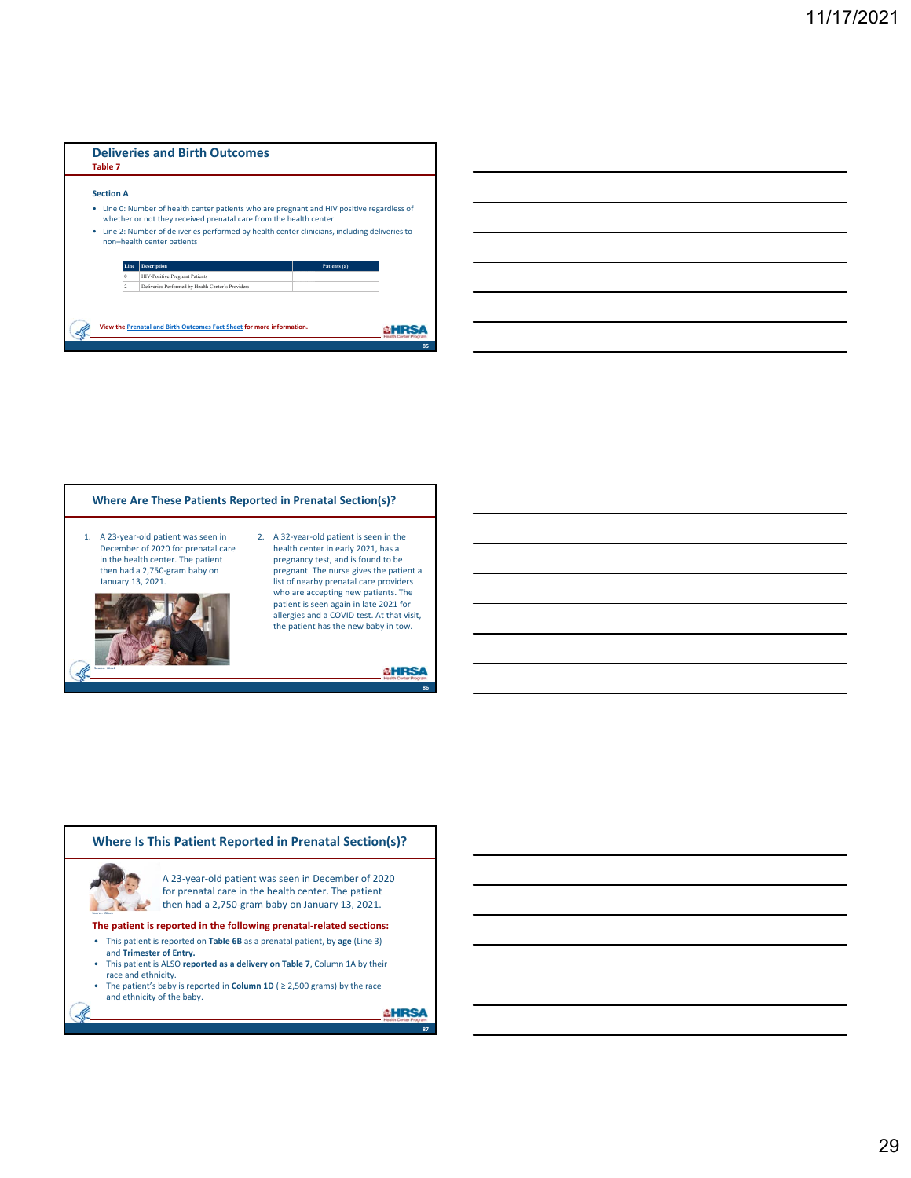## Deliveries and Birth Outcomes

Table 7

**Section A**

- Line 0: Number of health center patients who are pregnant and HIV positive regardless of whether or not they received prenatal care from the health center
- Line 2: Number of deliveries performed by health center clinicians, including deliveries to non–health center patients

| Line | Description | Patients (a) |
|---|---|---|
| 0 | HIV-Positive Pregnant Patients | |
| 2 | Deliveries Performed by Health Center's Providers | |

View the Prenatal and Birth Outcomes Fact Sheet for more information.

## Where Are These Patients Reported in Prenatal Section(s)?

1. A 23-year-old patient was seen in December of 2020 for prenatal care in the health center. The patient then had a 2,750-gram baby on January 13, 2021.
2. A 32-year-old patient is seen in the health center in early 2021, has a pregnancy test, and is found to be pregnant. The nurse gives the patient a list of nearby prenatal care providers who are accepting new patients. The patient is seen again in late 2021 for allergies and a COVID test. At that visit, the patient has the new baby in tow.

Source: iStock

## Where Is This Patient Reported in Prenatal Section(s)?

A 23-year-old patient was seen in December of 2020 for prenatal care in the health center. The patient then had a 2,750-gram baby on January 13, 2021.

Source: iStock

**The patient is reported in the following prenatal-related sections:**

- This patient is reported on **Table 6B** as a prenatal patient, by **age** (Line 3) and **Trimester of Entry.**
- This patient is ALSO **reported as a delivery on Table 7**, Column 1A by their race and ethnicity.
- The patient's baby is reported in **Column 1D** ( ≥ 2,500 grams) by the race and ethnicity of the baby.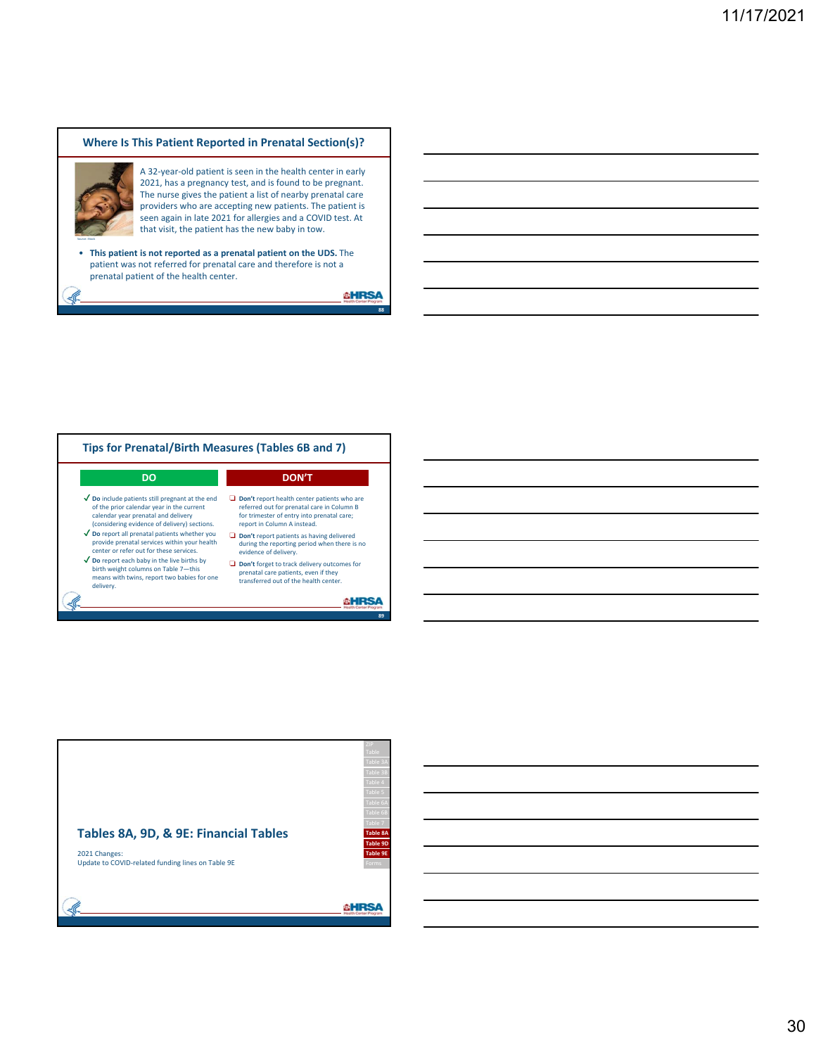## Where Is This Patient Reported in Prenatal Section(s)?

A 32-year-old patient is seen in the health center in early 2021, has a pregnancy test, and is found to be pregnant. The nurse gives the patient a list of nearby prenatal care providers who are accepting new patients. The patient is seen again in late 2021 for allergies and a COVID test. At that visit, the patient has the new baby in tow.

- **This patient is not reported as a prenatal patient on the UDS.** The patient was not referred for prenatal care and therefore is not a prenatal patient of the health center.

## Tips for Prenatal/Birth Measures (Tables 6B and 7)

| DO | DON'T |
| --- | --- |
| ✓ **Do** include patients still pregnant at the end of the prior calendar year in the current calendar year prenatal and delivery (considering evidence of delivery) sections. | ❑ **Don't** report health center patients who are referred out for prenatal care in Column B for trimester of entry into prenatal care; report in Column A instead. |
| ✓ **Do** report all prenatal patients whether you provide prenatal services within your health center or refer out for these services. | ❑ **Don't** report patients as having delivered during the reporting period when there is no evidence of delivery. |
| ✓ **Do** report each baby in the live births by birth weight columns on Table 7—this means with twins, report two babies for one delivery. | ❑ **Don't** forget to track delivery outcomes for prenatal care patients, even if they transferred out of the health center. |

## Tables 8A, 9D, & 9E: Financial Tables

2021 Changes:
Update to COVID-related funding lines on Table 9E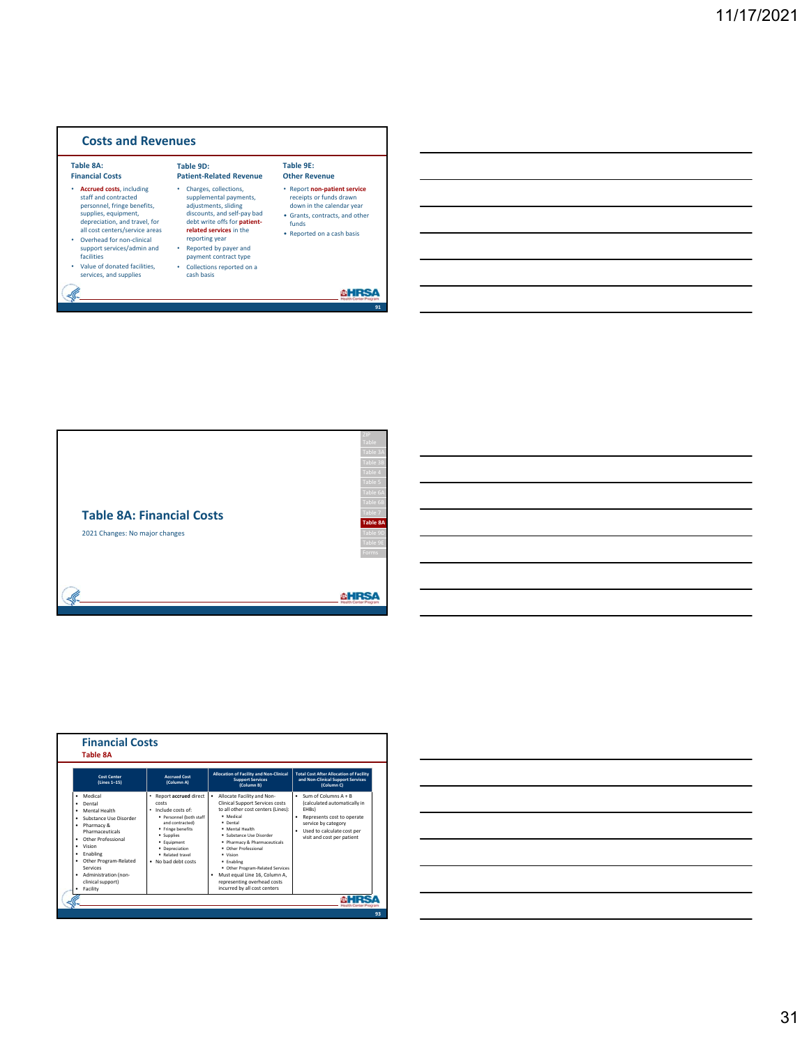## Costs and Revenues

**Table 8A: Financial Costs**

- **Accrued costs**, including staff and contracted personnel, fringe benefits, supplies, equipment, depreciation, and travel, for all cost centers/service areas
- Overhead for non-clinical support services/admin and facilities
- Value of donated facilities, services, and supplies

**Table 9D: Patient-Related Revenue**

- Charges, collections, supplemental payments, adjustments, sliding discounts, and self-pay bad debt write offs for **patient-related services** in the reporting year
- Reported by payer and payment contract type
- Collections reported on a cash basis

**Table 9E: Other Revenue**

- Report **non-patient service** receipts or funds drawn down in the calendar year
- Grants, contracts, and other funds
- Reported on a cash basis

## Table 8A: Financial Costs

2021 Changes: No major changes

ZIP Table | Table 3A | Table 3B | Table 4 | Table 5 | Table 6A | Table 6B | Table 7 | **Table 8A** | Table 9D | Table 9E | Forms

## Financial Costs

### Table 8A

| Cost Center (Lines 1–15) | Accrued Cost (Column A) | Allocation of Facility and Non-Clinical Support Services (Column B) | Total Cost After Allocation of Facility and Non-Clinical Support Services (Column C) |
|---|---|---|---|
| • Medical<br>• Dental<br>• Mental Health<br>• Substance Use Disorder<br>• Pharmacy & Pharmaceuticals<br>• Other Professional<br>• Vision<br>• Enabling<br>• Other Program-Related Services<br>• Administration (non-clinical support)<br>• Facility | • Report **accrued** direct costs<br>• Include costs of:<br>  • Personnel (both staff and contracted)<br>  • Fringe benefits<br>  • Supplies<br>  • Equipment<br>  • Depreciation<br>  • Related travel<br>• No bad debt costs | • Allocate Facility and Non-Clinical Support Services costs to all other cost centers (Lines):<br>  • Medical<br>  • Dental<br>  • Mental Health<br>  • Substance Use Disorder<br>  • Pharmacy & Pharmaceuticals<br>  • Other Professional<br>  • Vision<br>  • Enabling<br>  • Other Program-Related Services<br>• Must equal Line 16, Column A, representing overhead costs incurred by all cost centers | • Sum of Columns A + B (calculated automatically in EHBs)<br>• Represents cost to operate service by category<br>• Used to calculate cost per visit and cost per patient |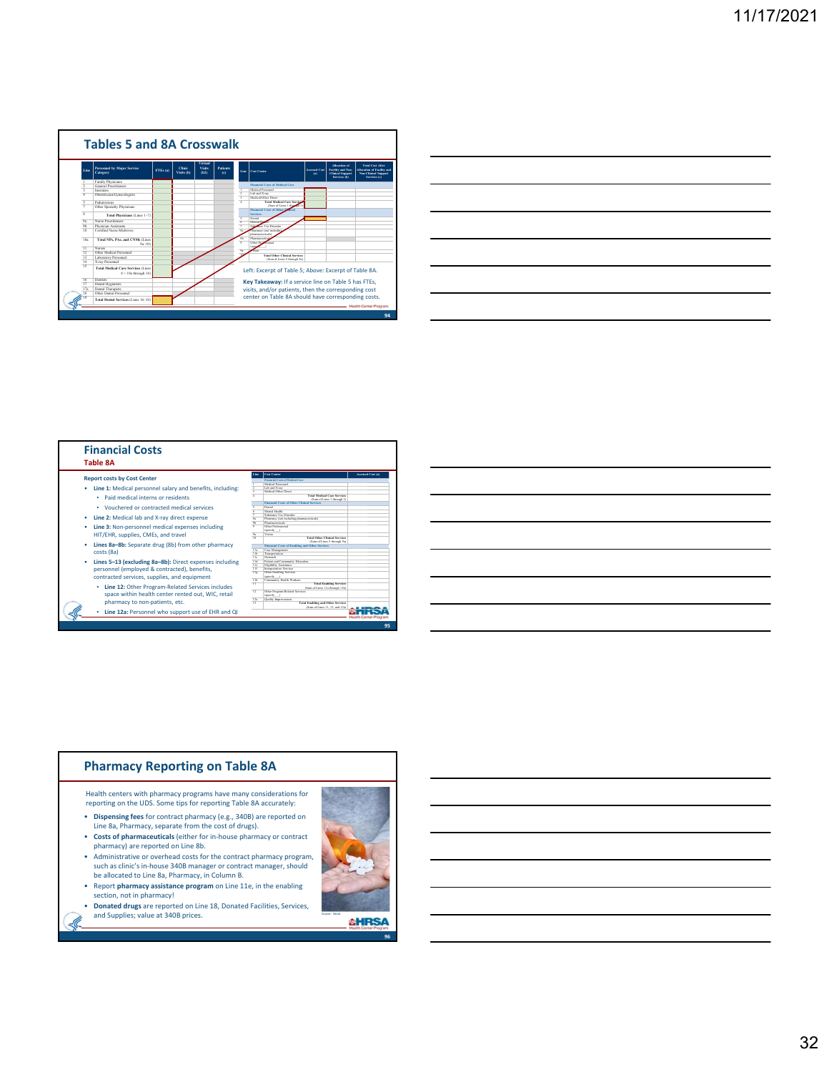## Tables 5 and 8A Crosswalk

Left: Excerpt of Table 5; Above: Excerpt of Table 8A.

**Key Takeaway:** If a service line on Table 5 has FTEs, visits, and/or patients, then the corresponding cost center on Table 8A should have corresponding costs.

## Financial Costs

### Table 8A

**Report costs by Cost Center**

- **Line 1:** Medical personnel salary and benefits, including:
  - Paid medical interns or residents
  - Vouchered or contracted medical services
- **Line 2:** Medical lab and X-ray direct expense
- **Line 3:** Non-personnel medical expenses including HIT/EHR, supplies, CMEs, and travel
- **Lines 8a–8b:** Separate drug (8b) from other pharmacy costs (8a)
- **Lines 5–13 (excluding 8a–8b):** Direct expenses including personnel (employed & contracted), benefits, contracted services, supplies, and equipment
  - **Line 12:** Other Program-Related Services includes space within health center rented out, WIC, retail pharmacy to non-patients, etc.
  - **Line 12a:** Personnel who support use of EHR and QI

## Pharmacy Reporting on Table 8A

Health centers with pharmacy programs have many considerations for reporting on the UDS. Some tips for reporting Table 8A accurately:

- **Dispensing fees** for contract pharmacy (e.g., 340B) are reported on Line 8a, Pharmacy, separate from the cost of drugs).
- **Costs of pharmaceuticals** (either for in-house pharmacy or contract pharmacy) are reported on Line 8b.
- Administrative or overhead costs for the contract pharmacy program, such as clinic's in-house 340B manager or contract manager, should be allocated to Line 8a, Pharmacy, in Column B.
- Report **pharmacy assistance program** on Line 11e, in the enabling section, not in pharmacy!
- **Donated drugs** are reported on Line 18, Donated Facilities, Services, and Supplies; value at 340B prices.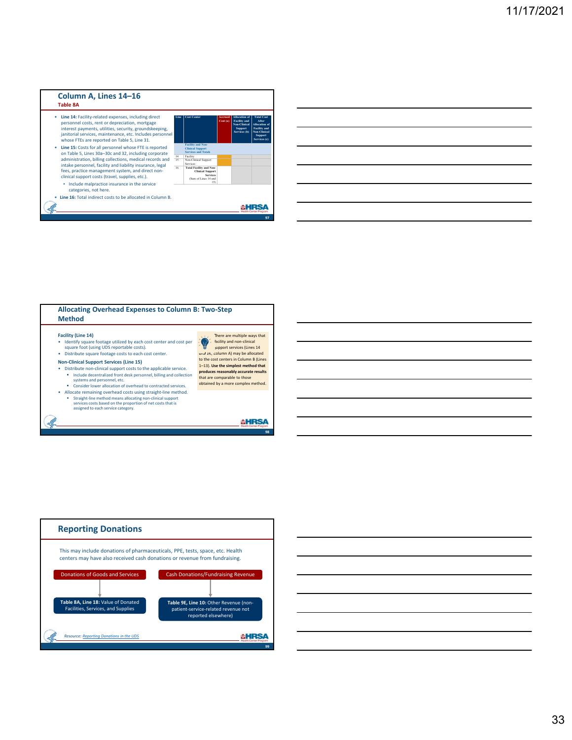## Column A, Lines 14–16

**Table 8A**

- **Line 14:** Facility-related expenses, including direct personnel costs, rent or depreciation, mortgage interest payments, utilities, security, groundskeeping, janitorial services, maintenance, etc. Includes personnel whose FTEs are reported on Table 5, Line 31.
- **Line 15:** Costs for all personnel whose FTE is reported on Table 5, Lines 30a–30c and 32, including corporate administration, billing collections, medical records and intake personnel, facility and liability insurance, legal fees, practice management system, and direct non-clinical support costs (travel, supplies, etc.).
  - Include malpractice insurance in the service categories, not here.
- **Line 16:** Total indirect costs to be allocated in Column B.

| Line | Cost Center | Accrued Cost (a) | Allocation of Facility and Non-Clinical Support Services (b) | Total Cost After Allocation of Facility and Non-Clinical Support Services (c) |
|---|---|---|---|---|
| | Facility and Non-Clinical Support Services and Totals | | | |
| 14 | Facility | | | |
| 15 | Non-Clinical Support Services | | | |
| 16 | Total Facility and Non-Clinical Support Services (Sum of Lines 14 and 15) | | | |

## Allocating Overhead Expenses to Column B: Two-Step Method

**Facility (Line 14)**

- Identify square footage utilized by each cost center and cost per square foot (using UDS reportable costs).
- Distribute square footage costs to each cost center.

**Non-Clinical Support Services (Line 15)**

- Distribute non-clinical support costs to the applicable service.
  - Include decentralized front desk personnel, billing and collection systems and personnel, etc.
  - Consider lower allocation of overhead to contracted services.
- Allocate remaining overhead costs using straight-line method.
  - Straight-line method means allocating non-clinical support services costs based on the proportion of net costs that is assigned to each service category.

There are multiple ways that facility and non-clinical support services (Lines 14 and 15, column A) may be allocated to the cost centers in Column B (Lines 1–13). **Use the simplest method that produces reasonably accurate results** that are comparable to those obtained by a more complex method.

## Reporting Donations

This may include donations of pharmaceuticals, PPE, tests, space, etc. Health centers may have also received cash donations or revenue from fundraising.

- Donations of Goods and Services → **Table 8A, Line 18:** Value of Donated Facilities, Services, and Supplies
- Cash Donations/Fundraising Revenue → **Table 9E, Line 10:** Other Revenue (non-patient-service-related revenue not reported elsewhere)

*Resource: Reporting Donations in the UDS*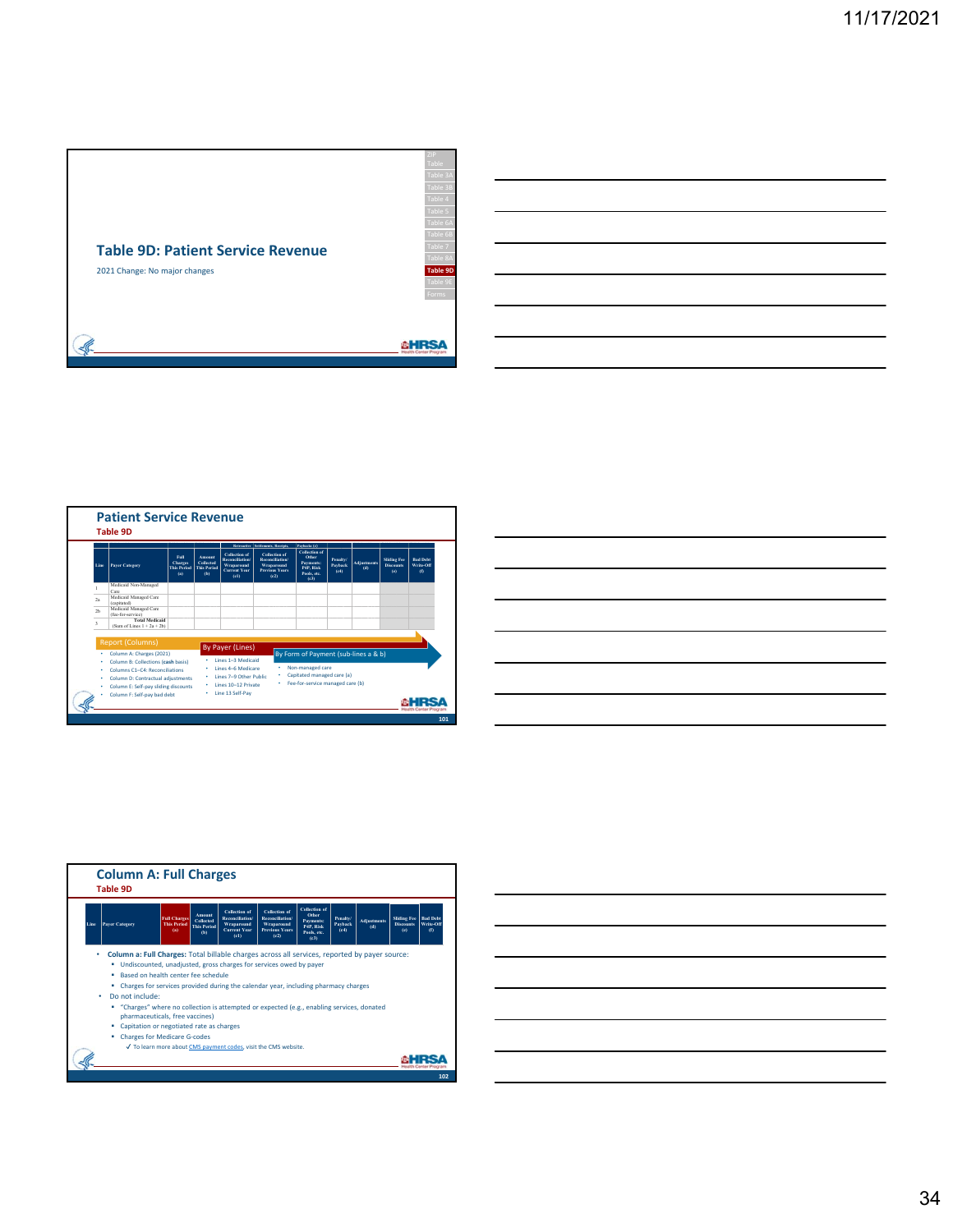## Table 9D: Patient Service Revenue

2021 Change: No major changes

ZIP Table | Table 3A | Table 3B | Table 4 | Table 5 | Table 6A | Table 6B | Table 7 | Table 8A | **Table 9D** | Table 9E | Forms

---

## Patient Service Revenue

### Table 9D

| Line | Payer Category | Full Charges This Period (a) | Amount Collected This Period (b) | Retroactive Settlements, Receipts, Paybacks (c): Collection of Reconciliation/ Wraparound Current Year (c1) | Collection of Reconciliation/ Wraparound Previous Years (c2) | Collection of Other Payments: P4P, Risk Pools, etc. (c3) | Penalty/ Payback (c4) | Adjustments (d) | Sliding Fee Discounts (e) | Bad Debt Write-Off (f) |
|---|---|---|---|---|---|---|---|---|---|---|
| 1 | Medicaid Non-Managed Care | | | | | | | | | |
| 2a | Medicaid Managed Care (capitated) | | | | | | | | | |
| 2b | Medicaid Managed Care (fee-for-service) | | | | | | | | | |
| 3 | **Total Medicaid** (Sum of Lines 1 + 2a + 2b) | | | | | | | | | |

**Report (Columns)**
- Column A: Charges (2021)
- Column B: Collections (**cash** basis)
- Columns C1–C4: Reconciliations
- Column D: Contractual adjustments
- Column E: Self-pay sliding discounts
- Column F: Self-pay bad debt

**By Payer (Lines)**
- Lines 1–3 Medicaid
- Lines 4–6 Medicare
- Lines 7–9 Other Public
- Lines 10–12 Private
- Line 13 Self-Pay

**By Form of Payment (sub-lines a & b)**
- Non-managed care
- Capitated managed care (a)
- Fee-for-service managed care (b)

---

## Column A: Full Charges

### Table 9D

| Line | Payer Category | Full Charges This Period (a) | Amount Collected This Period (b) | Collection of Reconciliation/ Wraparound Current Year (c1) | Collection of Reconciliation/ Wraparound Previous Years (c2) | Collection of Other Payments: P4P, Risk Pools, etc. (c3) | Penalty/ Payback (c4) | Adjustments (d) | Sliding Fee Discounts (e) | Bad Debt Write-Off (f) |
|---|---|---|---|---|---|---|---|---|---|---|

- **Column a: Full Charges:** Total billable charges across all services, reported by payer source:
  - Undiscounted, unadjusted, gross charges for services owed by payer
  - Based on health center fee schedule
  - Charges for services provided during the calendar year, including pharmacy charges
- Do not include:
  - "Charges" where no collection is attempted or expected (e.g., enabling services, donated pharmaceuticals, free vaccines)
  - Capitation or negotiated rate as charges
  - Charges for Medicare G-codes
    - ✓ To learn more about CMS payment codes, visit the CMS website.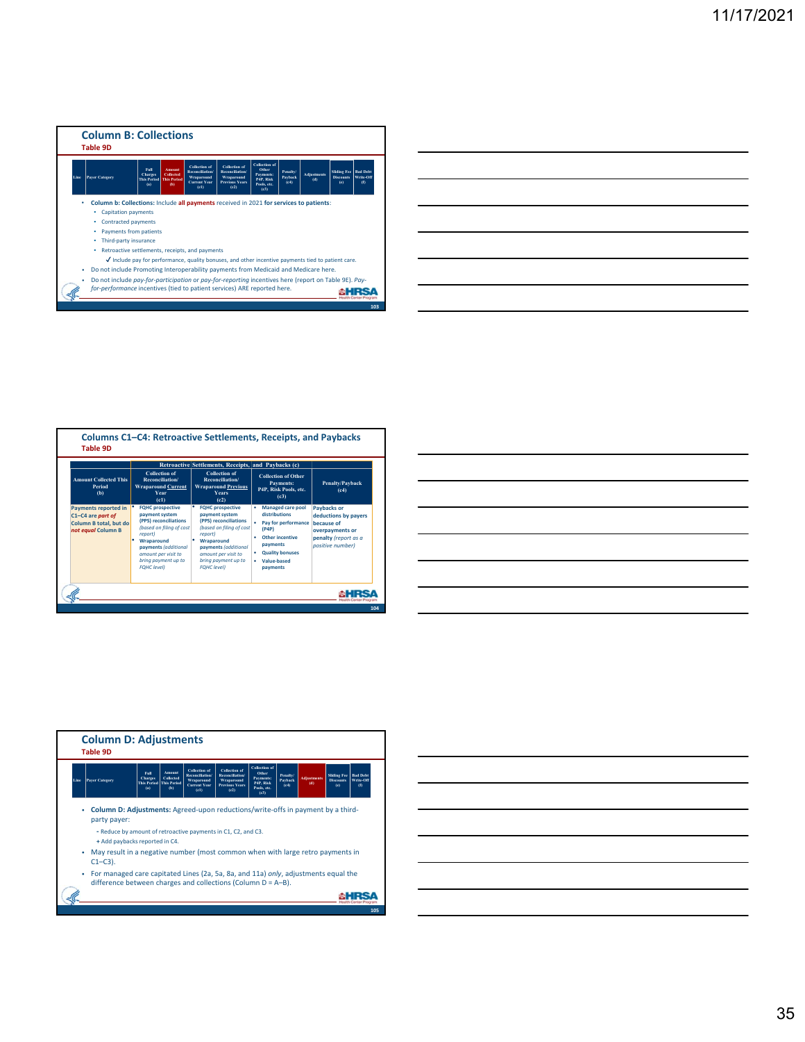## Column B: Collections

**Table 9D**

| Line | Payer Category | Full Charges This Period (a) | Amount Collected This Period (b) | Collection of Reconciliation/ Wraparound Current Year (c1) | Collection of Reconciliation/ Wraparound Previous Years (c2) | Collection of Other Payments: P4P, Risk Pools, etc. (c3) | Penalty/ Payback (c4) | Adjustments (d) | Sliding Fee Discounts (e) | Bad Debt Write-Off (f) |
|---|---|---|---|---|---|---|---|---|---|---|

- **Column b: Collections:** Include **all payments** received in 2021 **for services to patients**:
  - Capitation payments
  - Contracted payments
  - Payments from patients
  - Third-party insurance
  - Retroactive settlements, receipts, and payments
    - ✓ Include pay for performance, quality bonuses, and other incentive payments tied to patient care.
- Do not include Promoting Interoperability payments from Medicaid and Medicare here.
- Do not include *pay-for-participation* or *pay-for-reporting* incentives here (report on Table 9E). *Pay-for-performance* incentives (tied to patient services) ARE reported here.

## Columns C1–C4: Retroactive Settlements, Receipts, and Paybacks

**Table 9D**

| Amount Collected This Period (b) | Retroactive Settlements, Receipts, and Paybacks (c) | | | |
|---|---|---|---|---|
| | Collection of Reconciliation/ Wraparound Current Year (c1) | Collection of Reconciliation/ Wraparound Previous Years (c2) | Collection of Other Payments: P4P, Risk Pools, etc. (c3) | Penalty/Payback (c4) |
| Payments reported in C1–C4 are *part of* Column B total, but do *not equal* Column B | • FQHC prospective payment system (PPS) reconciliations *(based on filing of cost report)*<br>• Wraparound payments *(additional amount per visit to bring payment up to FQHC level)* | • FQHC prospective payment system (PPS) reconciliations *(based on filing of cost report)*<br>• Wraparound payments *(additional amount per visit to bring payment up to FQHC level)* | • Managed care pool distributions<br>• Pay for performance (P4P)<br>• Other incentive payments<br>• Quality bonuses<br>• Value-based payments | Paybacks or deductions by payers because of overpayments or penalty *(report as a positive number)* |

## Column D: Adjustments

**Table 9D**

| Line | Payer Category | Full Charges This Period (a) | Amount Collected This Period (b) | Collection of Reconciliation/ Wraparound Current Year (c1) | Collection of Reconciliation/ Wraparound Previous Years (c2) | Collection of Other Payments: P4P, Risk Pools, etc. (c3) | Penalty/ Payback (c4) | Adjustments (d) | Sliding Fee Discounts (e) | Bad Debt Write-Off (f) |
|---|---|---|---|---|---|---|---|---|---|---|

- **Column D: Adjustments:** Agreed-upon reductions/write-offs in payment by a third-party payer:
  - Reduce by amount of retroactive payments in C1, C2, and C3.
  - + Add paybacks reported in C4.
- May result in a negative number (most common when with large retro payments in C1–C3).
- For managed care capitated Lines (2a, 5a, 8a, and 11a) *only*, adjustments equal the difference between charges and collections (Column D = A–B).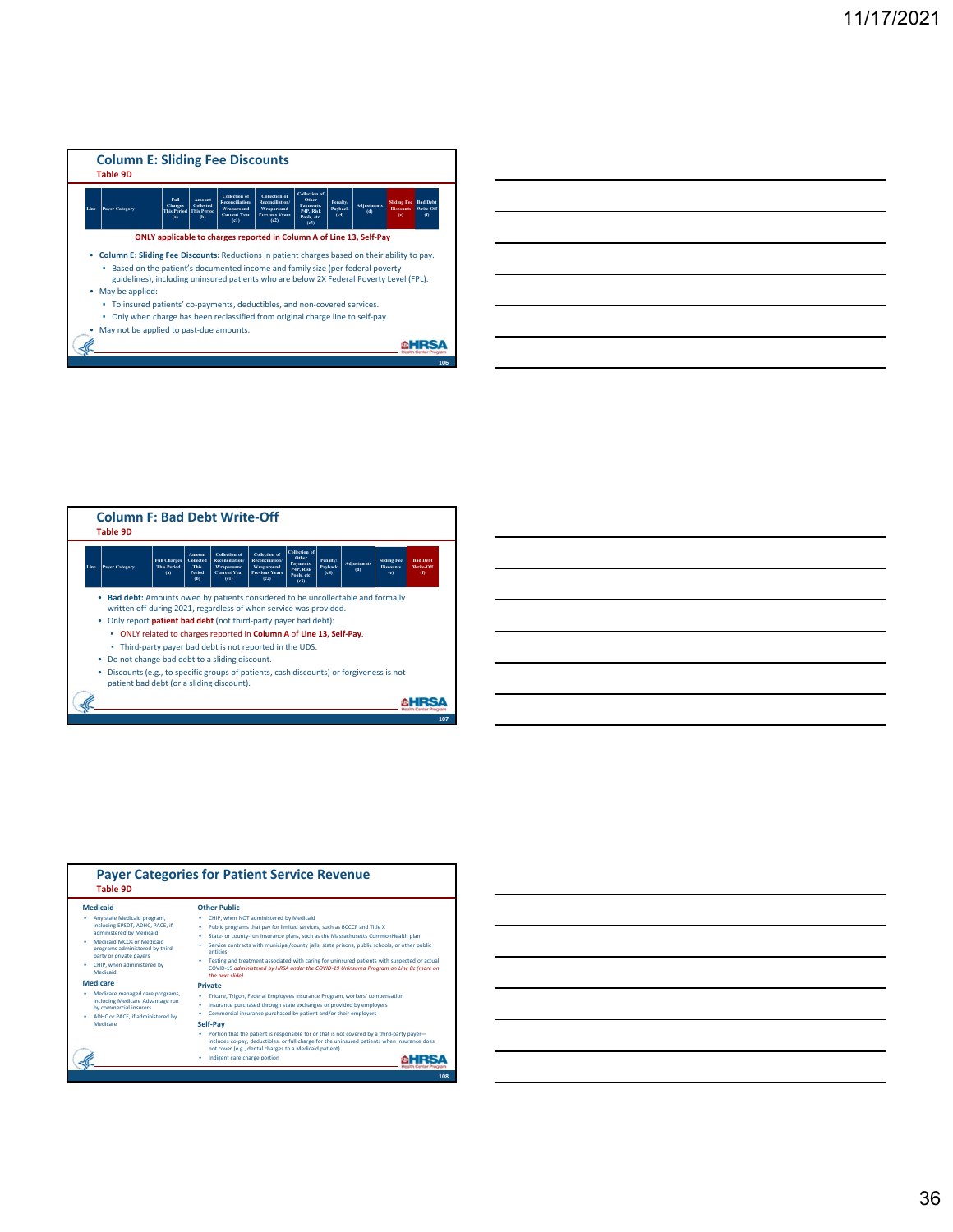## Column E: Sliding Fee Discounts

**Table 9D**

| Line | Payer Category | Full Charges This Period (a) | Amount Collected This Period (b) | Collection of Reconciliation/ Wraparound Current Year (c1) | Collection of Reconciliation/ Wraparound Previous Years (c2) | Collection of Other Payments: P4P, Risk Pools, etc. (c3) | Penalty/ Payback (c4) | Adjustments (d) | Sliding Fee Discounts (e) | Bad Debt Write-Off (f) |
|---|---|---|---|---|---|---|---|---|---|---|

**ONLY applicable to charges reported in Column A of Line 13, Self-Pay**

- **Column E: Sliding Fee Discounts:** Reductions in patient charges based on their ability to pay.
  - Based on the patient's documented income and family size (per federal poverty guidelines), including uninsured patients who are below 2X Federal Poverty Level (FPL).
- May be applied:
  - To insured patients' co-payments, deductibles, and non-covered services.
  - Only when charge has been reclassified from original charge line to self-pay.
- May not be applied to past-due amounts.

## Column F: Bad Debt Write-Off

**Table 9D**

| Line | Payer Category | Full Charges This Period (a) | Amount Collected This Period (b) | Collection of Reconciliation/ Wraparound Current Year (c1) | Collection of Reconciliation/ Wraparound Previous Years (c2) | Collection of Other Payments: P4P, Risk Pools, etc. (c3) | Penalty/ Payback (c4) | Adjustments (d) | Sliding Fee Discounts (e) | Bad Debt Write-Off (f) |
|---|---|---|---|---|---|---|---|---|---|---|

- **Bad debt:** Amounts owed by patients considered to be uncollectable and formally written off during 2021, regardless of when service was provided.
- Only report **patient bad debt** (not third-party payer bad debt):
  - ONLY related to charges reported in **Column A** of **Line 13, Self-Pay**.
  - Third-party payer bad debt is not reported in the UDS.
- Do not change bad debt to a sliding discount.
- Discounts (e.g., to specific groups of patients, cash discounts) or forgiveness is not patient bad debt (or a sliding discount).

## Payer Categories for Patient Service Revenue

**Table 9D**

**Medicaid**

- Any state Medicaid program, including EPSDT, ADHC, PACE, if administered by Medicaid
- Medicaid MCOs or Medicaid programs administered by third-party or private payers
- CHIP, when administered by Medicaid

**Medicare**

- Medicare managed care programs, including Medicare Advantage run by commercial insurers
- ADHC or PACE, if administered by Medicare

**Other Public**

- CHIP, when NOT administered by Medicaid
- Public programs that pay for limited services, such as BCCCP and Title X
- State- or county-run insurance plans, such as the Massachusetts CommonHealth plan
- Service contracts with municipal/county jails, state prisons, public schools, or other public entities
- Testing and treatment associated with caring for uninsured patients with suspected or actual COVID-19 *administered by HRSA under the COVID-19 Uninsured Program on Line 8c (more on the next slide)*

**Private**

- Tricare, Trigon, Federal Employees Insurance Program, workers' compensation
- Insurance purchased through state exchanges or provided by employers
- Commercial insurance purchased by patient and/or their employers

**Self-Pay**

- Portion that the patient is responsible for or that is not covered by a third-party payer—includes co-pay, deductibles, or full charge for the uninsured patients when insurance does not cover (e.g., dental charges to a Medicaid patient)
- Indigent care charge portion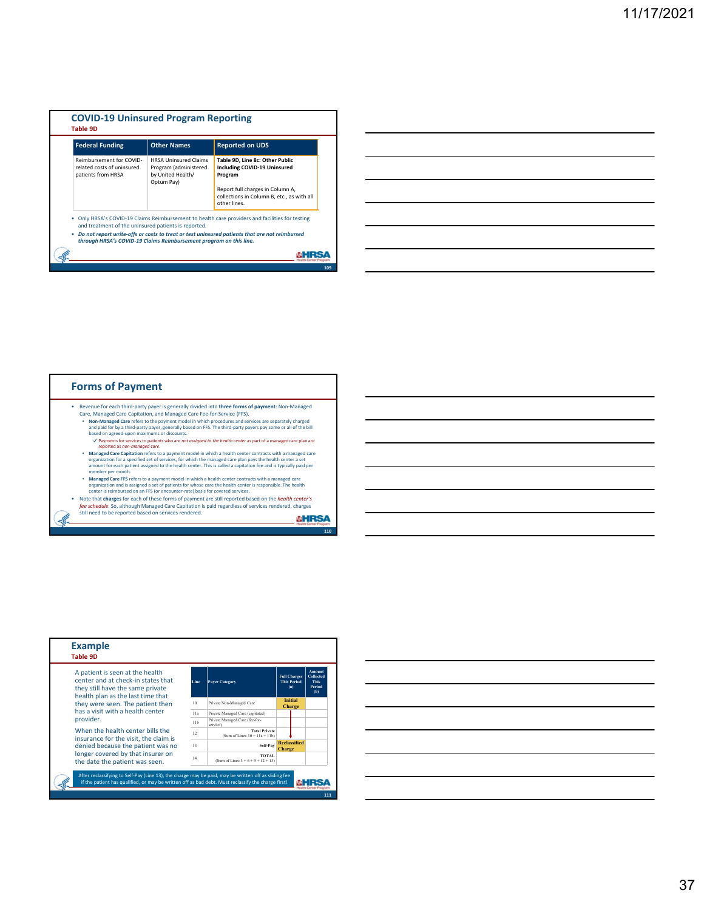## COVID-19 Uninsured Program Reporting

**Table 9D**

| Federal Funding | Other Names | Reported on UDS |
|---|---|---|
| Reimbursement for COVID-related costs of uninsured patients from HRSA | HRSA Uninsured Claims Program (administered by United Health/ Optum Pay) | **Table 9D, Line 8c: Other Public Including COVID-19 Uninsured Program**<br><br>Report full charges in Column A, collections in Column B, etc., as with all other lines. |

- Only HRSA's COVID-19 Claims Reimbursement to health care providers and facilities for testing and treatment of the uninsured patients is reported.
- ***Do not report write-offs or costs to treat or test uninsured patients that are not reimbursed through HRSA's COVID-19 Claims Reimbursement program on this line.***

## Forms of Payment

- Revenue for each third-party payer is generally divided into **three forms of payment**: Non-Managed Care, Managed Care Capitation, and Managed Care Fee-for-Service (FFS).
  - **Non-Managed Care** refers to the payment model in which procedures and services are separately charged and paid for by a third-party payer, generally based on FFS. The third-party payers pay some or all of the bill based on agreed-upon maximums or discounts.
    - ✓ Payments for services to patients who are *not assigned to the health center* as part of a managed care plan are reported as *non-managed care*.
  - **Managed Care Capitation** refers to a payment model in which a health center contracts with a managed care organization for a specified set of services, for which the managed care plan pays the health center a set amount for each patient assigned to the health center. This is called a capitation fee and is typically paid per member per month.
  - **Managed Care FFS** refers to a payment model in which a health center contracts with a managed care organization and is assigned a set of patients for whose care the health center is responsible. The health center is reimbursed on an FFS (or encounter-rate) basis for covered services.
- Note that **charges** for each of these forms of payment are still reported based on the *health center's fee schedule*. So, although Managed Care Capitation is paid regardless of services rendered, charges still need to be reported based on services rendered.

## Example

**Table 9D**

A patient is seen at the health center and at check-in states that they still have the same private health plan as the last time that they were seen. The patient then has a visit with a health center provider.

When the health center bills the insurance for the visit, the claim is denied because the patient was no longer covered by that insurer on the date the patient was seen.

| Line | Payer Category | Full Charges This Period (a) | Amount Collected This Period (b) |
|---|---|---|---|
| 10 | Private Non-Managed Care | Initial Charge | |
| 11a | Private Managed Care (capitated) | | |
| 11b | Private Managed Care (fee-for-service) | | |
| 12 | Total Private (Sum of Lines 10 + 11a + 11b) | | |
| 13 | Self-Pay | Reclassified Charge | |
| 14 | TOTAL (Sum of Lines 3 + 6 + 9 + 12 + 13) | | |

After reclassifying to Self-Pay (Line 13), the charge may be paid, may be written off as sliding fee if the patient has qualified, or may be written off as bad debt. Must reclassify the charge first!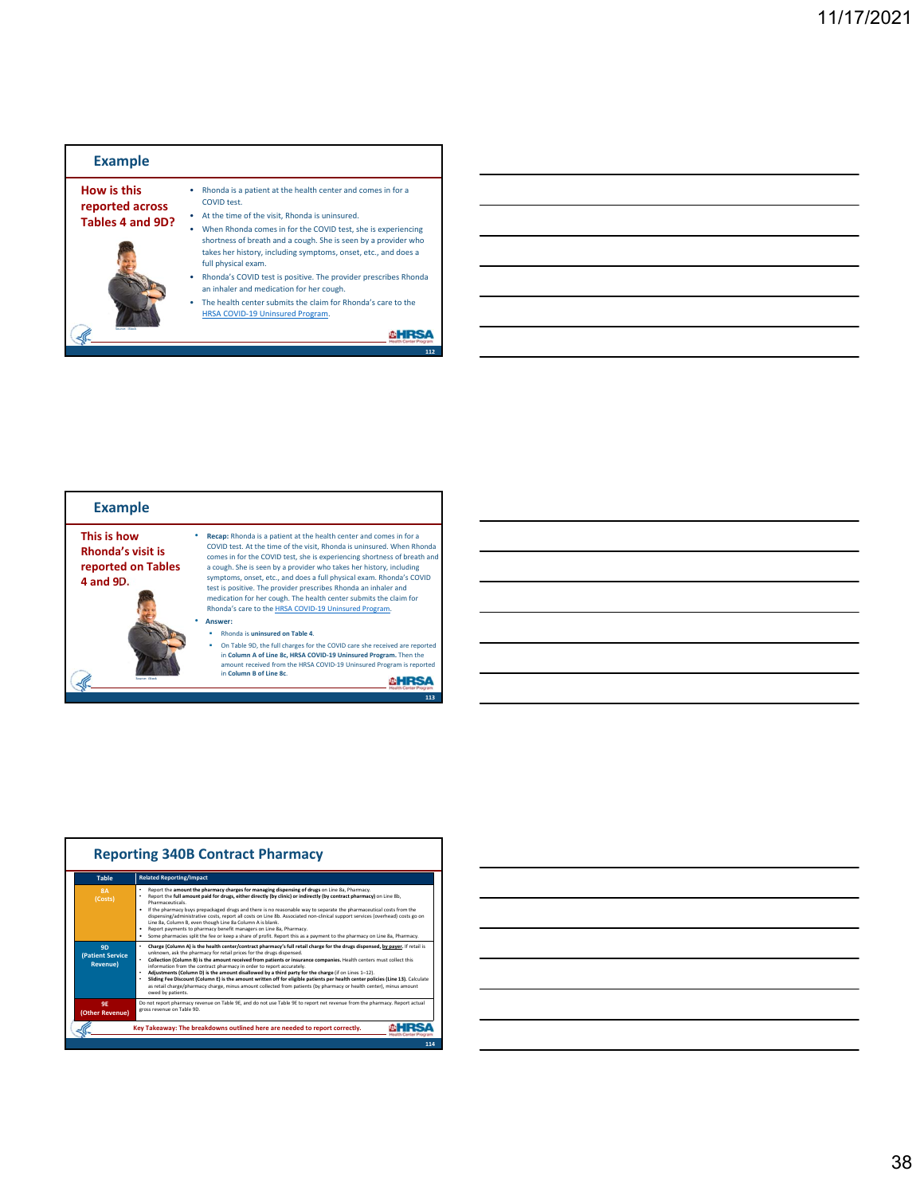## Example

**How is this reported across Tables 4 and 9D?**

- Rhonda is a patient at the health center and comes in for a COVID test.
- At the time of the visit, Rhonda is uninsured.
- When Rhonda comes in for the COVID test, she is experiencing shortness of breath and a cough. She is seen by a provider who takes her history, including symptoms, onset, etc., and does a full physical exam.
- Rhonda's COVID test is positive. The provider prescribes Rhonda an inhaler and medication for her cough.
- The health center submits the claim for Rhonda's care to the HRSA COVID-19 Uninsured Program.

## Example

**This is how Rhonda's visit is reported on Tables 4 and 9D.**

- **Recap:** Rhonda is a patient at the health center and comes in for a COVID test. At the time of the visit, Rhonda is uninsured. When Rhonda comes in for the COVID test, she is experiencing shortness of breath and a cough. She is seen by a provider who takes her history, including symptoms, onset, etc., and does a full physical exam. Rhonda's COVID test is positive. The provider prescribes Rhonda an inhaler and medication for her cough. The health center submits the claim for Rhonda's care to the HRSA COVID-19 Uninsured Program.
- **Answer:**
  - Rhonda is **uninsured on Table 4**.
  - On Table 9D, the full charges for the COVID care she received are reported in **Column A of Line 8c, HRSA COVID-19 Uninsured Program.** Then the amount received from the HRSA COVID-19 Uninsured Program is reported in **Column B of Line 8c**.

## Reporting 340B Contract Pharmacy

| Table | Related Reporting/Impact |
|---|---|
| 8A (Costs) | • Report the **amount the pharmacy charges for managing dispensing of drugs** on Line 8a, Pharmacy. • Report the **full amount paid for drugs, either directly (by clinic) or indirectly (by contract pharmacy)** on Line 8b, Pharmaceuticals. • If the pharmacy buys prepackaged drugs and there is no reasonable way to separate the pharmaceutical costs from the dispensing/administrative costs, report all costs on Line 8b. Associated non-clinical support services (overhead) costs go on Line 8a, Column B, even though Line 8a Column A is blank. • Report payments to pharmacy benefit managers on Line 8a, Pharmacy. • Some pharmacies split the fee or keep a share of profit. Report this as a payment to the pharmacy on Line 8a, Pharmacy. |
| 9D (Patient Service Revenue) | • **Charge (Column A) is the health center/contract pharmacy's full retail charge for the drugs dispensed, by payer.** If retail is unknown, ask the pharmacy for retail prices for the drugs dispensed. • **Collection (Column B) is the amount received from patients or insurance companies.** Health centers must collect this information from the contract pharmacy in order to report accurately. • **Adjustments (Column D) is the amount disallowed by a third party for the charge** (if on Lines 1–12). • **Sliding Fee Discount (Column E) is the amount written off for eligible patients per health center policies (Line 13).** Calculate as retail charge/pharmacy charge, minus amount collected from patients (by pharmacy or health center), minus amount owed by patients. |
| 9E (Other Revenue) | Do not report pharmacy revenue on Table 9E, and do not use Table 9E to report net revenue from the pharmacy. Report actual gross revenue on Table 9D. |

**Key Takeaway: The breakdowns outlined here are needed to report correctly.**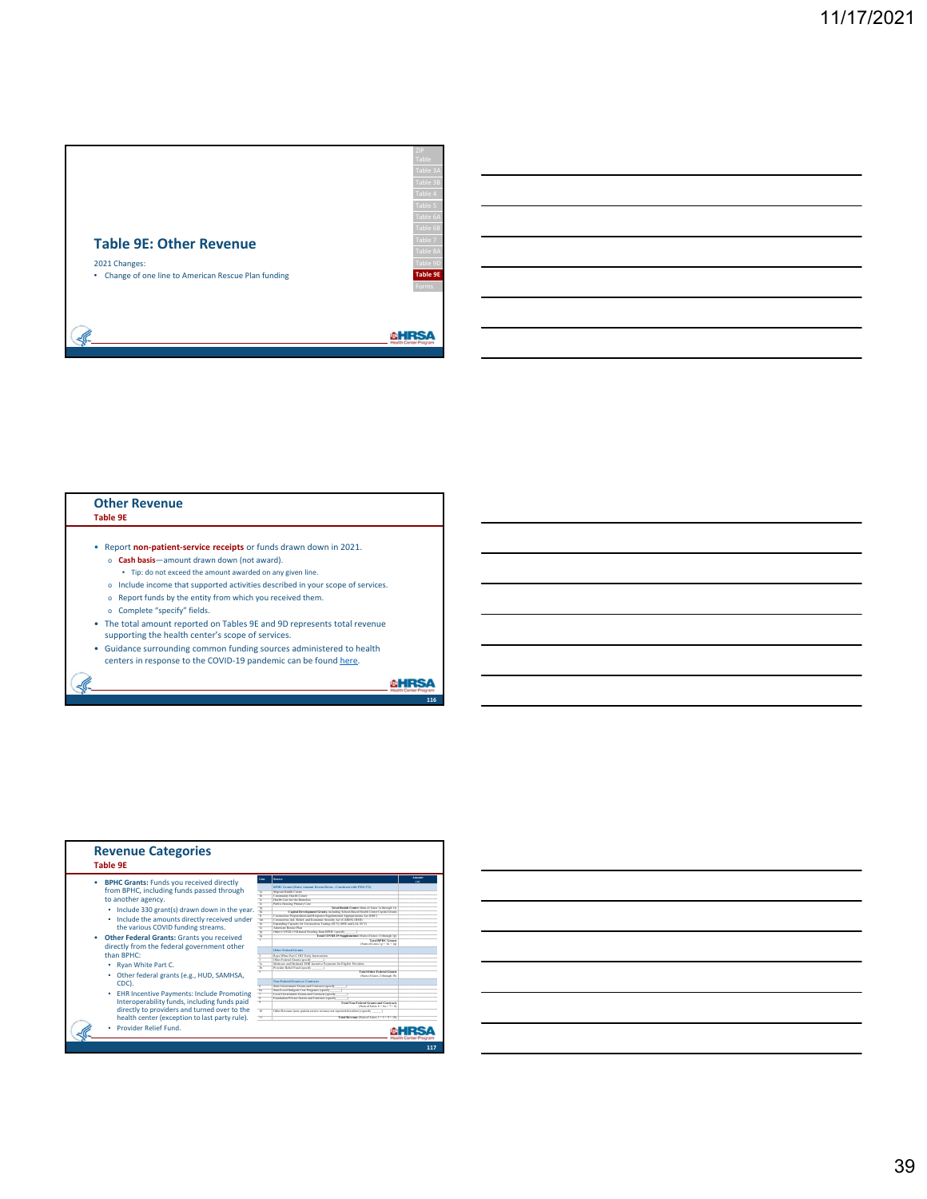## Table 9E: Other Revenue

2021 Changes:

- Change of one line to American Rescue Plan funding

ZIP Table | Table 3A | Table 3B | Table 4 | Table 5 | Table 6A | Table 6B | Table 7 | Table 8A | Table 9D | **Table 9E** | Forms

## Other Revenue
### Table 9E

- Report **non-patient-service receipts** or funds drawn down in 2021.
  - **Cash basis**—amount drawn down (not award).
    - Tip: do not exceed the amount awarded on any given line.
  - Include income that supported activities described in your scope of services.
  - Report funds by the entity from which you received them.
  - Complete "specify" fields.
- The total amount reported on Tables 9E and 9D represents total revenue supporting the health center's scope of services.
- Guidance surrounding common funding sources administered to health centers in response to the COVID-19 pandemic can be found here.

## Revenue Categories
### Table 9E

- **BPHC Grants:** Funds you received directly from BPHC, including funds passed through to another agency.
  - Include 330 grant(s) drawn down in the year.
  - Include the amounts directly received under the various COVID funding streams.
- **Other Federal Grants:** Grants you received directly from the federal government other than BPHC:
  - Ryan White Part C.
  - Other federal grants (e.g., HUD, SAMHSA, CDC).
  - EHR Incentive Payments: Include Promoting Interoperability funds, including funds paid directly to providers and turned over to the health center (exception to last party rule).
  - Provider Relief Fund.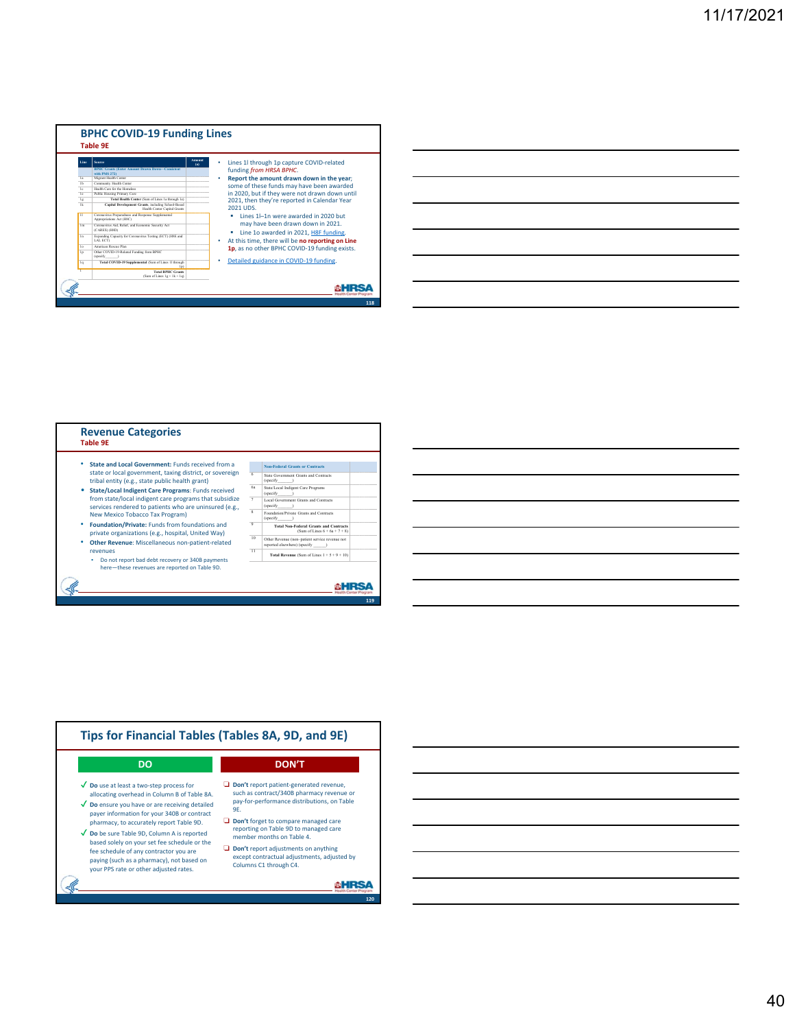## BPHC COVID-19 Funding Lines

### Table 9E

| Line | Source | Amount (a) |
|---|---|---|
| | BPHC Grants (Enter Amount Drawn Down—Consistent with PMS 272) | |
| 1a | Migrant Health Center | |
| 1b | Community Health Center | |
| 1c | Health Care for the Homeless | |
| 1e | Public Housing Primary Care | |
| 1g | Total Health Center (Sum of Lines 1a through 1e) | |
| 1k | Capital Development Grants, including School-Based Health Center Capital Grants | |
| 1l | Coronavirus Preparedness and Response Supplemental Appropriations Act (H8C) | |
| 1m | Coronavirus Aid, Relief, and Economic Security Act (CARES) (H8D) | |
| 1n | Expanding Capacity for Coronavirus Testing (ECT) (H8E and LAL ECT) | |
| 1o | American Rescue Plan | |
| 1p | Other COVID-19-Related Funding from BPHC (specify______) | |
| 1q | Total COVID-19 Supplemental (Sum of Lines 1l through 1p) | |
| 1 | Total BPHC Grants (Sum of Lines 1g + 1k + 1q) | |

- Lines 1l through 1p capture COVID-related funding *from HRSA BPHC*.
- **Report the amount drawn down in the year**; some of these funds may have been awarded in 2020, but if they were not drawn down until 2021, then they're reported in Calendar Year 2021 UDS.
  - Lines 1l–1n were awarded in 2020 but may have been drawn down in 2021.
  - Line 1o awarded in 2021, H8F funding.
- At this time, there will be **no reporting on Line 1p**, as no other BPHC COVID-19 funding exists.
- Detailed guidance in COVID-19 funding.

## Revenue Categories

### Table 9E

- **State and Local Government:** Funds received from a state or local government, taxing district, or sovereign tribal entity (e.g., state public health grant)
- **State/Local Indigent Care Programs**: Funds received from state/local indigent care programs that subsidize services rendered to patients who are uninsured (e.g., New Mexico Tobacco Tax Program)
- **Foundation/Private:** Funds from foundations and private organizations (e.g., hospital, United Way)
- **Other Revenue**: Miscellaneous non-patient-related revenues
  - Do not report bad debt recovery or 340B payments here—these revenues are reported on Table 9D.

| | Non-Federal Grants or Contracts | |
|---|---|---|
| 6 | State Government Grants and Contracts (specify______) | |
| 6a | State/Local Indigent Care Programs (specify______) | |
| 7 | Local Government Grants and Contracts (specify______) | |
| 8 | Foundation/Private Grants and Contracts (specify______) | |
| 9 | Total Non-Federal Grants and Contracts (Sum of Lines 6 + 6a + 7 + 8) | |
| 10 | Other Revenue (non-patient service revenue not reported elsewhere) (specify______) | |
| 11 | Total Revenue (Sum of Lines 1 + 5 + 9 + 10) | |

## Tips for Financial Tables (Tables 8A, 9D, and 9E)

**DO**

- ✓ **Do** use at least a two-step process for allocating overhead in Column B of Table 8A.
- ✓ **Do** ensure you have or are receiving detailed payer information for your 340B or contract pharmacy, to accurately report Table 9D.
- ✓ **Do** be sure Table 9D, Column A is reported based solely on your set fee schedule or the fee schedule of any contractor you are paying (such as a pharmacy), not based on your PPS rate or other adjusted rates.

**DON'T**

- ❑ **Don't** report patient-generated revenue, such as contract/340B pharmacy revenue or pay-for-performance distributions, on Table 9E.
- ❑ **Don't** forget to compare managed care reporting on Table 9D to managed care member months on Table 4.
- ❑ **Don't** report adjustments on anything except contractual adjustments, adjusted by Columns C1 through C4.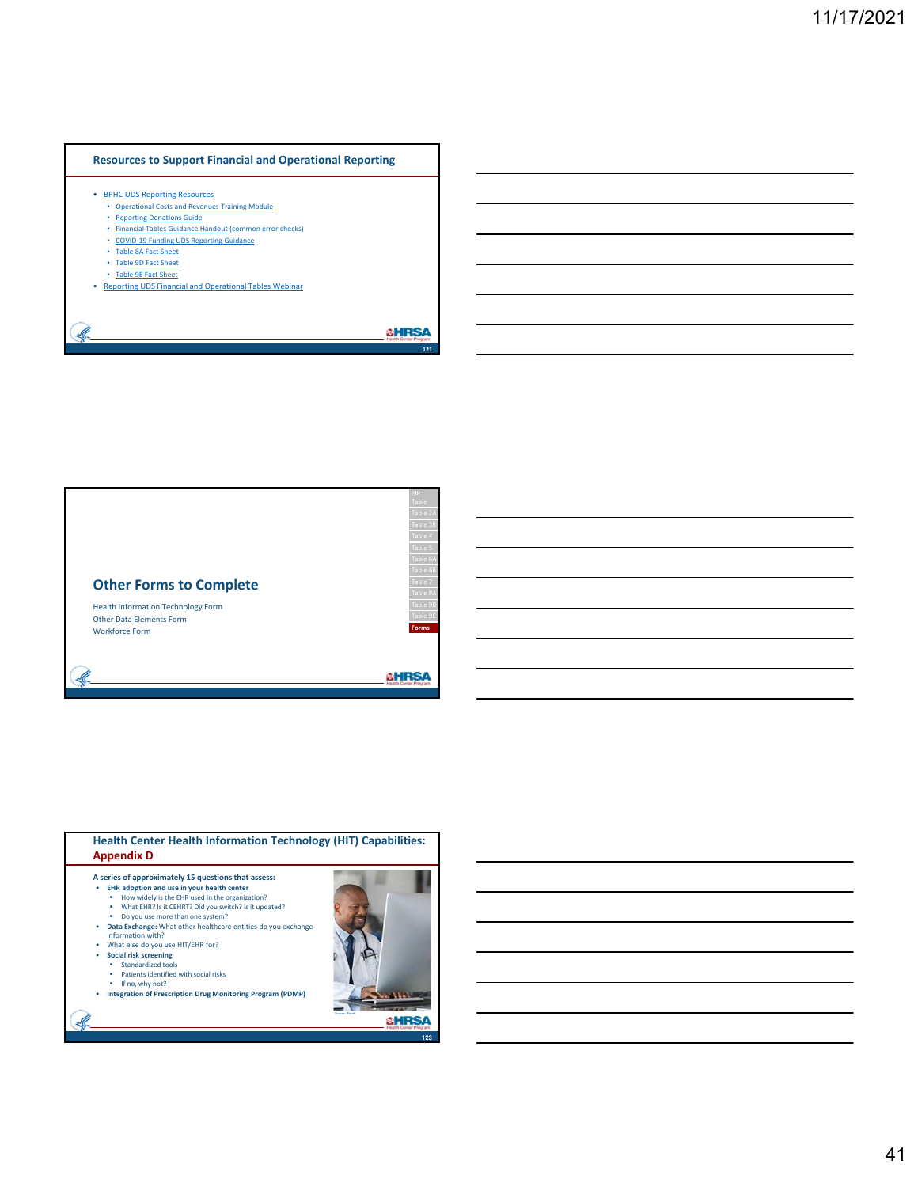## Resources to Support Financial and Operational Reporting

- BPHC UDS Reporting Resources
  - Operational Costs and Revenues Training Module
  - Reporting Donations Guide
  - Financial Tables Guidance Handout (common error checks)
  - COVID-19 Funding UDS Reporting Guidance
  - Table 8A Fact Sheet
  - Table 9D Fact Sheet
  - Table 9E Fact Sheet
- Reporting UDS Financial and Operational Tables Webinar

## Other Forms to Complete

Health Information Technology Form
Other Data Elements Form
Workforce Form

ZIP Table | Table 3A | Table 3B | Table 4 | Table 5 | Table 6A | Table 6B | Table 7 | Table 8A | Table 9D | Table 9E | **Forms**

## Health Center Health Information Technology (HIT) Capabilities: Appendix D

**A series of approximately 15 questions that assess:**

- **EHR adoption and use in your health center**
  - How widely is the EHR used in the organization?
  - What EHR? Is it CEHRT? Did you switch? Is it updated?
  - Do you use more than one system?
- **Data Exchange:** What other healthcare entities do you exchange information with?
- What else do you use HIT/EHR for?
- **Social risk screening**
  - Standardized tools
  - Patients identified with social risks
  - If no, why not?
- **Integration of Prescription Drug Monitoring Program (PDMP)**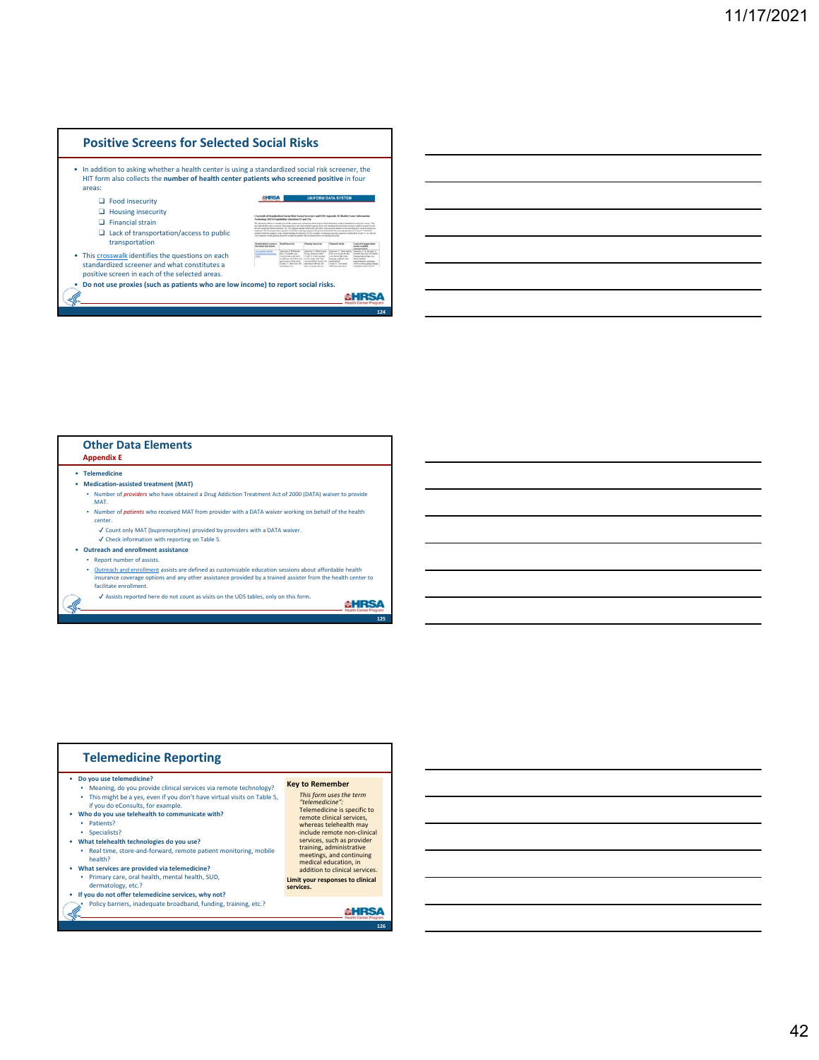## Positive Screens for Selected Social Risks

- In addition to asking whether a health center is using a standardized social risk screener, the HIT form also collects the **number of health center patients who screened positive** in four areas:
  - ❑ Food insecurity
  - ❑ Housing insecurity
  - ❑ Financial strain
  - ❑ Lack of transportation/access to public transportation
- This crosswalk identifies the questions on each standardized screener and what constitutes a positive screen in each of the selected areas.
- **Do not use proxies (such as patients who are low income) to report social risks.**

## Other Data Elements

**Appendix E**

- **Telemedicine**
- **Medication-assisted treatment (MAT)**
  - Number of *providers* who have obtained a Drug Addiction Treatment Act of 2000 (DATA) waiver to provide MAT.
  - Number of *patients* who received MAT from provider with a DATA waiver working on behalf of the health center.
    - ✓ Count only MAT (buprenorphine) provided by providers with a DATA waiver.
    - ✓ Check information with reporting on Table 5.
- **Outreach and enrollment assistance**
  - Report number of assists.
  - Outreach and enrollment assists are defined as customizable education sessions about affordable health insurance coverage options and any other assistance provided by a trained assister from the health center to facilitate enrollment.
    - ✓ Assists reported here do not count as visits on the UDS tables, only on this form.

## Telemedicine Reporting

- **Do you use telemedicine?**
  - Meaning, do you provide clinical services via remote technology?
  - This might be a yes, even if you don't have virtual visits on Table 5, if you do eConsults, for example.
- **Who do you use telehealth to communicate with?**
  - Patients?
  - Specialists?
- **What telehealth technologies do you use?**
  - Real time, store-and-forward, remote patient monitoring, mobile health?
- **What services are provided via telemedicine?**
  - Primary care, oral health, mental health, SUD, dermatology, etc.?
- **If you do not offer telemedicine services, why not?**
  - Policy barriers, inadequate broadband, funding, training, etc.?

**Key to Remember**

*This form uses the term "telemedicine":* Telemedicine is specific to remote clinical services, whereas telehealth may include remote non-clinical services, such as provider training, administrative meetings, and continuing medical education, in addition to clinical services.

**Limit your responses to clinical services.**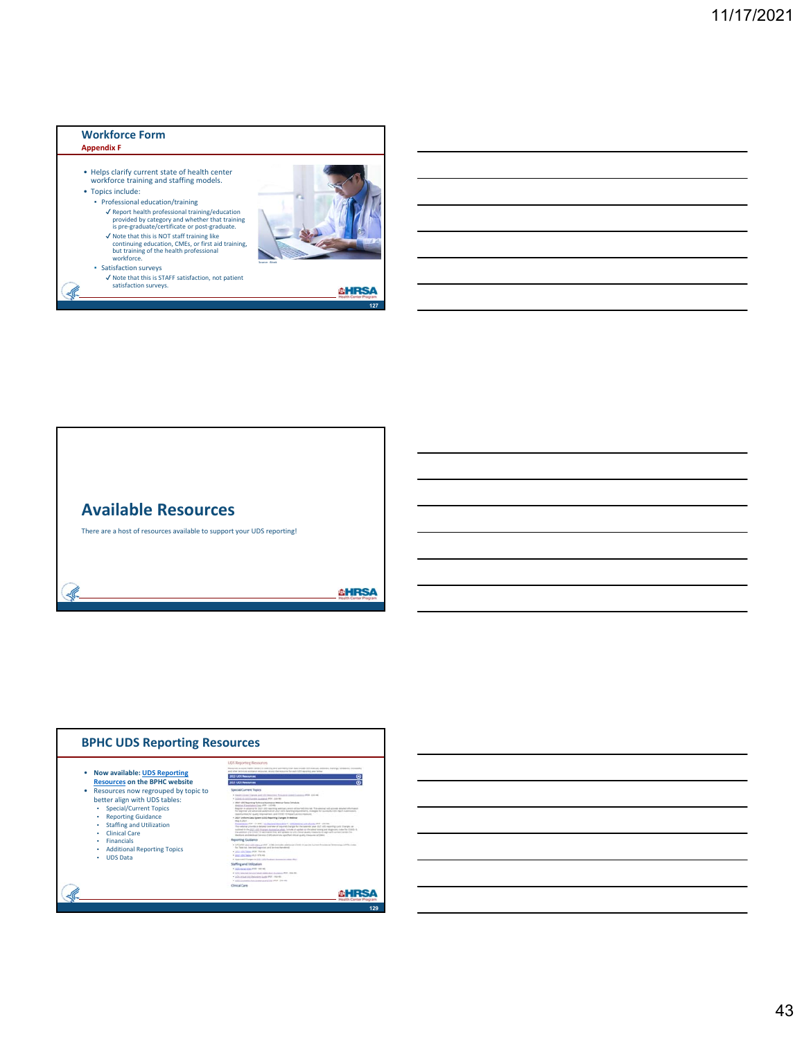## Workforce Form

**Appendix F**

- Helps clarify current state of health center workforce training and staffing models.
- Topics include:
  - Professional education/training
    - ✓ Report health professional training/education provided by category and whether that training is pre-graduate/certificate or post-graduate.
    - ✓ Note that this is NOT staff training like continuing education, CMEs, or first aid training, but training of the health professional workforce.
  - Satisfaction surveys
    - ✓ Note that this is STAFF satisfaction, not patient satisfaction surveys.

Source: iStock

## Available Resources

There are a host of resources available to support your UDS reporting!

## BPHC UDS Reporting Resources

- **Now available: UDS Reporting Resources on the BPHC website**
- Resources now regrouped by topic to better align with UDS tables:
  - Special/Current Topics
  - Reporting Guidance
  - Staffing and Utilization
  - Clinical Care
  - Financials
  - Additional Reporting Topics
  - UDS Data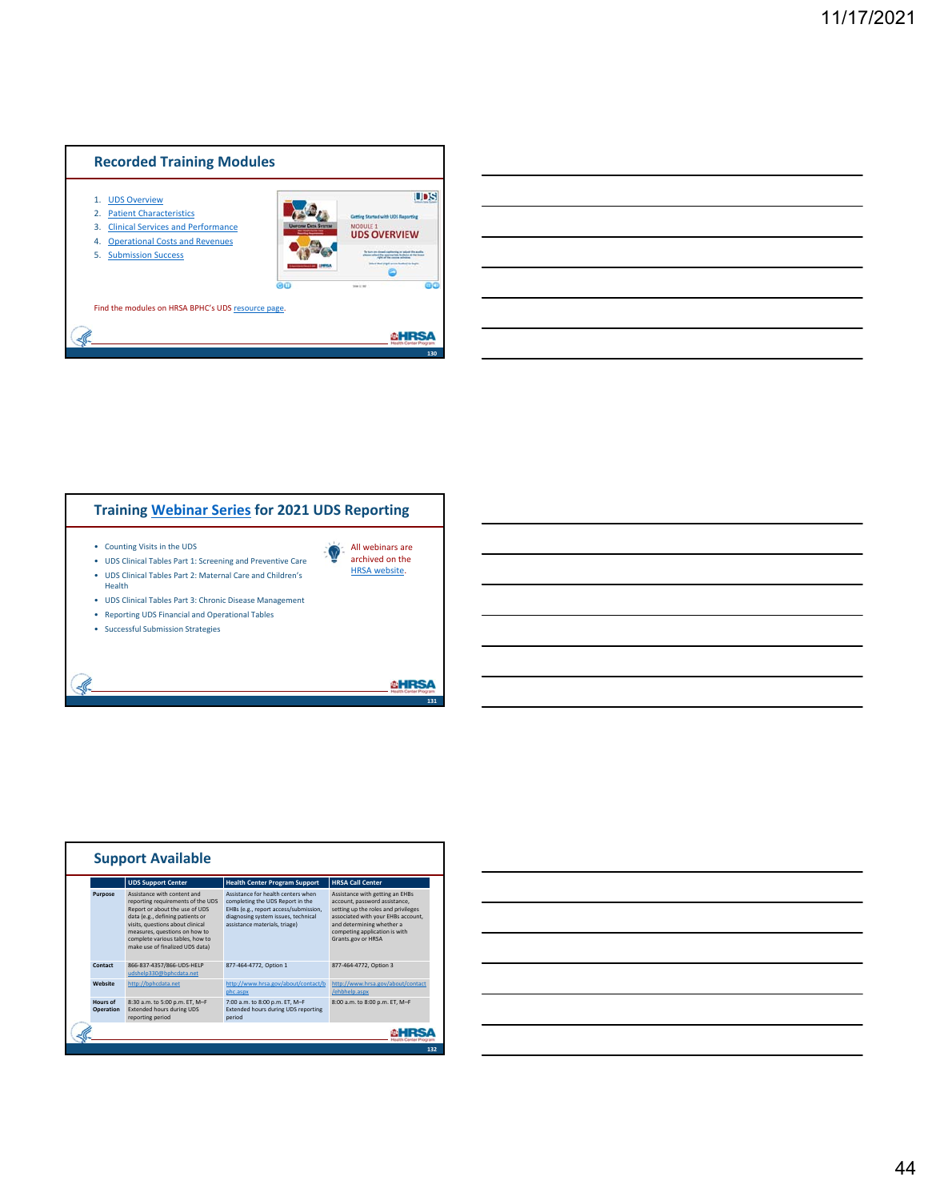## Recorded Training Modules

1. UDS Overview
2. Patient Characteristics
3. Clinical Services and Performance
4. Operational Costs and Revenues
5. Submission Success

Find the modules on HRSA BPHC's UDS resource page.

## Training Webinar Series for 2021 UDS Reporting

- Counting Visits in the UDS
- UDS Clinical Tables Part 1: Screening and Preventive Care
- UDS Clinical Tables Part 2: Maternal Care and Children's Health
- UDS Clinical Tables Part 3: Chronic Disease Management
- Reporting UDS Financial and Operational Tables
- Successful Submission Strategies

All webinars are archived on the HRSA website.

## Support Available

| | UDS Support Center | Health Center Program Support | HRSA Call Center |
|---|---|---|---|
| **Purpose** | Assistance with content and reporting requirements of the UDS Report or about the use of UDS data (e.g., defining patients or visits, questions about clinical measures, questions on how to complete various tables, how to make use of finalized UDS data) | Assistance for health centers when completing the UDS Report in the EHBs (e.g., report access/submission, diagnosing system issues, technical assistance materials, triage) | Assistance with getting an EHBs account, password assistance, setting up the roles and privileges associated with your EHBs account, and determining whether a competing application is with Grants.gov or HRSA |
| **Contact** | 866-837-4357/866-UDS-HELP udshelp330@bphcdata.net | 877-464-4772, Option 1 | 877-464-4772, Option 3 |
| **Website** | http://bphcdata.net | http://www.hrsa.gov/about/contact/bphc.aspx | http://www.hrsa.gov/about/contact/ehbhelp.aspx |
| **Hours of Operation** | 8:30 a.m. to 5:00 p.m. ET, M–F Extended hours during UDS reporting period | 7:00 a.m. to 8:00 p.m. ET, M–F Extended hours during UDS reporting period | 8:00 a.m. to 8:00 p.m. ET, M–F |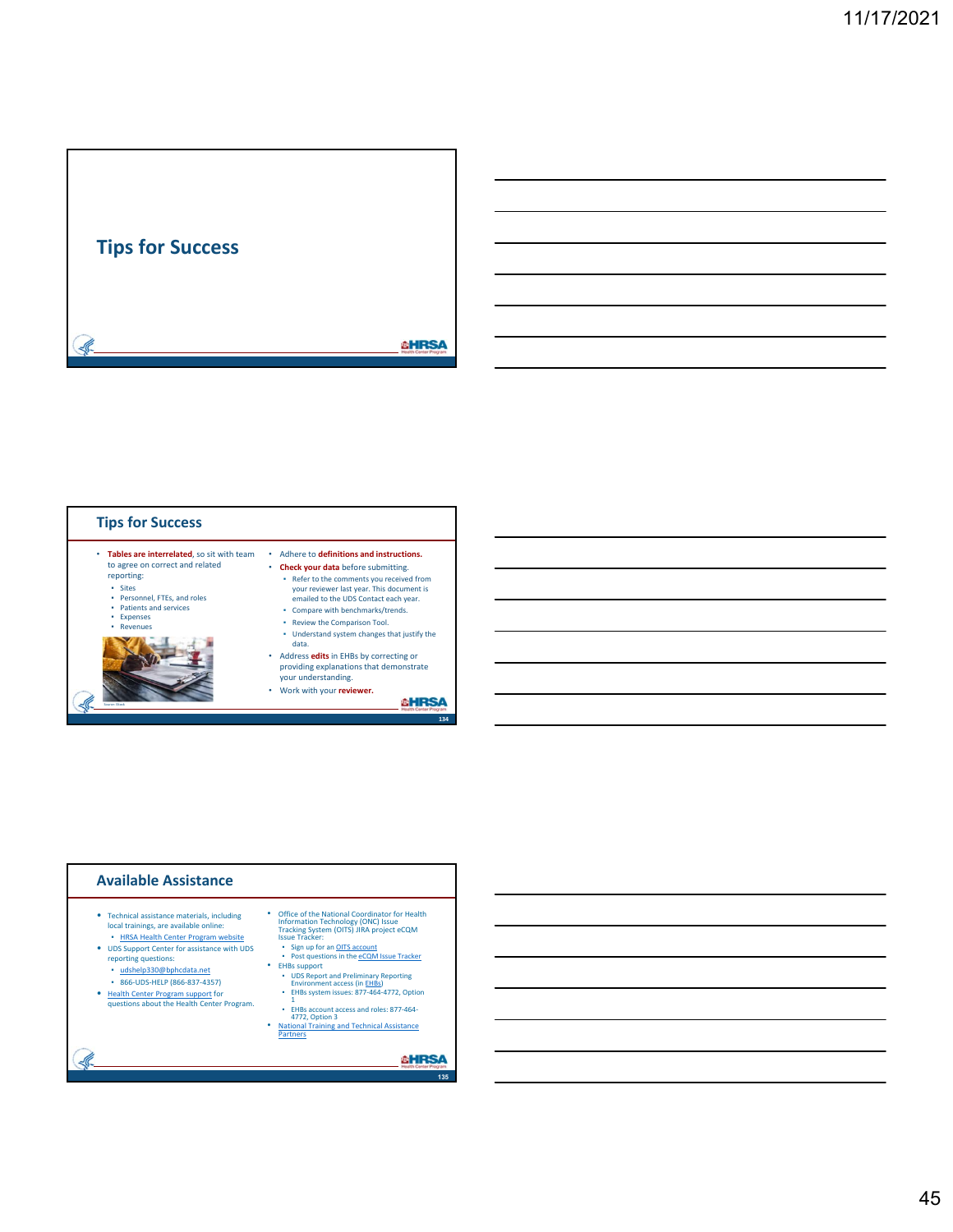## Tips for Success

## Tips for Success

- **Tables are interrelated**, so sit with team to agree on correct and related reporting:
  - Sites
  - Personnel, FTEs, and roles
  - Patients and services
  - Expenses
  - Revenues

Source: iStock

- Adhere to **definitions and instructions.**
- **Check your data** before submitting.
  - Refer to the comments you received from your reviewer last year. This document is emailed to the UDS Contact each year.
  - Compare with benchmarks/trends.
  - Review the Comparison Tool.
  - Understand system changes that justify the data.
- Address **edits** in EHBs by correcting or providing explanations that demonstrate your understanding.
- Work with your **reviewer.**

## Available Assistance

- Technical assistance materials, including local trainings, are available online:
  - HRSA Health Center Program website
- UDS Support Center for assistance with UDS reporting questions:
  - udshelp330@bphcdata.net
  - 866-UDS-HELP (866-837-4357)
- Health Center Program support for questions about the Health Center Program.
- Office of the National Coordinator for Health Information Technology (ONC) Issue Tracking System (OITS) JIRA project eCQM Issue Tracker:
  - Sign up for an OITS account
  - Post questions in the eCQM Issue Tracker
- EHBs support
  - UDS Report and Preliminary Reporting Environment access (in EHBs)
  - EHBs system issues: 877-464-4772, Option 1
  - EHBs account access and roles: 877-464-4772, Option 3
- National Training and Technical Assistance Partners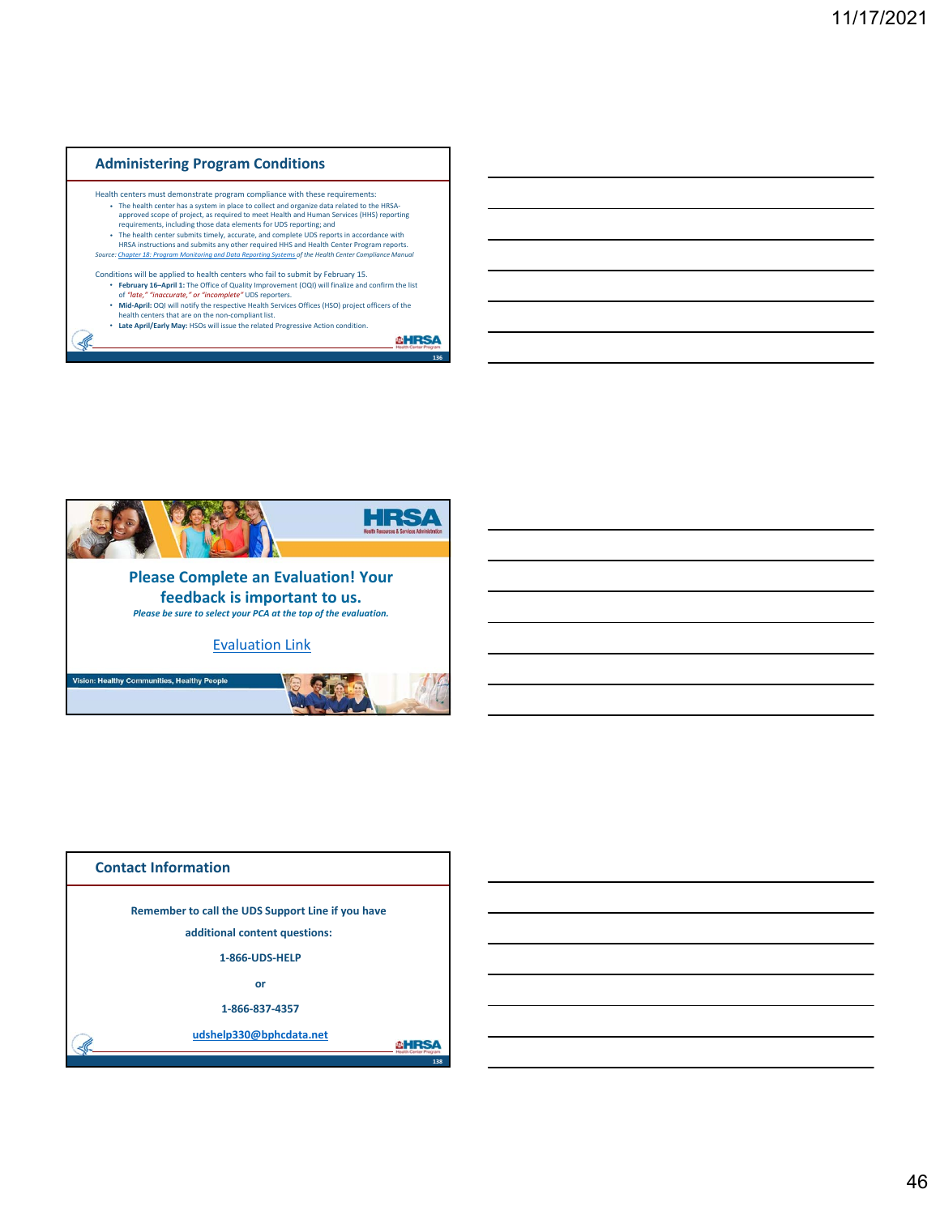## Administering Program Conditions

Health centers must demonstrate program compliance with these requirements:

- The health center has a system in place to collect and organize data related to the HRSA-approved scope of project, as required to meet Health and Human Services (HHS) reporting requirements, including those data elements for UDS reporting; and
- The health center submits timely, accurate, and complete UDS reports in accordance with HRSA instructions and submits any other required HHS and Health Center Program reports.

*Source: Chapter 18: Program Monitoring and Data Reporting Systems of the Health Center Compliance Manual*

Conditions will be applied to health centers who fail to submit by February 15.

- **February 16–April 1:** The Office of Quality Improvement (OQI) will finalize and confirm the list of *"late," "inaccurate," or "incomplete"* UDS reporters.
- **Mid-April:** OQI will notify the respective Health Services Offices (HSO) project officers of the health centers that are on the non-compliant list.
- **Late April/Early May:** HSOs will issue the related Progressive Action condition.

## Please Complete an Evaluation! Your feedback is important to us.

***Please be sure to select your PCA at the top of the evaluation.***

Evaluation Link

Vision: Healthy Communities, Healthy People

## Contact Information

**Remember to call the UDS Support Line if you have additional content questions:**

**1-866-UDS-HELP**

**or**

**1-866-837-4357**

**udshelp330@bphcdata.net**